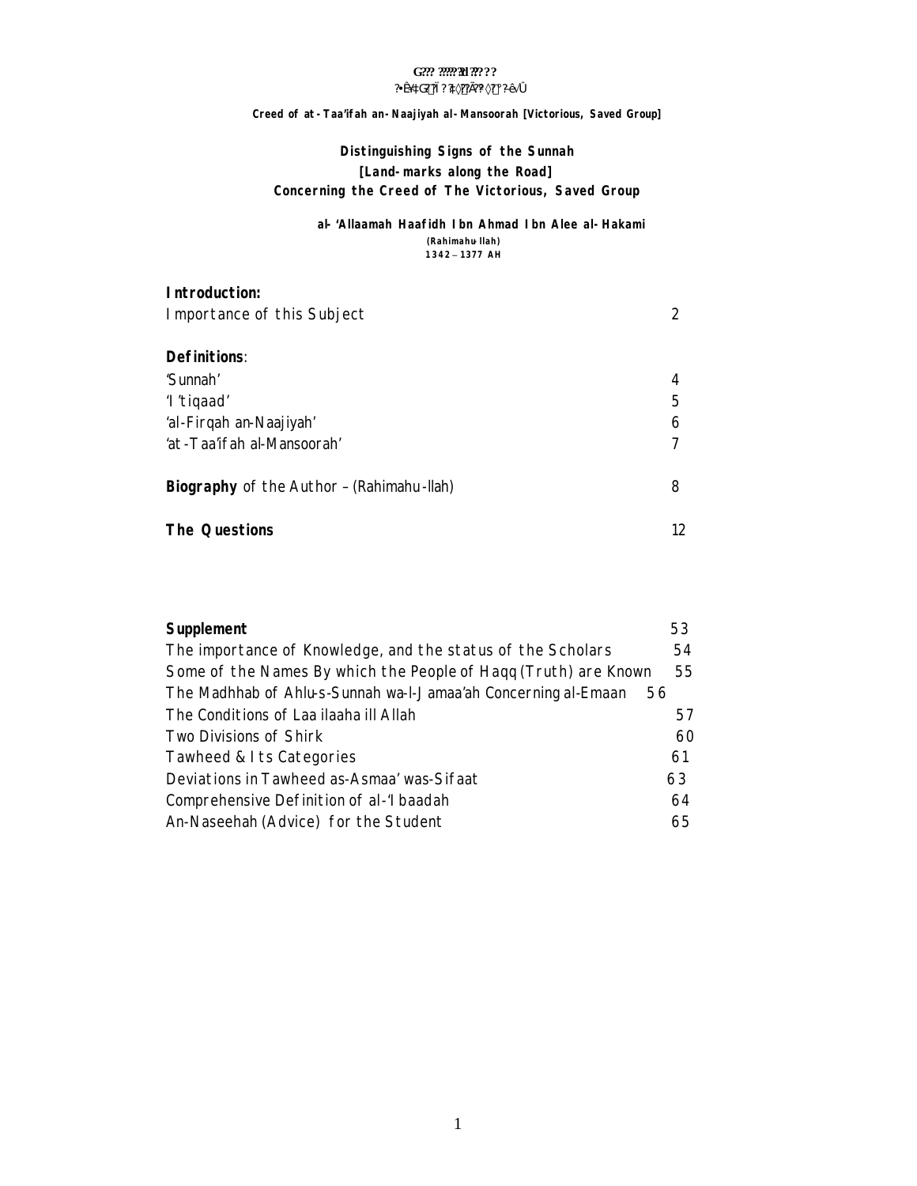G??? ?????ƏI ?????

?•Ê¥‡G?Ï ? ‡◊??Ã?? ◊??˚?-ê√Û

**Creed of at-Taa'ifah an-Naajiyah al-Mansoorah [Victorious, Saved Group]**

# Distinguishing Signs of the Sunnah
## [Land-marks along the Road]
## Concerning the Creed of The Victorious, Saved Group

**al-'Allaamah Haafidh Ibn Ahmad Ibn Alee al-Hakami**

**(Rahimahu-llah)**

**1342 – 1377 AH**

**Introduction:**

Importance of this Subject 2

**Definitions**:

'Sunnah' 4

'I'tiqaad' 5

'al-Firqah an-Naajiyah' 6

'at-Taa'ifah al-Mansoorah' 7

**Biography** of the Author – (Rahimahu-llah) 8

**The Questions** 12

**Supplement** 53

The importance of Knowledge, and the status of the Scholars 54

Some of the Names By which the People of Haqq (Truth) are Known 55

The Madhhab of Ahlu-s-Sunnah wa-l-Jamaa'ah Concerning al-Emaan 56

The Conditions of Laa ilaaha ill Allah 57

Two Divisions of Shirk 60

Tawheed & Its Categories 61

Deviations in Tawheed as-Asmaa' was-Sifaat 63

Comprehensive Definition of al-'Ibaadah 64

An-Naseehah (Advice) for the Student 65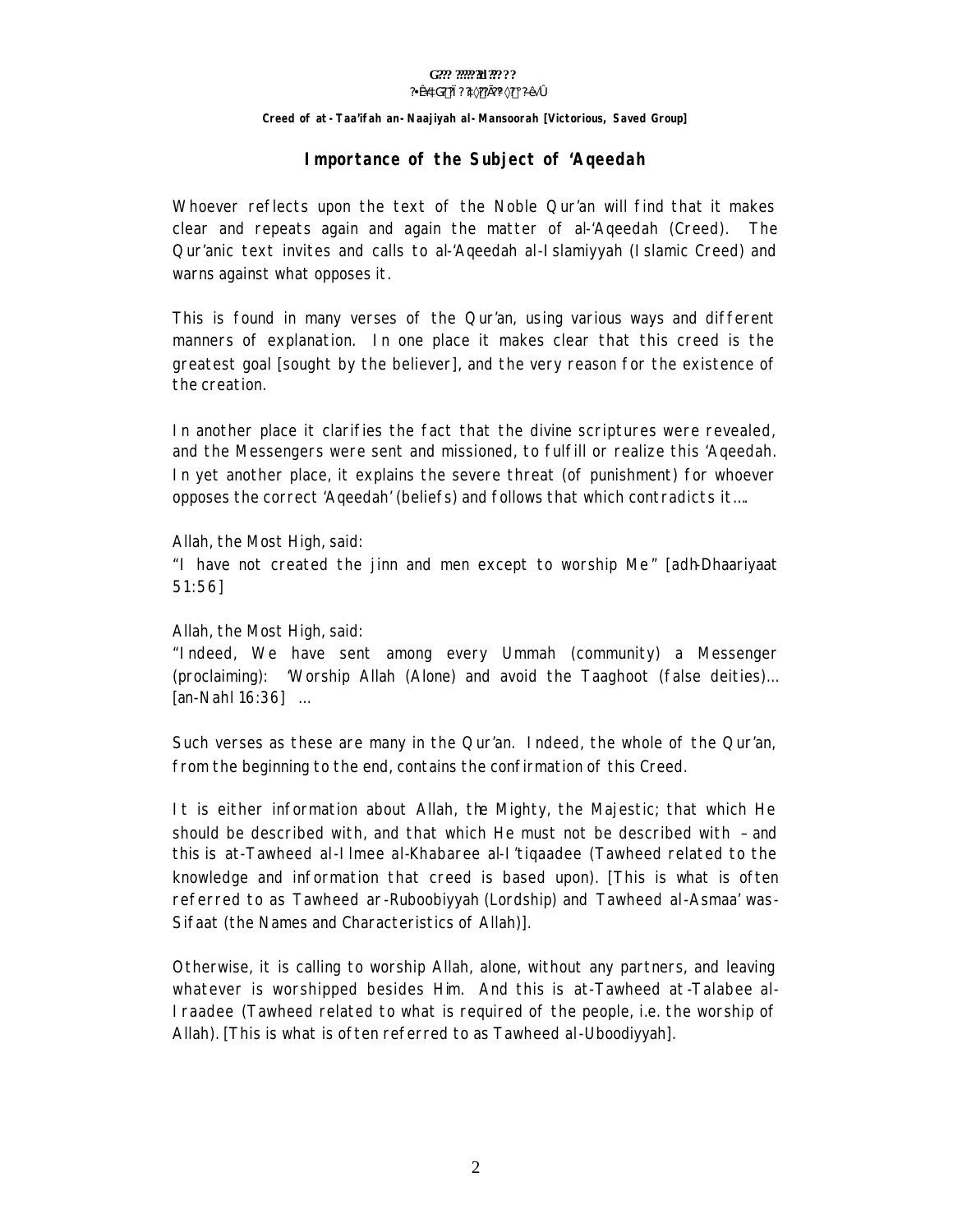**Creed of at-Taa'ifah an-Naajiyah al-Mansoorah [Victorious, Saved Group]**

## Importance of the Subject of 'Aqeedah

Whoever reflects upon the text of the Noble Qur'an will find that it makes clear and repeats again and again the matter of al-'Aqeedah (Creed). The Qur'anic text invites and calls to al-'Aqeedah al-Islamiyyah (Islamic Creed) and warns against what opposes it.

This is found in many verses of the Qur'an, using various ways and different manners of explanation. In one place it makes clear that this creed is the greatest goal [sought by the believer], and the very reason for the existence of the creation.

In another place it clarifies the fact that the divine scriptures were revealed, and the Messengers were sent and missioned, to fulfill or realize this 'Aqeedah. In yet another place, it explains the severe threat (of punishment) for whoever opposes the correct 'Aqeedah' (beliefs) and follows that which contradicts it….

Allah, the Most High, said:
"I have not created the jinn and men except to worship Me" [adh-Dhaariyaat 51:56]

Allah, the Most High, said:
"Indeed, We have sent among every Ummah (community) a Messenger (proclaiming): 'Worship Allah (Alone) and avoid the Taaghoot (false deities)… [an-Nahl 16:36] …

Such verses as these are many in the Qur'an. Indeed, the whole of the Qur'an, from the beginning to the end, contains the confirmation of this Creed.

It is either information about Allah, the Mighty, the Majestic; that which He should be described with, and that which He must not be described with – and this is at-Tawheed al-Ilmee al-Khabaree al-I'tiqaadee (Tawheed related to the knowledge and information that creed is based upon). [This is what is often referred to as Tawheed ar-Ruboobiyyah (Lordship) and Tawheed al-Asmaa' was-Sifaat (the Names and Characteristics of Allah)].

Otherwise, it is calling to worship Allah, alone, without any partners, and leaving whatever is worshipped besides Him. And this is at-Tawheed at-Talabee al-Iraadee (Tawheed related to what is required of the people, i.e. the worship of Allah). [This is what is often referred to as Tawheed al-Uboodiyyah].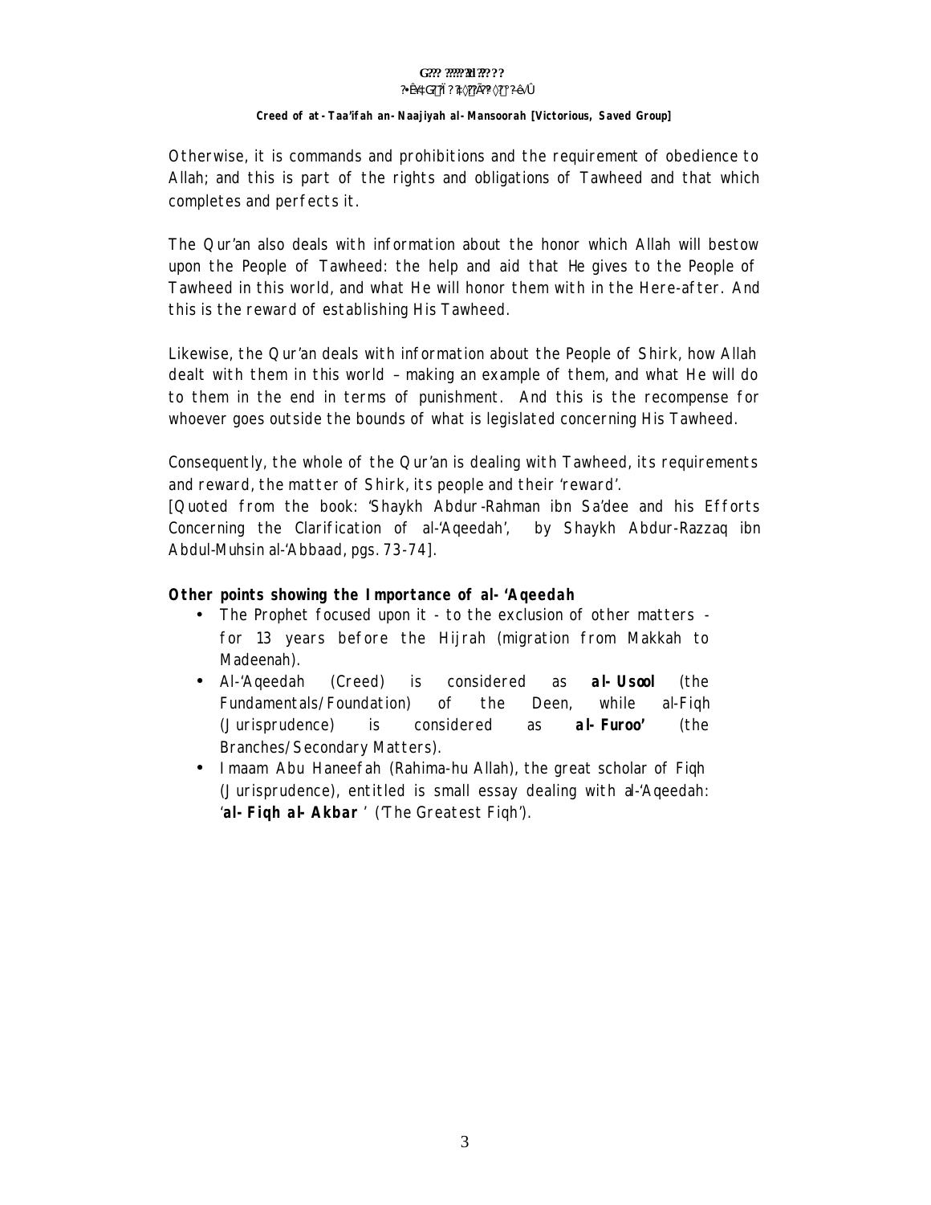Otherwise, it is commands and prohibitions and the requirement of obedience to Allah; and this is part of the rights and obligations of Tawheed and that which completes and perfects it.

The Qur'an also deals with information about the honor which Allah will bestow upon the People of Tawheed: the help and aid that He gives to the People of Tawheed in this world, and what He will honor them with in the Here-after. And this is the reward of establishing His Tawheed.

Likewise, the Qur'an deals with information about the People of Shirk, how Allah dealt with them in this world – making an example of them, and what He will do to them in the end in terms of punishment. And this is the recompense for whoever goes outside the bounds of what is legislated concerning His Tawheed.

Consequently, the whole of the Qur'an is dealing with Tawheed, its requirements and reward, the matter of Shirk, its people and their 'reward'.
[Quoted from the book: 'Shaykh Abdur-Rahman ibn Sa'dee and his Efforts Concerning the Clarification of al-'Aqeedah', by Shaykh Abdur-Razzaq ibn Abdul-Muhsin al-'Abbaad, pgs. 73-74].

**Other points showing the Importance of al-'Aqeedah**

- The Prophet focused upon it - to the exclusion of other matters - for 13 years before the Hijrah (migration from Makkah to Madeenah).
- Al-'Aqeedah (Creed) is considered as **al-Usool** (the Fundamentals/Foundation) of the Deen, while al-Fiqh (Jurisprudence) is considered as **al-Furoo'** (the Branches/Secondary Matters).
- Imaam Abu Haneefah (Rahima-hu Allah), the great scholar of Fiqh (Jurisprudence), entitled is small essay dealing with al-'Aqeedah: '**al-Fiqh al-Akbar** ' ('The Greatest Fiqh').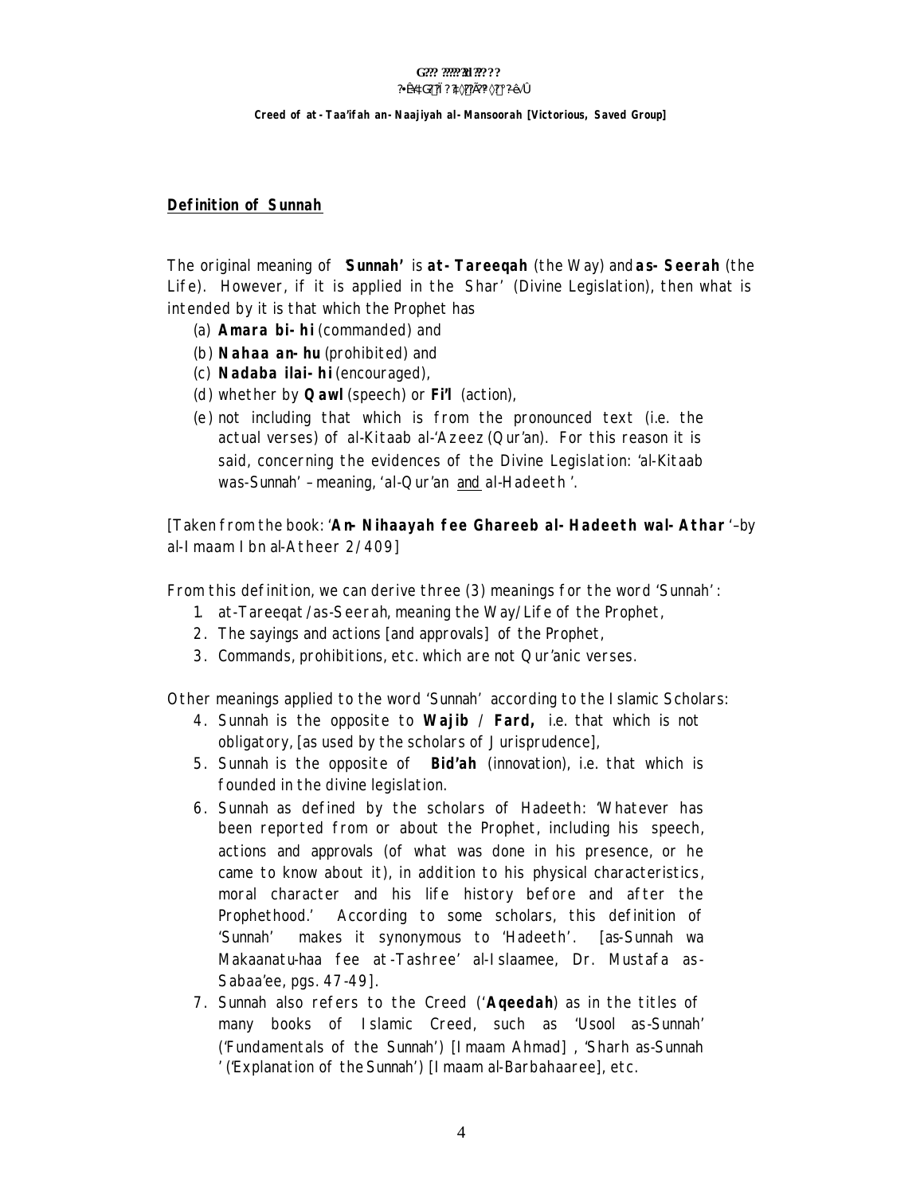**Creed of at-Taa'ifah an-Naajiyah al-Mansoorah [Victorious, Saved Group]**

## Definition of Sunnah

The original meaning of **Sunnah'** is **at-Tareeqah** (the Way) and **as-Seerah** (the Life). However, if it is applied in the Shar' (Divine Legislation), then what is intended by it is that which the Prophet has

(a) **Amara bi-hi** (commanded) and
(b) **Nahaa an-hu** (prohibited) and
(c) **Nadaba ilai-hi** (encouraged),
(d) whether by **Qawl** (speech) or **Fi'l** (action),
(e) not including that which is from the pronounced text (i.e. the actual verses) of al-Kitaab al-'Azeez (Qur'an). For this reason it is said, concerning the evidences of the Divine Legislation: 'al-Kitaab was-Sunnah' – meaning, 'al-Qur'an and al-Hadeeth'.

[Taken from the book: '**An-Nihaayah fee Ghareeb al-Hadeeth wal-Athar**' –by al-Imaam Ibn al-Atheer 2/409]

From this definition, we can derive three (3) meanings for the word 'Sunnah':

1. at-Tareeqat/as-Seerah, meaning the Way/Life of the Prophet,
2. The sayings and actions [and approvals] of the Prophet,
3. Commands, prohibitions, etc. which are not Qur'anic verses.

Other meanings applied to the word 'Sunnah' according to the Islamic Scholars:

4. Sunnah is the opposite to **Wajib** / **Fard,** i.e. that which is not obligatory, [as used by the scholars of Jurisprudence],
5. Sunnah is the opposite of **Bid'ah** (innovation), i.e. that which is founded in the divine legislation.
6. Sunnah as defined by the scholars of Hadeeth: 'Whatever has been reported from or about the Prophet, including his speech, actions and approvals (of what was done in his presence, or he came to know about it), in addition to his physical characteristics, moral character and his life history before and after the Prophethood.' According to some scholars, this definition of 'Sunnah' makes it synonymous to 'Hadeeth'. [as-Sunnah wa Makaanatu-haa fee at-Tashree' al-Islaamee, Dr. Mustafa as-Sabaa'ee, pgs. 47-49].
7. Sunnah also refers to the Creed ('**Aqeedah**) as in the titles of many books of Islamic Creed, such as 'Usool as-Sunnah' ('Fundamentals of the Sunnah') [Imaam Ahmad], 'Sharh as-Sunnah' ('Explanation of the Sunnah') [Imaam al-Barbahaaree], etc.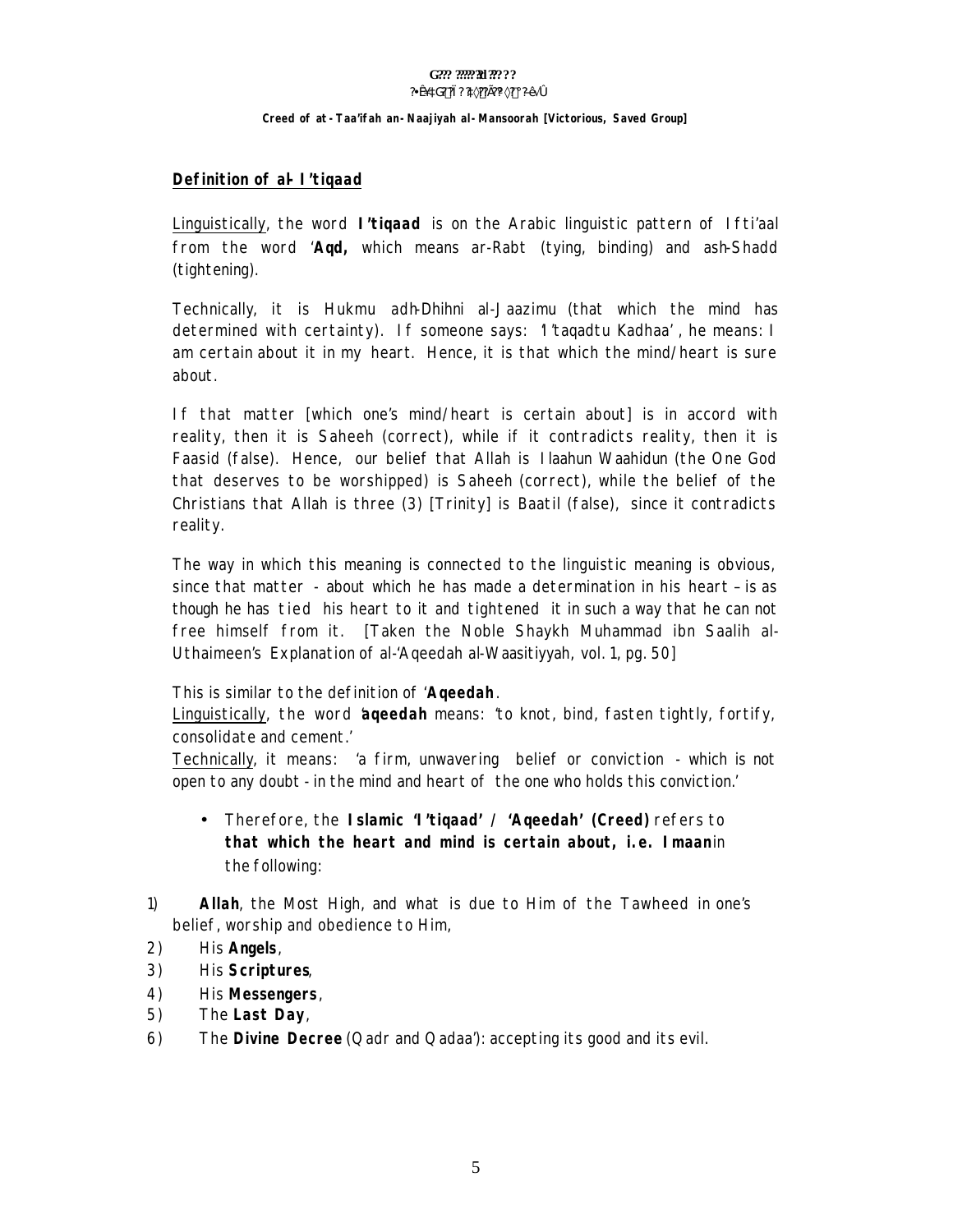**Creed of at-Taa'ifah an-Naajiyah al-Mansoorah [Victorious, Saved Group]**

## Definition of al-I'tiqaad

Linguistically, the word **I'tiqaad** is on the Arabic linguistic pattern of Ifti'aal from the word '**Aqd,** which means ar-Rabt (tying, binding) and ash-Shadd (tightening).

Technically, it is Hukmu adh-Dhihni al-Jaazimu (that which the mind has determined with certainty). If someone says: 'I'taqadtu Kadhaa', he means: I am certain about it in my heart. Hence, it is that which the mind/heart is sure about.

If that matter [which one's mind/heart is certain about] is in accord with reality, then it is Saheeh (correct), while if it contradicts reality, then it is Faasid (false). Hence, our belief that Allah is Ilaahun Waahidun (the One God that deserves to be worshipped) is Saheeh (correct), while the belief of the Christians that Allah is three (3) [Trinity] is Baatil (false), since it contradicts reality.

The way in which this meaning is connected to the linguistic meaning is obvious, since that matter - about which he has made a determination in his heart – is as though he has tied his heart to it and tightened it in such a way that he can not free himself from it. [Taken the Noble Shaykh Muhammad ibn Saalih al-Uthaimeen's Explanation of al-'Aqeedah al-Waasitiyyah, vol. 1, pg. 50]

This is similar to the definition of '**Aqeedah**.

Linguistically, the word '**aqeedah** means: 'to knot, bind, fasten tightly, fortify, consolidate and cement.'

Technically, it means: 'a firm, unwavering belief or conviction - which is not open to any doubt - in the mind and heart of the one who holds this conviction.'

- Therefore, the **Islamic 'I'tiqaad' / 'Aqeedah' (Creed)** refers to **that which the heart and mind is certain about, i.e. Imaan** in the following:

1) **Allah**, the Most High, and what is due to Him of the Tawheed in one's belief, worship and obedience to Him,
2) His **Angels**,
3) His **Scriptures**,
4) His **Messengers**,
5) The **Last Day**,
6) The **Divine Decree** (Qadr and Qadaa'): accepting its good and its evil.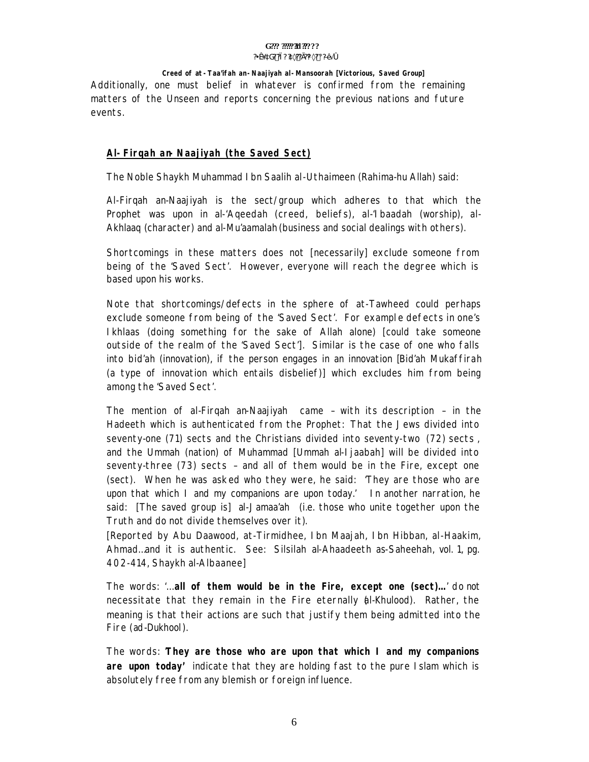Additionally, one must belief in whatever is confirmed from the remaining matters of the Unseen and reports concerning the previous nations and future events.

## Al-Firqah an-Naajiyah (the Saved Sect)

The Noble Shaykh Muhammad Ibn Saalih al-Uthaimeen (Rahima-hu Allah) said:

Al-Firqah an-Naajiyah is the sect/group which adheres to that which the Prophet was upon in al-'Aqeedah (creed, beliefs), al-'Ibaadah (worship), al-Akhlaaq (character) and al-Mu'aamalah (business and social dealings with others).

Shortcomings in these matters does not [necessarily] exclude someone from being of the 'Saved Sect'. However, everyone will reach the degree which is based upon his works.

Note that shortcomings/defects in the sphere of at-Tawheed could perhaps exclude someone from being of the 'Saved Sect'. For example defects in one's Ikhlaas (doing something for the sake of Allah alone) [could take someone outside of the realm of the 'Saved Sect']. Similar is the case of one who falls into bid'ah (innovation), if the person engages in an innovation [Bid'ah Mukaffirah (a type of innovation which entails disbelief)] which excludes him from being among the 'Saved Sect'.

The mention of al-Firqah an-Naajiyah came – with its description – in the Hadeeth which is authenticated from the Prophet: That the Jews divided into seventy-one (71) sects and the Christians divided into seventy-two (72) sects, and the Ummah (nation) of Muhammad [Ummah al-Ijaabah] will be divided into seventy-three (73) sects – and all of them would be in the Fire, except one (sect). When he was asked who they were, he said: 'They are those who are upon that which I and my companions are upon today.' In another narration, he said: [The saved group is] al-Jamaa'ah (i.e. those who unite together upon the Truth and do not divide themselves over it).
[Reported by Abu Daawood, at-Tirmidhee, Ibn Maajah, Ibn Hibban, al-Haakim, Ahmad…and it is authentic. See: Silsilah al-Ahaadeeth as-Saheehah, vol. 1, pg. 402-414, Shaykh al-Albaanee]

The words: '…**all of them would be in the Fire, except one (sect)…**' do not necessitate that they remain in the Fire eternally (al-Khulood). Rather, the meaning is that their actions are such that justify them being admitted into the Fire (ad-Dukhool).

The words: **'They are those who are upon that which I and my companions are upon today'** indicate that they are holding fast to the pure Islam which is absolutely free from any blemish or foreign influence.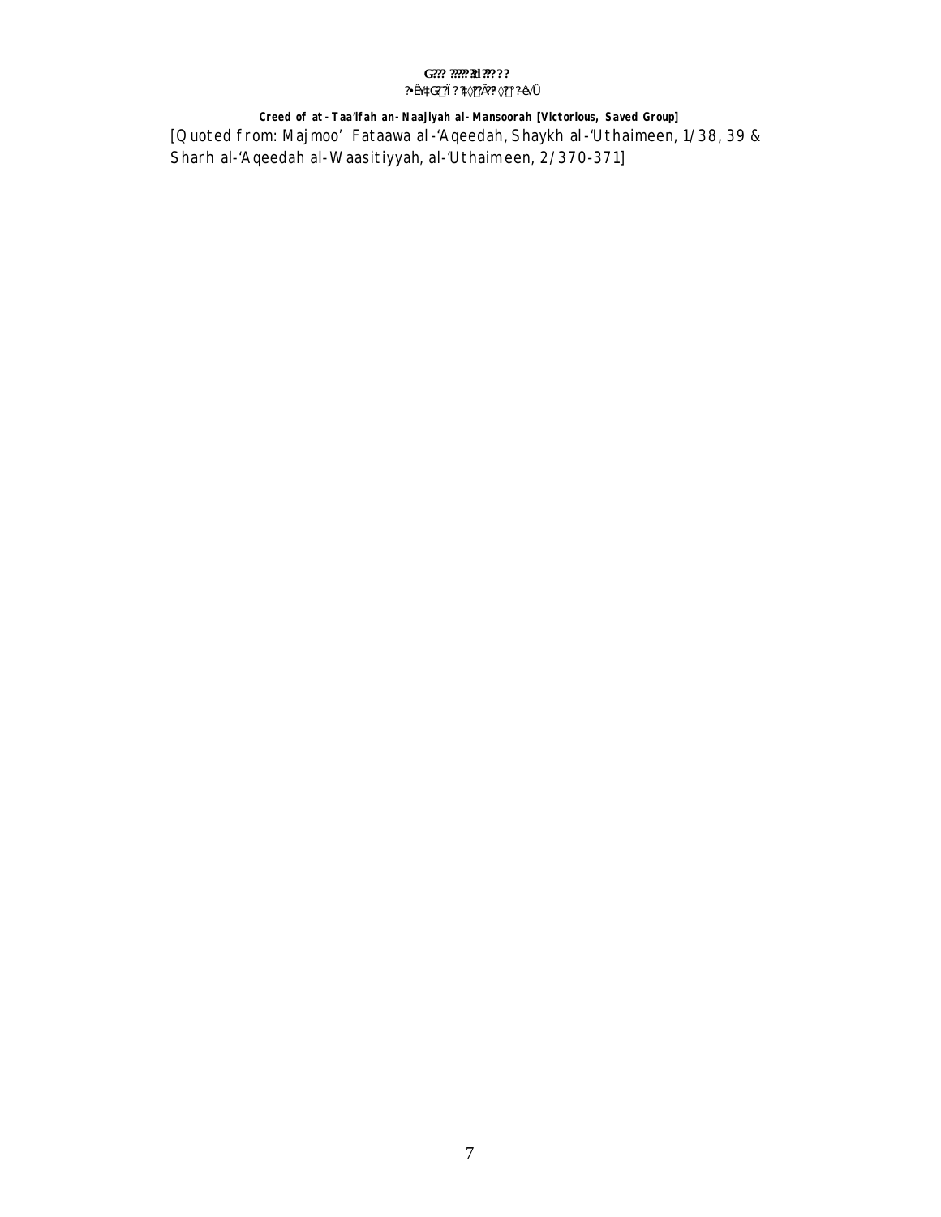**Creed of at-Taa'ifah an-Naajiyah al-Mansoorah [Victorious, Saved Group]**

[Quoted from: Majmoo' Fataawa al-'Aqeedah, Shaykh al-'Uthaimeen, 1/38, 39 & Sharh al-'Aqeedah al-Waasitiyyah, al-'Uthaimeen, 2/370-371]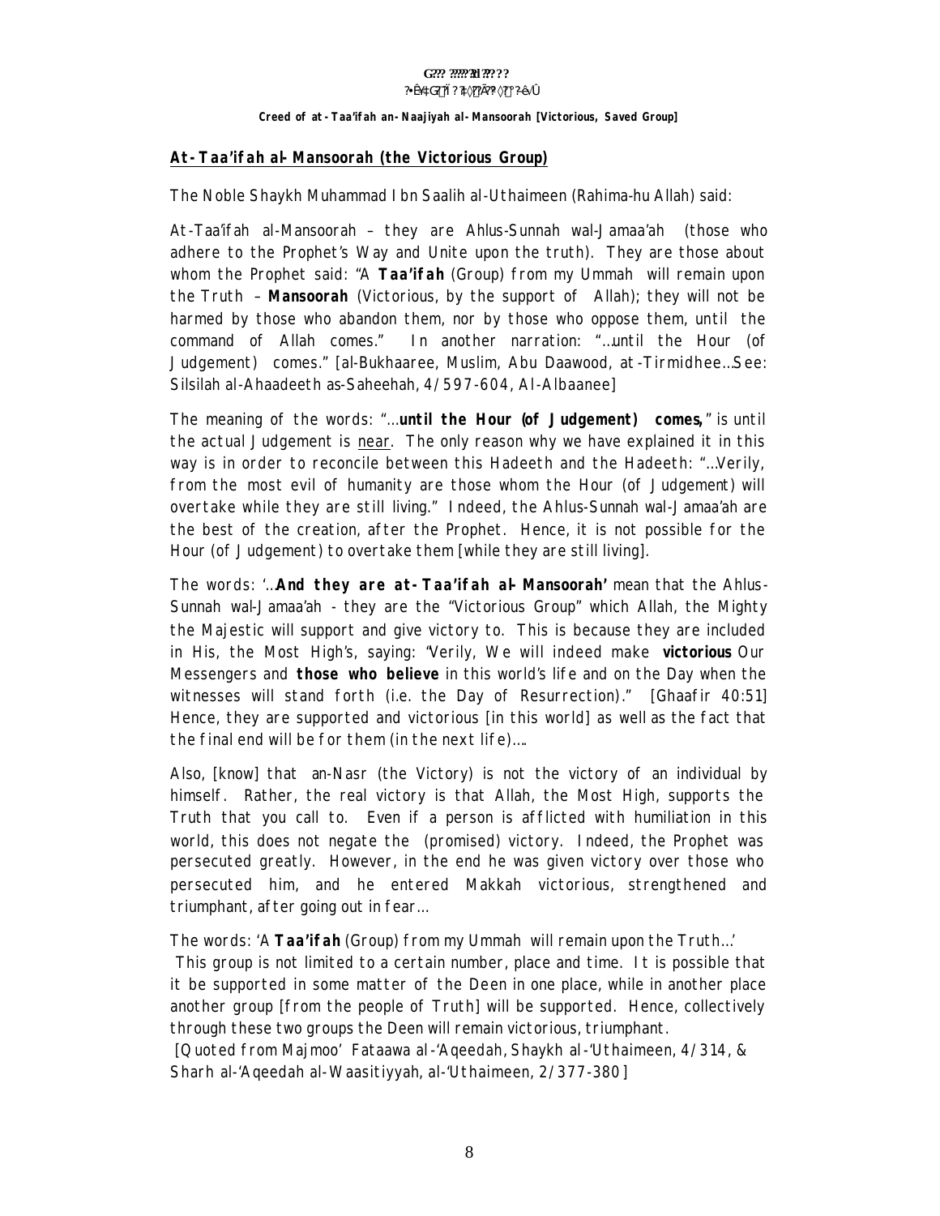**Creed of at-Taa'ifah an-Naajiyah al-Mansoorah [Victorious, Saved Group]**

## At-Taa'ifah al-Mansoorah (the Victorious Group)

The Noble Shaykh Muhammad Ibn Saalih al-Uthaimeen (Rahima-hu Allah) said:

At-Taa'ifah al-Mansoorah – they are Ahlus-Sunnah wal-Jamaa'ah (those who adhere to the Prophet's Way and Unite upon the truth). They are those about whom the Prophet said: "A **Taa'ifah** (Group) from my Ummah will remain upon the Truth – **Mansoorah** (Victorious, by the support of Allah); they will not be harmed by those who abandon them, nor by those who oppose them, until the command of Allah comes." In another narration: "…until the Hour (of Judgement) comes." [al-Bukhaaree, Muslim, Abu Daawood, at-Tirmidhee…See: Silsilah al-Ahaadeeth as-Saheehah, 4/597-604, Al-Albaanee]

The meaning of the words: "…**until the Hour (of Judgement) comes,**" is until the actual Judgement is near. The only reason why we have explained it in this way is in order to reconcile between this Hadeeth and the Hadeeth: "…Verily, from the most evil of humanity are those whom the Hour (of Judgement) will overtake while they are still living." Indeed, the Ahlus-Sunnah wal-Jamaa'ah are the best of the creation, after the Prophet. Hence, it is not possible for the Hour (of Judgement) to overtake them [while they are still living].

The words: '…**And they are at-Taa'ifah al-Mansoorah'** mean that the Ahlus-Sunnah wal-Jamaa'ah - they are the "Victorious Group" which Allah, the Mighty the Majestic will support and give victory to. This is because they are included in His, the Most High's, saying: "Verily, We will indeed make **victorious** Our Messengers and **those who believe** in this world's life and on the Day when the witnesses will stand forth (i.e. the Day of Resurrection)." [Ghaafir 40:51] Hence, they are supported and victorious [in this world] as well as the fact that the final end will be for them (in the next life)….

Also, [know] that an-Nasr (the Victory) is not the victory of an individual by himself. Rather, the real victory is that Allah, the Most High, supports the Truth that you call to. Even if a person is afflicted with humiliation in this world, this does not negate the (promised) victory. Indeed, the Prophet was persecuted greatly. However, in the end he was given victory over those who persecuted him, and he entered Makkah victorious, strengthened and triumphant, after going out in fear…

The words: 'A **Taa'ifah** (Group) from my Ummah will remain upon the Truth…'
This group is not limited to a certain number, place and time. It is possible that it be supported in some matter of the Deen in one place, while in another place another group [from the people of Truth] will be supported. Hence, collectively through these two groups the Deen will remain victorious, triumphant.
[Quoted from Majmoo' Fataawa al-'Aqeedah, Shaykh al-'Uthaimeen, 4/314, & Sharh al-'Aqeedah al-Waasitiyyah, al-'Uthaimeen, 2/377-380]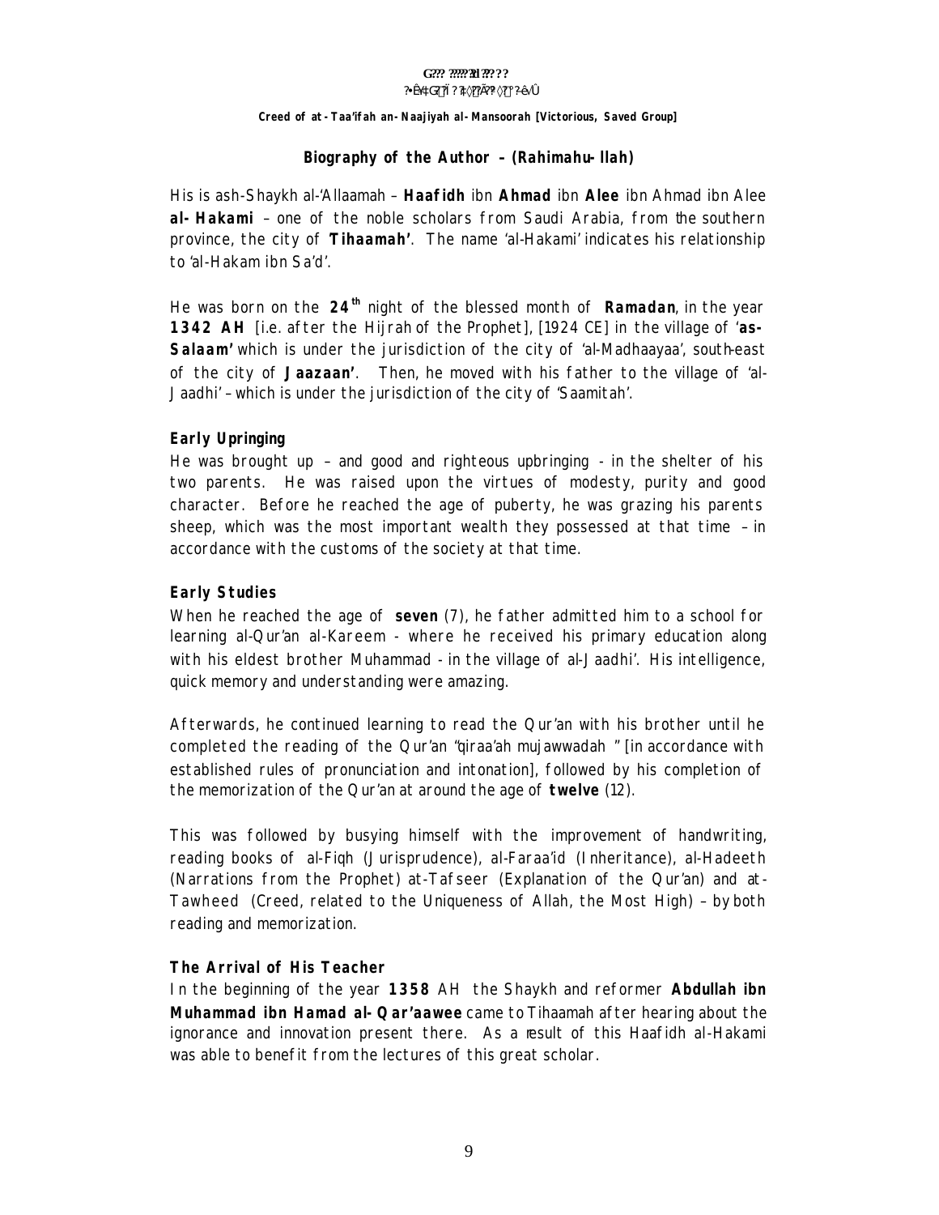## Biography of the Author – (Rahimahu-llah)

His is ash-Shaykh al-'Allaamah – **Haafidh** ibn **Ahmad** ibn **Alee** ibn Ahmad ibn Alee **al-Hakami** – one of the noble scholars from Saudi Arabia, from the southern province, the city of **'Tihaamah'**. The name 'al-Hakami' indicates his relationship to 'al-Hakam ibn Sa'd'.

He was born on the **24th** night of the blessed month of **Ramadan**, in the year **1342 AH** [i.e. after the Hijrah of the Prophet], [1924 CE] in the village of '**as-Salaam'** which is under the jurisdiction of the city of 'al-Madhaayaa', south-east of the city of **Jaazaan'**. Then, he moved with his father to the village of 'al-Jaadhi' – which is under the jurisdiction of the city of 'Saamitah'.

### Early Upringing

He was brought up – and good and righteous upbringing - in the shelter of his two parents. He was raised upon the virtues of modesty, purity and good character. Before he reached the age of puberty, he was grazing his parents sheep, which was the most important wealth they possessed at that time – in accordance with the customs of the society at that time.

### Early Studies

When he reached the age of **seven** (7), he father admitted him to a school for learning al-Qur'an al-Kareem - where he received his primary education along with his eldest brother Muhammad - in the village of al-Jaadhi'. His intelligence, quick memory and understanding were amazing.

Afterwards, he continued learning to read the Qur'an with his brother until he completed the reading of the Qur'an "qiraa'ah mujawwadah " [in accordance with established rules of pronunciation and intonation], followed by his completion of the memorization of the Qur'an at around the age of **twelve** (12).

This was followed by busying himself with the improvement of handwriting, reading books of al-Fiqh (Jurisprudence), al-Faraa'id (Inheritance), al-Hadeeth (Narrations from the Prophet) at-Tafseer (Explanation of the Qur'an) and at-Tawheed (Creed, related to the Uniqueness of Allah, the Most High) – by both reading and memorization.

### The Arrival of His Teacher

In the beginning of the year **1358** AH the Shaykh and reformer **Abdullah ibn Muhammad ibn Hamad al-Qar'aawee** came to Tihaamah after hearing about the ignorance and innovation present there. As a result of this Haafidh al-Hakami was able to benefit from the lectures of this great scholar.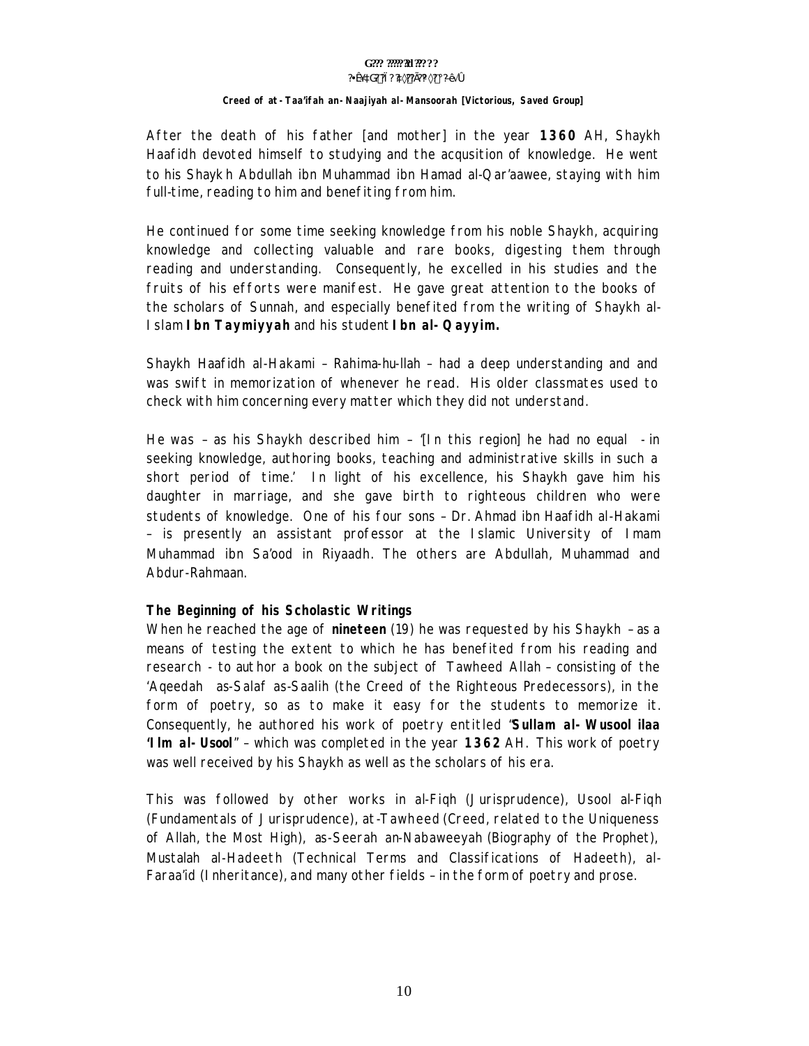After the death of his father [and mother] in the year **1360** AH, Shaykh Haafidh devoted himself to studying and the acqusition of knowledge. He went to his Shaykh Abdullah ibn Muhammad ibn Hamad al-Qar'aawee, staying with him full-time, reading to him and benefiting from him.

He continued for some time seeking knowledge from his noble Shaykh, acquiring knowledge and collecting valuable and rare books, digesting them through reading and understanding. Consequently, he excelled in his studies and the fruits of his efforts were manifest. He gave great attention to the books of the scholars of Sunnah, and especially benefited from the writing of Shaykh al-Islam **Ibn Taymiyyah** and his student **Ibn al-Qayyim.**

Shaykh Haafidh al-Hakami – Rahima-hu-llah – had a deep understanding and and was swift in memorization of whenever he read. His older classmates used to check with him concerning every matter which they did not understand.

He was – as his Shaykh described him – '[In this region] he had no equal - in seeking knowledge, authoring books, teaching and administrative skills in such a short period of time.' In light of his excellence, his Shaykh gave him his daughter in marriage, and she gave birth to righteous children who were students of knowledge. One of his four sons – Dr. Ahmad ibn Haafidh al-Hakami – is presently an assistant professor at the Islamic University of Imam Muhammad ibn Sa'ood in Riyaadh. The others are Abdullah, Muhammad and Abdur-Rahmaan.

**The Beginning of his Scholastic Writings**

When he reached the age of **nineteen** (19) he was requested by his Shaykh – as a means of testing the extent to which he has benefited from his reading and research - to author a book on the subject of Tawheed Allah – consisting of the 'Aqeedah as-Salaf as-Saalih (the Creed of the Righteous Predecessors), in the form of poetry, so as to make it easy for the students to memorize it. Consequently, he authored his work of poetry entitled "**Sullam al-Wusool ilaa 'Ilm al-Usool**" – which was completed in the year **1362** AH. This work of poetry was well received by his Shaykh as well as the scholars of his era.

This was followed by other works in al-Fiqh (Jurisprudence), Usool al-Fiqh (Fundamentals of Jurisprudence), at-Tawheed (Creed, related to the Uniqueness of Allah, the Most High), as-Seerah an-Nabaweeyah (Biography of the Prophet), Mustalah al-Hadeeth (Technical Terms and Classifications of Hadeeth), al-Faraa'id (Inheritance), and many other fields – in the form of poetry and prose.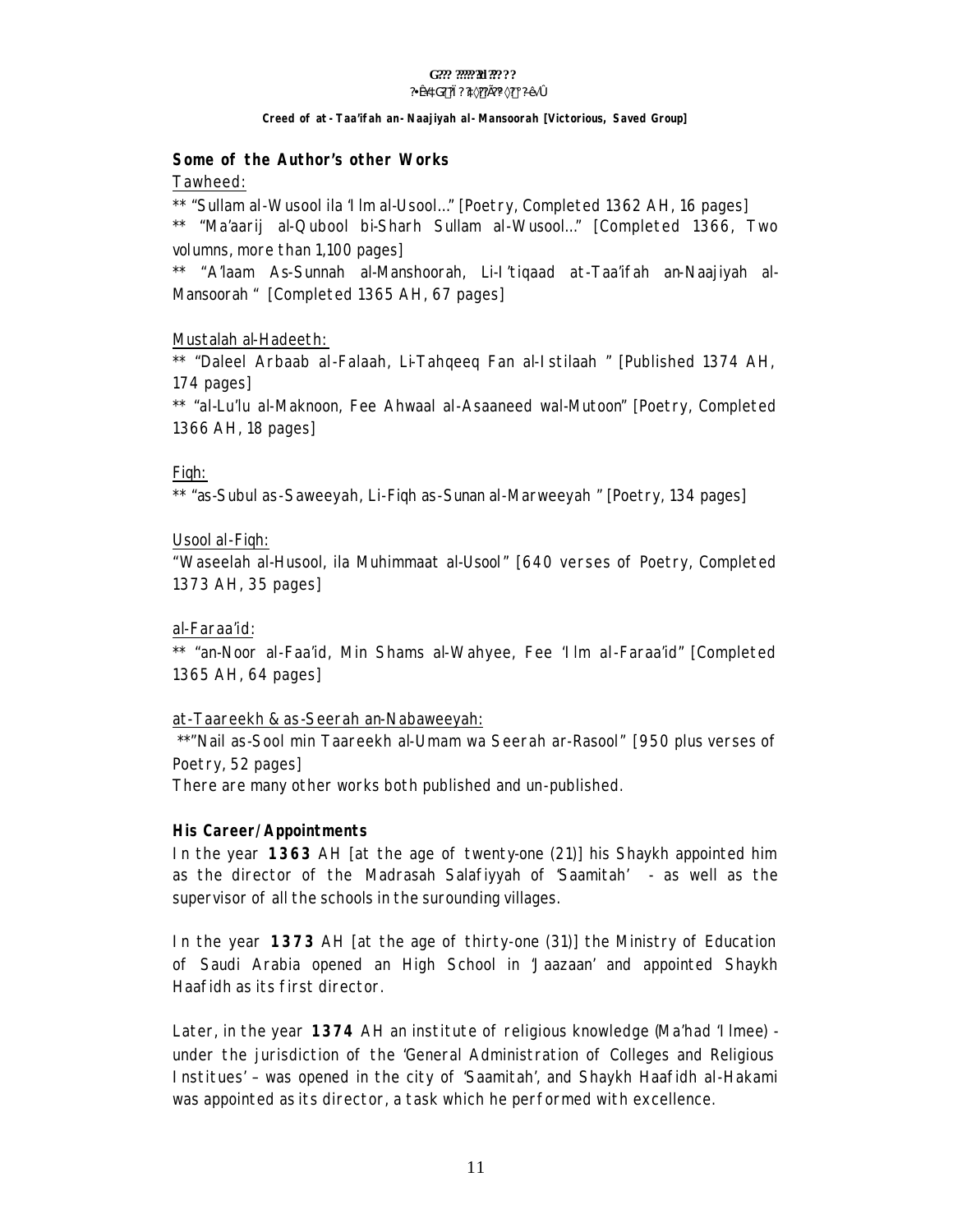## Some of the Author's other Works

Tawheed:

** "Sullam al-Wusool ila 'Ilm al-Usool…" [Poetry, Completed 1362 AH, 16 pages]

** "Ma'aarij al-Qubool bi-Sharh Sullam al-Wusool…" [Completed 1366, Two volumns, more than 1,100 pages]

** "A'laam As-Sunnah al-Manshoorah, Li-I'tiqaad at-Taa'ifah an-Naajiyah al-Mansoorah " [Completed 1365 AH, 67 pages]

Mustalah al-Hadeeth:

** "Daleel Arbaab al-Falaah, Li-Tahqeeq Fan al-Istilaah " [Published 1374 AH, 174 pages]

** "al-Lu'lu al-Maknoon, Fee Ahwaal al-Asaaneed wal-Mutoon" [Poetry, Completed 1366 AH, 18 pages]

Fiqh:

** "as-Subul as-Saweeyah, Li-Fiqh as-Sunan al-Marweeyah " [Poetry, 134 pages]

Usool al-Fiqh:

"Waseelah al-Husool, ila Muhimmaat al-Usool" [640 verses of Poetry, Completed 1373 AH, 35 pages]

al-Faraa'id:

** "an-Noor al-Faa'id, Min Shams al-Wahyee, Fee 'Ilm al-Faraa'id" [Completed 1365 AH, 64 pages]

at-Taareekh & as-Seerah an-Nabaweeyah:

**"Nail as-Sool min Taareekh al-Umam wa Seerah ar-Rasool" [950 plus verses of Poetry, 52 pages]

There are many other works both published and un-published.

## His Career/Appointments

In the year **1363** AH [at the age of twenty-one (21)] his Shaykh appointed him as the director of the Madrasah Salafiyyah of 'Saamitah' - as well as the supervisor of all the schools in the surounding villages.

In the year **1373** AH [at the age of thirty-one (31)] the Ministry of Education of Saudi Arabia opened an High School in 'Jaazaan' and appointed Shaykh Haafidh as its first director.

Later, in the year **1374** AH an institute of religious knowledge (Ma'had 'Ilmee) - under the jurisdiction of the 'General Administration of Colleges and Religious Institues' – was opened in the city of 'Saamitah', and Shaykh Haafidh al-Hakami was appointed as its director, a task which he performed with excellence.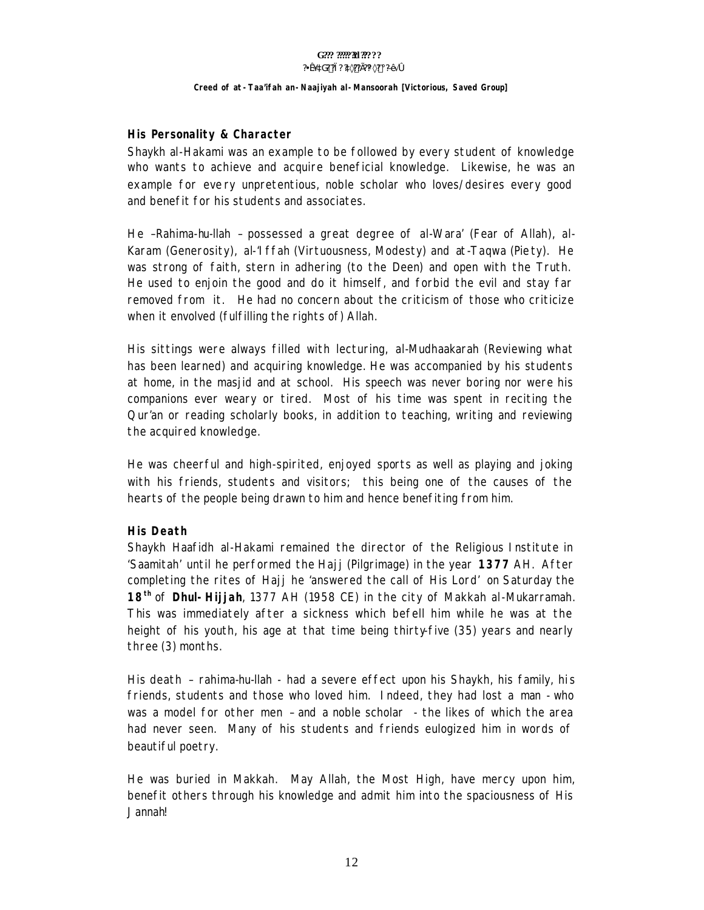## His Personality & Character

Shaykh al-Hakami was an example to be followed by every student of knowledge who wants to achieve and acquire beneficial knowledge. Likewise, he was an example for every unpretentious, noble scholar who loves/desires every good and benefit for his students and associates.

He –Rahima-hu-llah – possessed a great degree of al-Wara' (Fear of Allah), al-Karam (Generosity), al-'Iffah (Virtuousness, Modesty) and at-Taqwa (Piety). He was strong of faith, stern in adhering (to the Deen) and open with the Truth. He used to enjoin the good and do it himself, and forbid the evil and stay far removed from it. He had no concern about the criticism of those who criticize when it envolved (fulfilling the rights of) Allah.

His sittings were always filled with lecturing, al-Mudhaakarah (Reviewing what has been learned) and acquiring knowledge. He was accompanied by his students at home, in the masjid and at school. His speech was never boring nor were his companions ever weary or tired. Most of his time was spent in reciting the Qur'an or reading scholarly books, in addition to teaching, writing and reviewing the acquired knowledge.

He was cheerful and high-spirited, enjoyed sports as well as playing and joking with his friends, students and visitors; this being one of the causes of the hearts of the people being drawn to him and hence benefiting from him.

## His Death

Shaykh Haafidh al-Hakami remained the director of the Religious Institute in 'Saamitah' until he performed the Hajj (Pilgrimage) in the year **1377** AH. After completing the rites of Hajj he 'answered the call of His Lord' on Saturday the **18th** of **Dhul-Hijjah**, 1377 AH (1958 CE) in the city of Makkah al-Mukarramah. This was immediately after a sickness which befell him while he was at the height of his youth, his age at that time being thirty-five (35) years and nearly three (3) months.

His death – rahima-hu-llah - had a severe effect upon his Shaykh, his family, his friends, students and those who loved him. Indeed, they had lost a man - who was a model for other men – and a noble scholar - the likes of which the area had never seen. Many of his students and friends eulogized him in words of beautiful poetry.

He was buried in Makkah. May Allah, the Most High, have mercy upon him, benefit others through his knowledge and admit him into the spaciousness of His Jannah!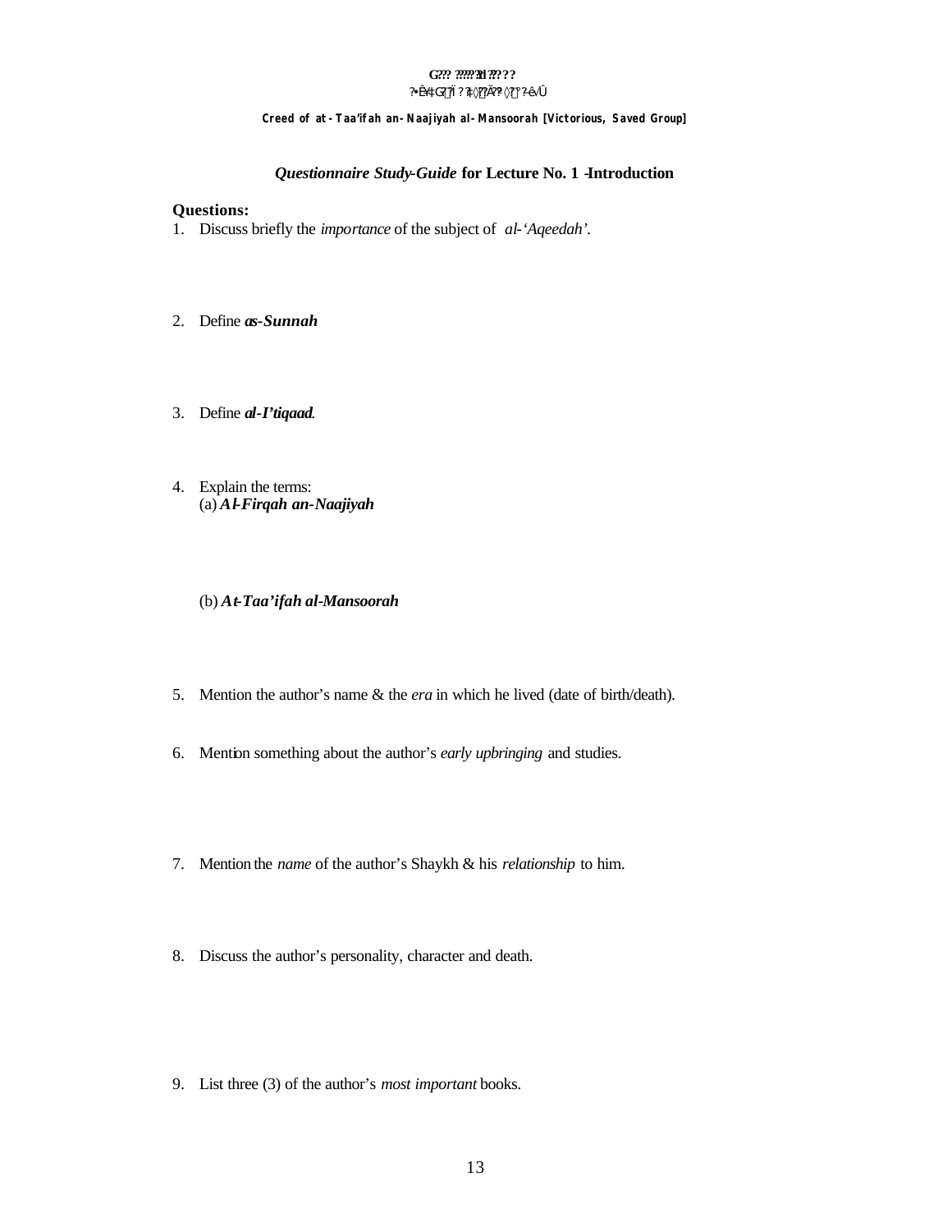Creed of at-Taa'ifah an-Naajiyah al-Mansoorah [Victorious, Saved Group]

## *Questionnaire Study-Guide* for Lecture No. 1 - Introduction

**Questions:**

1. Discuss briefly the *importance* of the subject of *al-'Aqeedah'*.

2. Define ***as-Sunnah***

3. Define ***al-I'tiqaad***.

4. Explain the terms:
   (a) ***Al-Firqah an-Naajiyah***

   (b) ***At-Taa'ifah al-Mansoorah***

5. Mention the author's name & the *era* in which he lived (date of birth/death).

6. Mention something about the author's *early upbringing* and studies.

7. Mention the *name* of the author's Shaykh & his *relationship* to him.

8. Discuss the author's personality, character and death.

9. List three (3) of the author's *most important* books.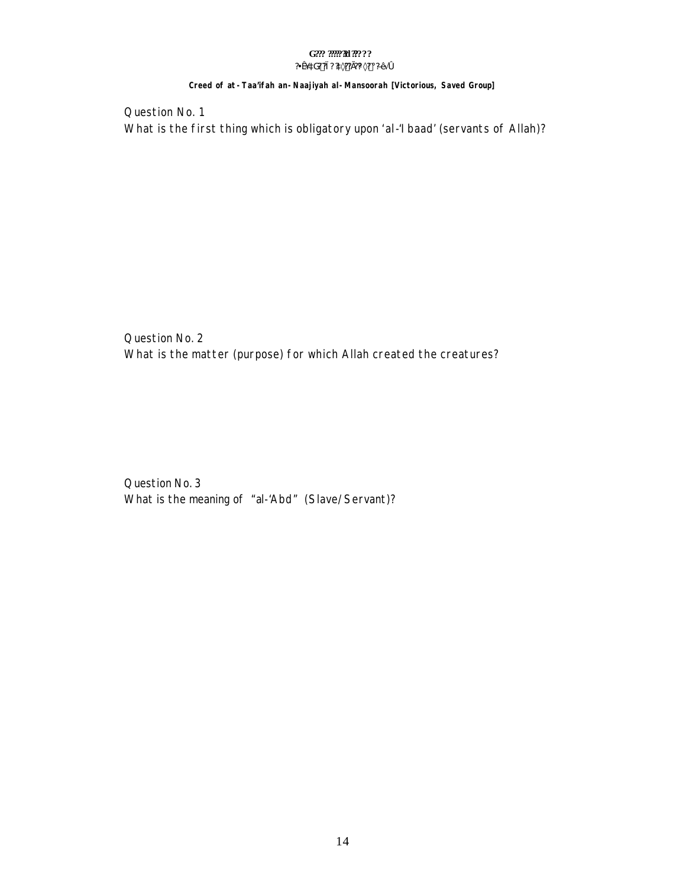**Creed of at-Taa'ifah an-Naajiyah al-Mansoorah [Victorious, Saved Group]**

Question No. 1

What is the first thing which is obligatory upon 'al-'Ibaad' (servants of Allah)?

Question No. 2

What is the matter (purpose) for which Allah created the creatures?

Question No. 3

What is the meaning of "al-'Abd" (Slave/Servant)?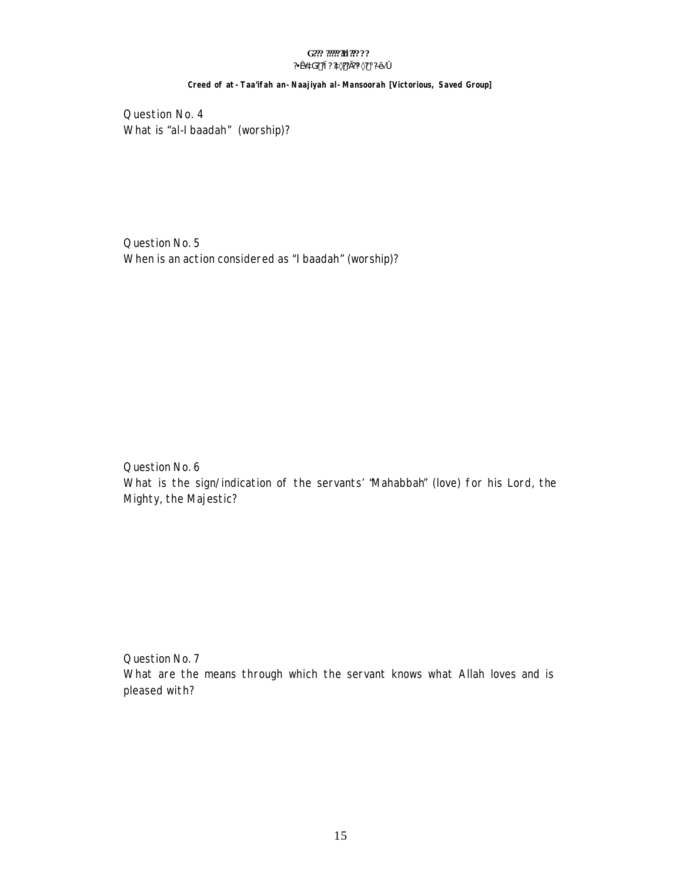Question No. 4
What is "al-Ibaadah" (worship)?

Question No. 5
When is an action considered as "Ibaadah" (worship)?

Question No. 6
What is the sign/indication of the servants' "Mahabbah" (love) for his Lord, the Mighty, the Majestic?

Question No. 7
What are the means through which the servant knows what Allah loves and is pleased with?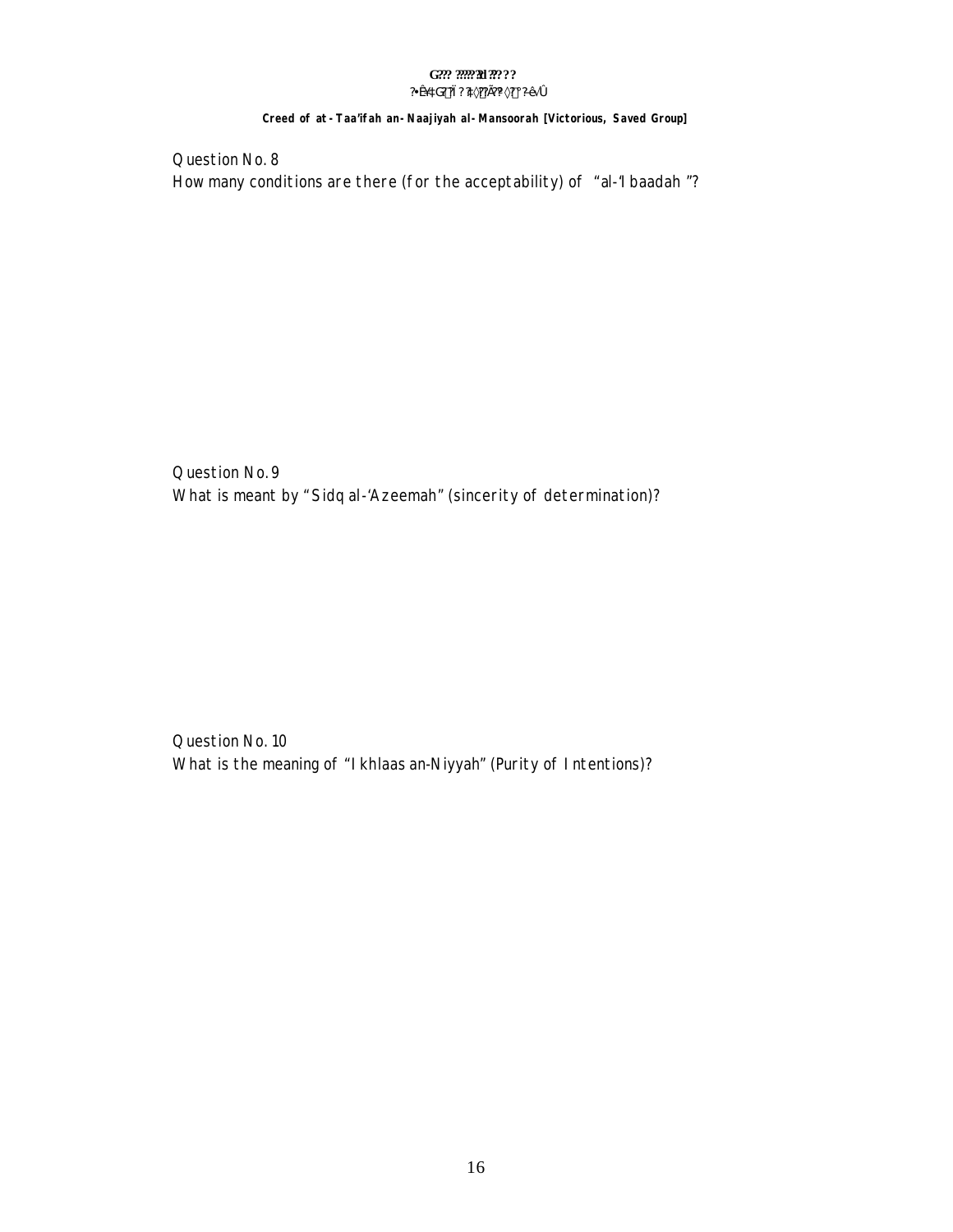Question No. 8

How many conditions are there (for the acceptability) of "al-'Ibaadah"?

Question No. 9

What is meant by "Sidq al-'Azeemah" (sincerity of determination)?

Question No. 10

What is the meaning of "Ikhlaas an-Niyyah" (Purity of Intentions)?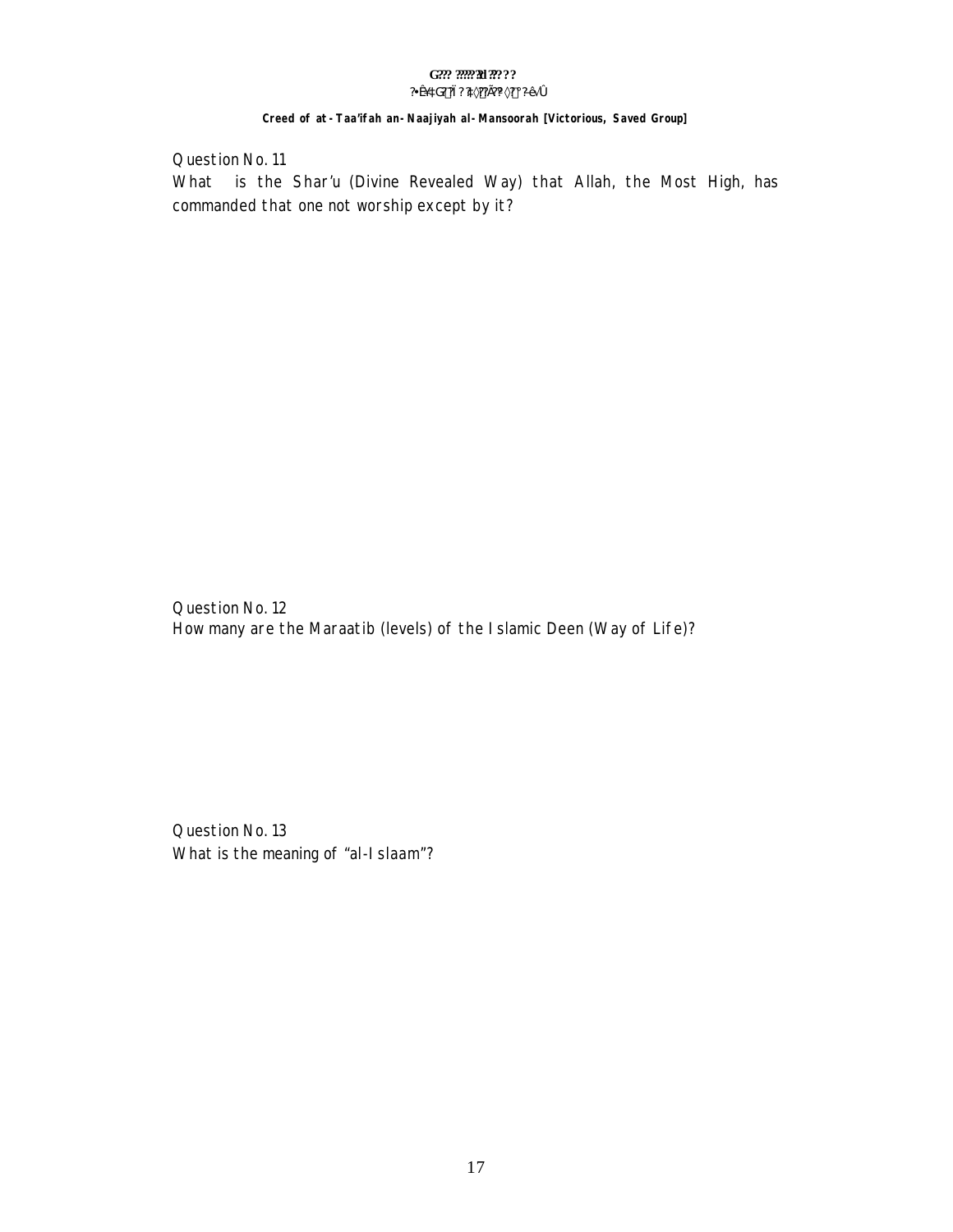Question No. 11
What is the Shar'u (Divine Revealed Way) that Allah, the Most High, has commanded that one not worship except by it?

Question No. 12
How many are the Maraatib (levels) of the Islamic Deen (Way of Life)?

Question No. 13
What is the meaning of "al-Islaam"?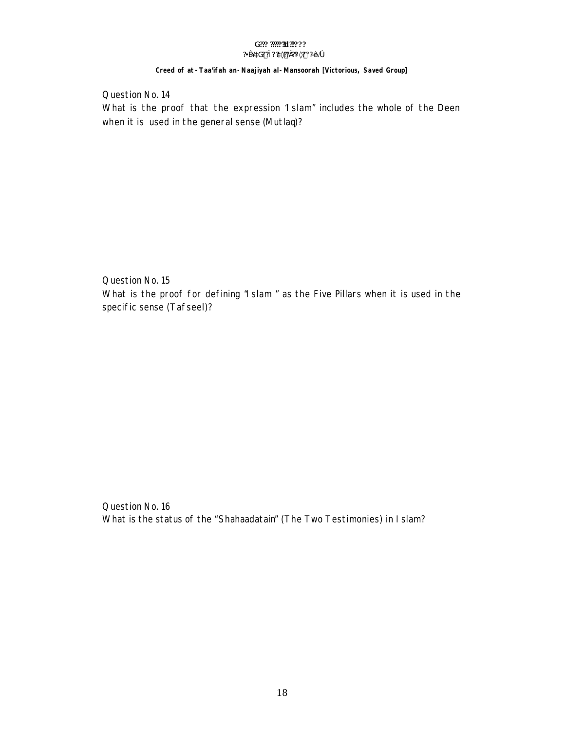Question No. 14
What is the proof that the expression "Islam" includes the whole of the Deen when it is used in the general sense (Mutlaq)?

Question No. 15
What is the proof for defining "Islam " as the Five Pillars when it is used in the specific sense (Tafseel)?

Question No. 16
What is the status of the "Shahaadatain" (The Two Testimonies) in Islam?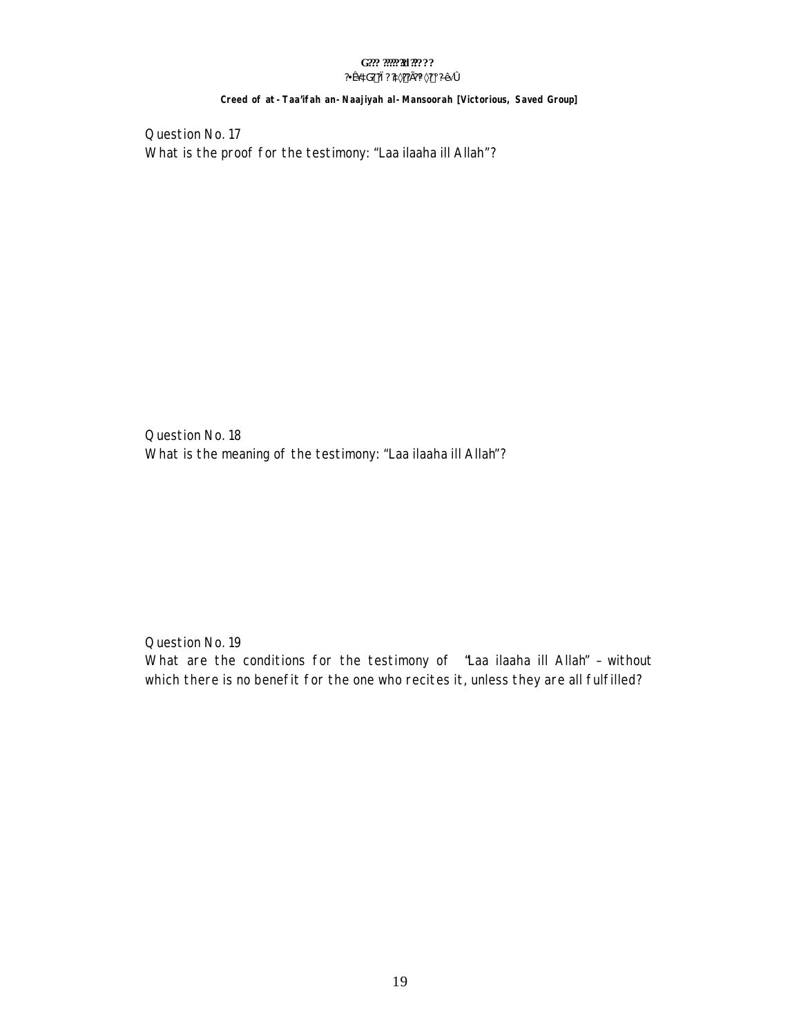Question No. 17
What is the proof for the testimony: "Laa ilaaha ill Allah"?

Question No. 18
What is the meaning of the testimony: "Laa ilaaha ill Allah"?

Question No. 19
What are the conditions for the testimony of "Laa ilaaha ill Allah" – without which there is no benefit for the one who recites it, unless they are all fulfilled?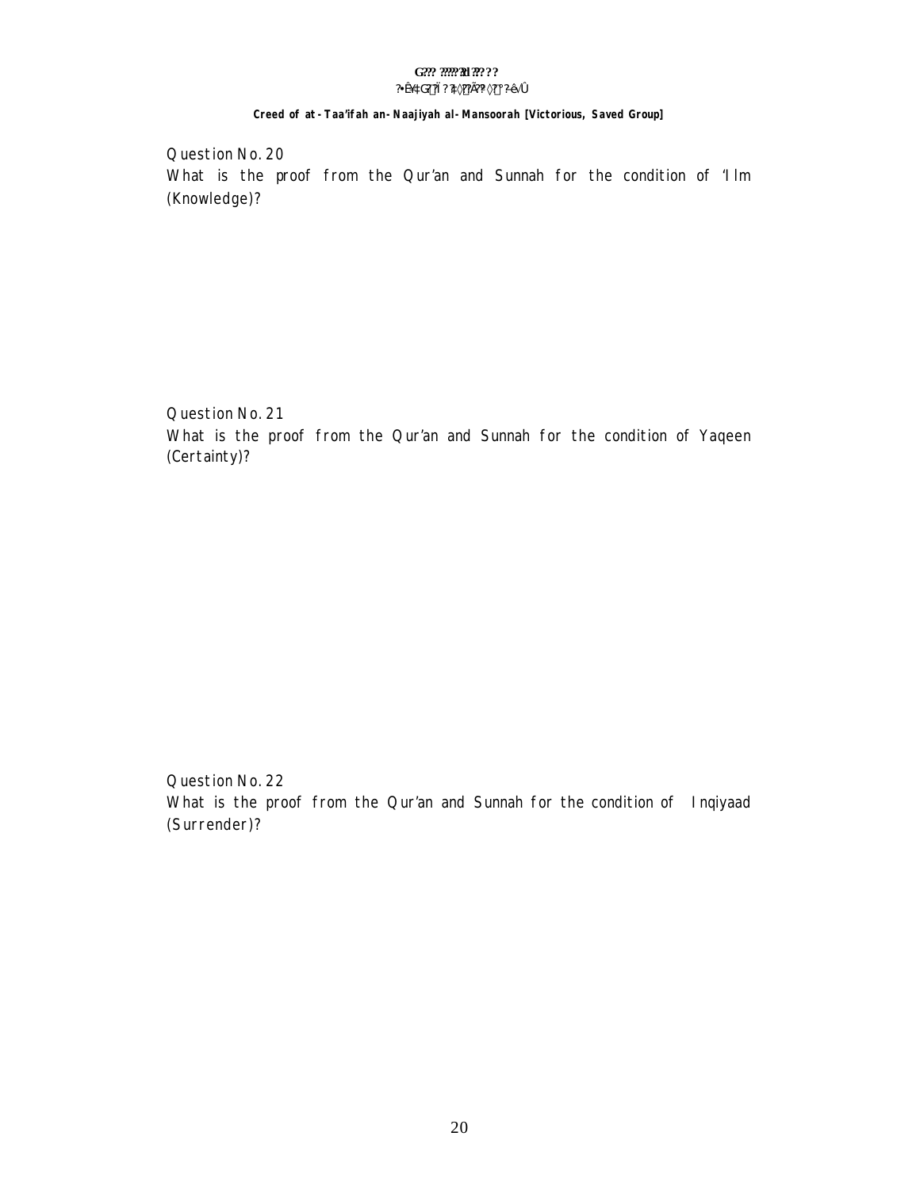Question No. 20
What is the proof from the Qur'an and Sunnah for the condition of 'Ilm (Knowledge)?

Question No. 21
What is the proof from the Qur'an and Sunnah for the condition of Yaqeen (Certainty)?

Question No. 22
What is the proof from the Qur'an and Sunnah for the condition of Inqiyaad (Surrender)?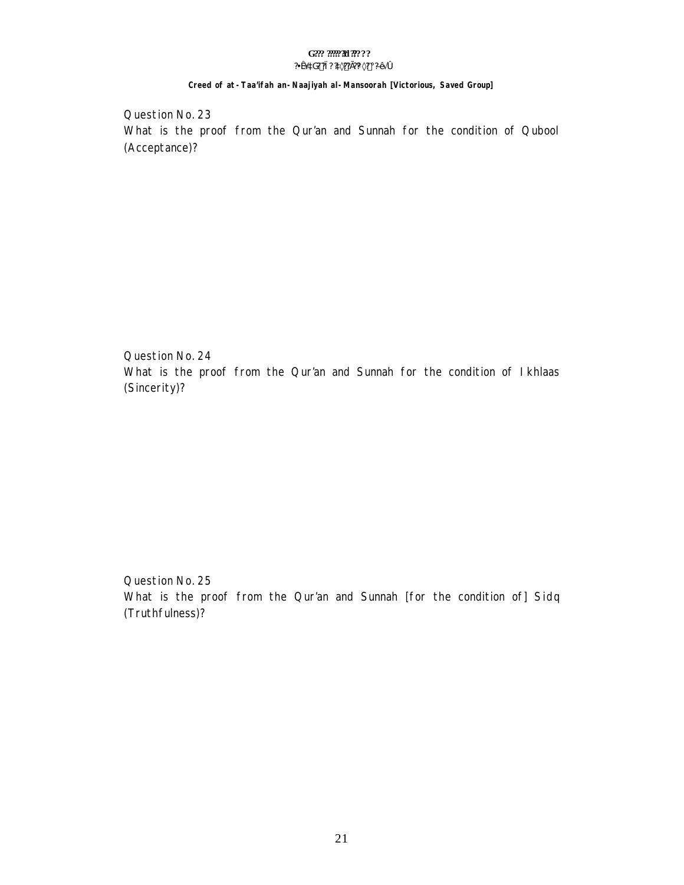Question No. 23

What is the proof from the Qur'an and Sunnah for the condition of Qubool (Acceptance)?

Question No. 24

What is the proof from the Qur'an and Sunnah for the condition of Ikhlaas (Sincerity)?

Question No. 25

What is the proof from the Qur'an and Sunnah [for the condition of] Sidq (Truthfulness)?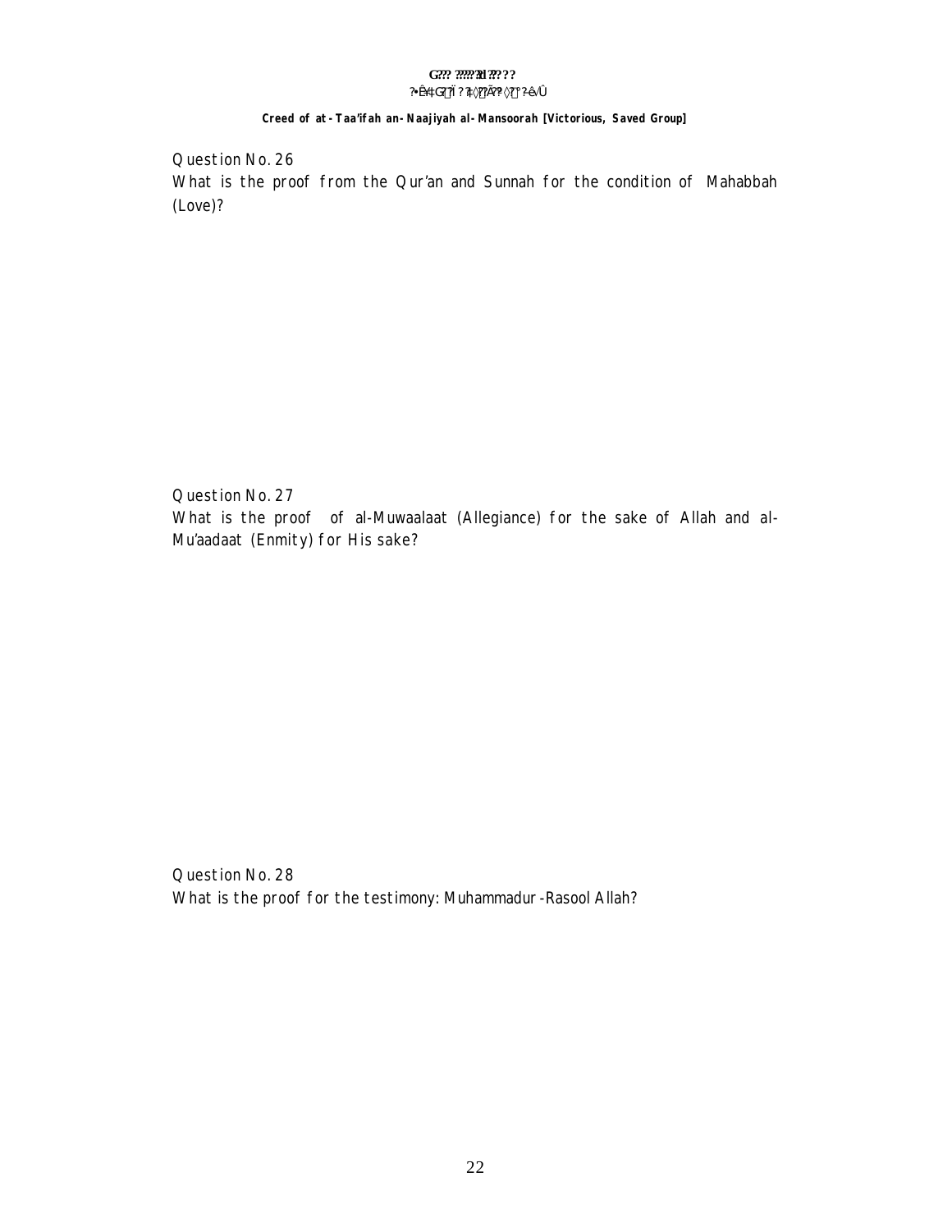Question No. 26

What is the proof from the Qur'an and Sunnah for the condition of Mahabbah (Love)?

Question No. 27

What is the proof of al-Muwaalaat (Allegiance) for the sake of Allah and al-Mu'aadaat (Enmity) for His sake?

Question No. 28

What is the proof for the testimony: Muhammadur-Rasool Allah?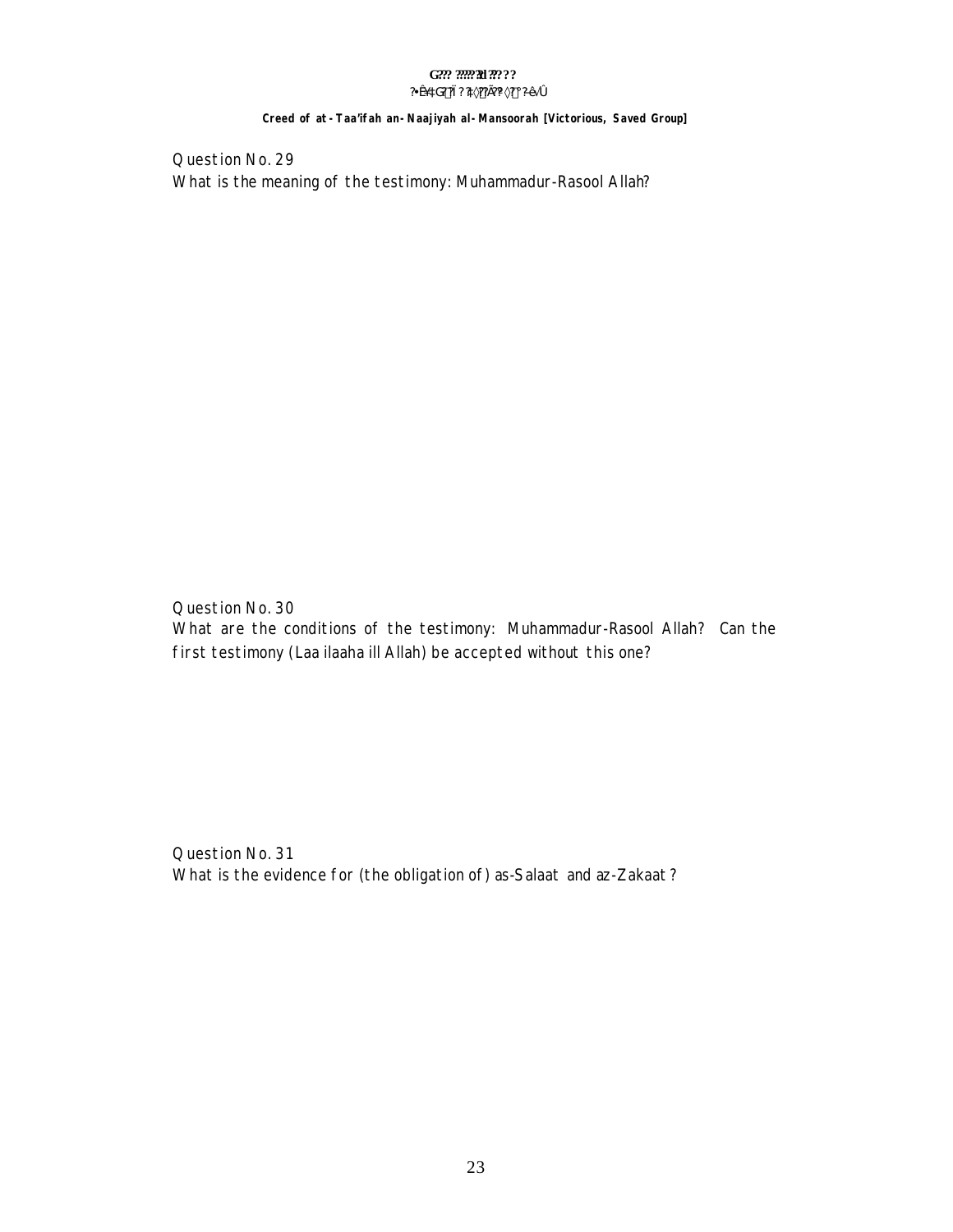Question No. 29
What is the meaning of the testimony: Muhammadur-Rasool Allah?

Question No. 30
What are the conditions of the testimony: Muhammadur-Rasool Allah? Can the first testimony (Laa ilaaha ill Allah) be accepted without this one?

Question No. 31
What is the evidence for (the obligation of) as-Salaat and az-Zakaat?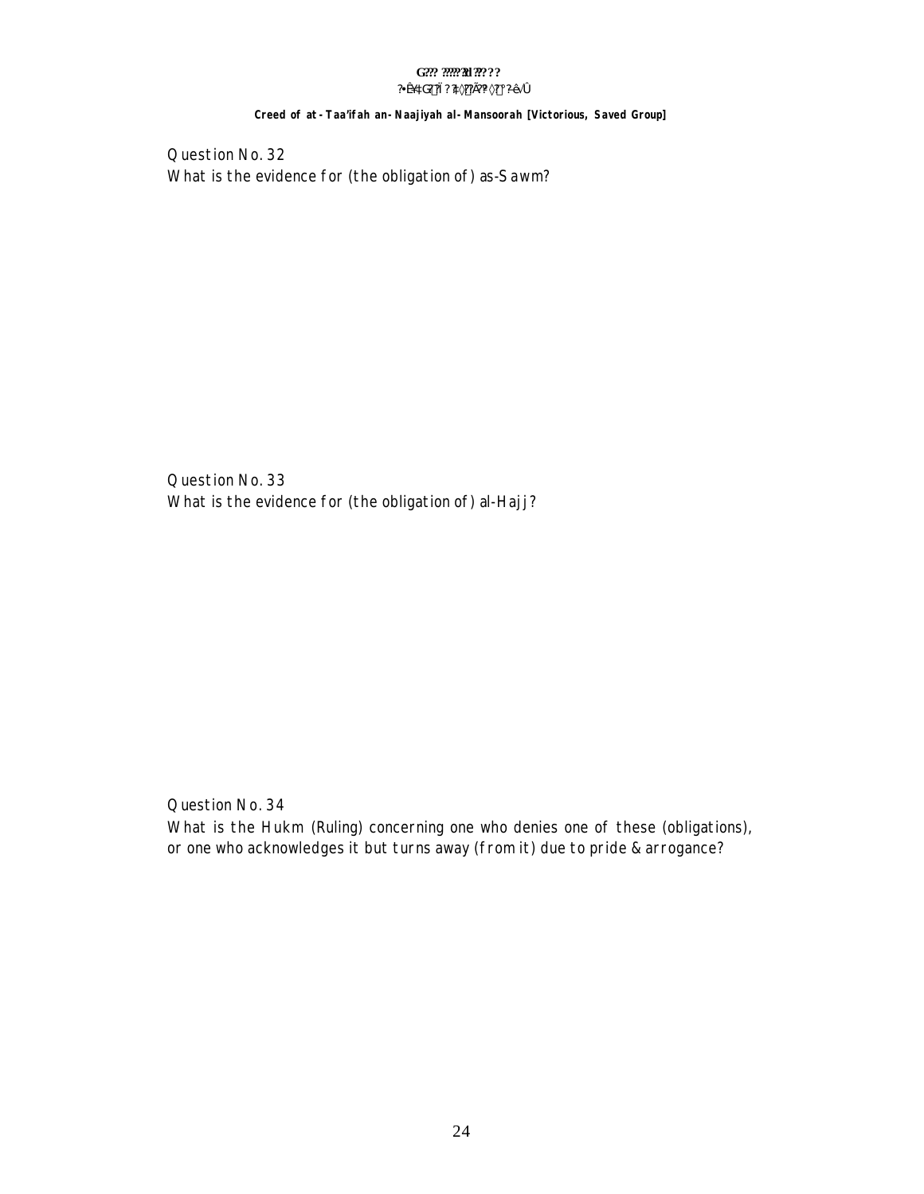Question No. 32
What is the evidence for (the obligation of) as-Sawm?

Question No. 33
What is the evidence for (the obligation of) al-Hajj?

Question No. 34
What is the Hukm (Ruling) concerning one who denies one of these (obligations), or one who acknowledges it but turns away (from it) due to pride & arrogance?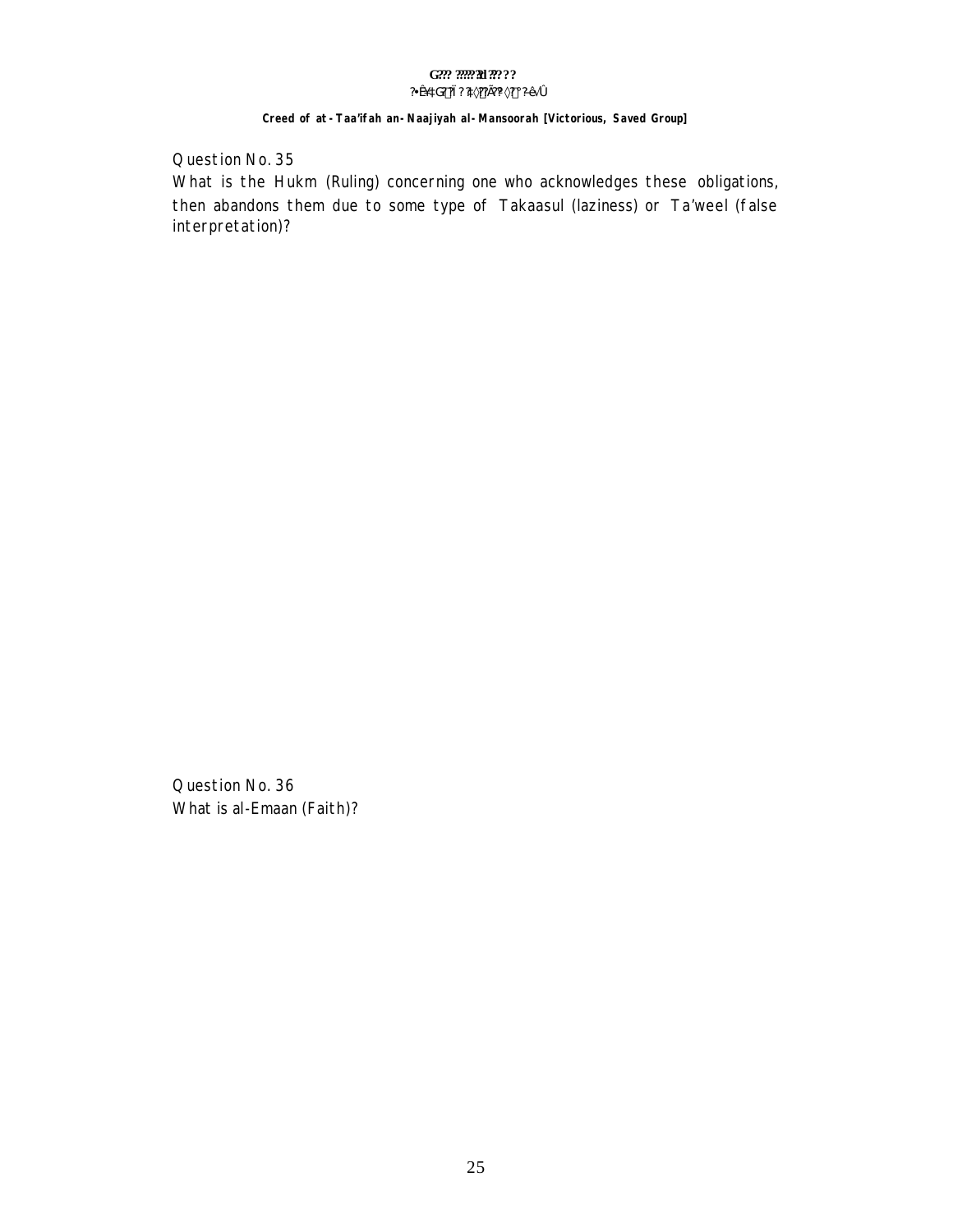Question No. 35

What is the Hukm (Ruling) concerning one who acknowledges these obligations, then abandons them due to some type of Takaasul (laziness) or Ta'weel (false interpretation)?

Question No. 36

What is al-Emaan (Faith)?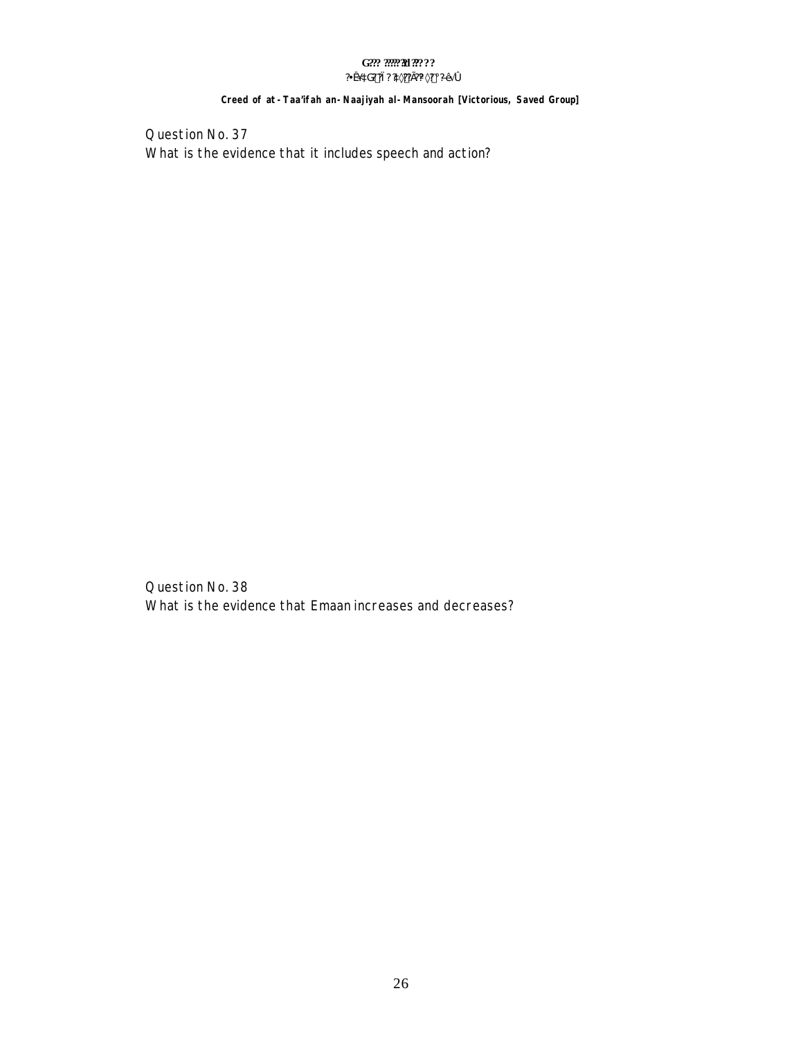Question No. 37

What is the evidence that it includes speech and action?

Question No. 38

What is the evidence that Emaan increases and decreases?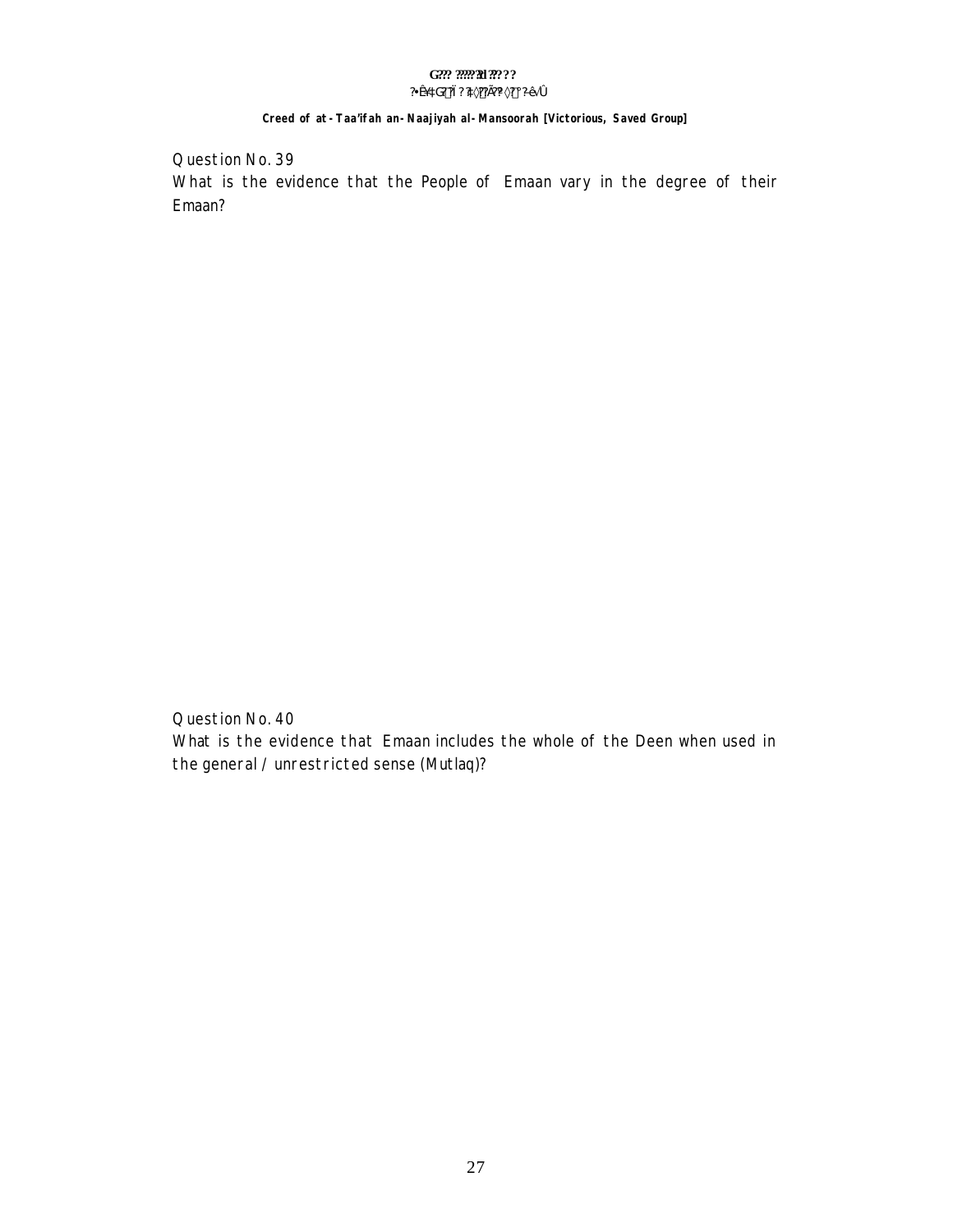Question No. 39

What is the evidence that the People of Emaan vary in the degree of their Emaan?

Question No. 40

What is the evidence that Emaan includes the whole of the Deen when used in the general / unrestricted sense (Mutlaq)?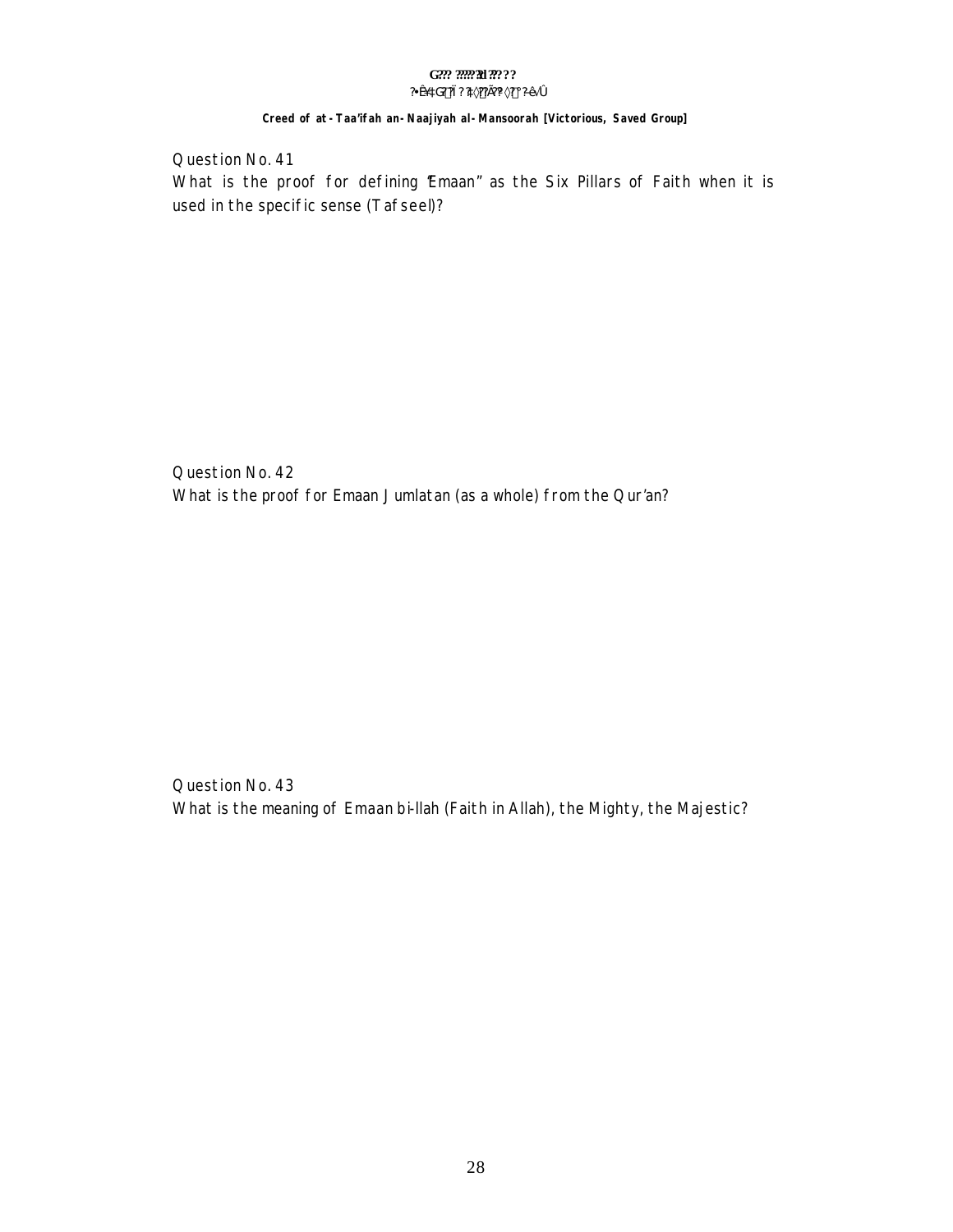Question No. 41
What is the proof for defining "Emaan" as the Six Pillars of Faith when it is used in the specific sense (Tafseel)?

Question No. 42
What is the proof for Emaan Jumlatan (as a whole) from the Qur'an?

Question No. 43
What is the meaning of Emaan bi-llah (Faith in Allah), the Mighty, the Majestic?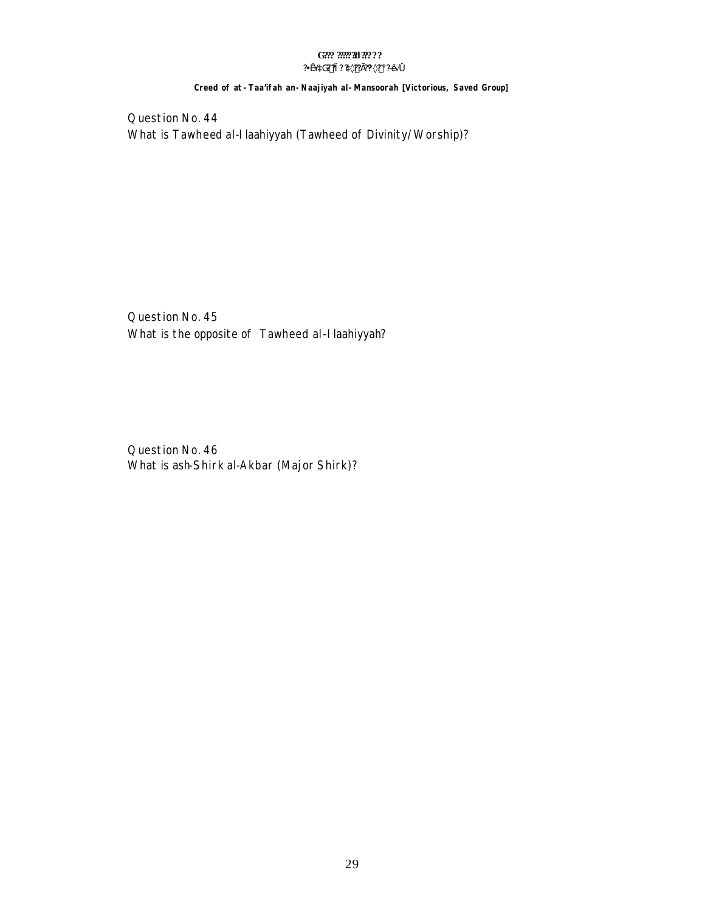Question No. 44
What is Tawheed al-Ilaahiyyah (Tawheed of Divinity/Worship)?

Question No. 45
What is the opposite of Tawheed al-Ilaahiyyah?

Question No. 46
What is ash-Shirk al-Akbar (Major Shirk)?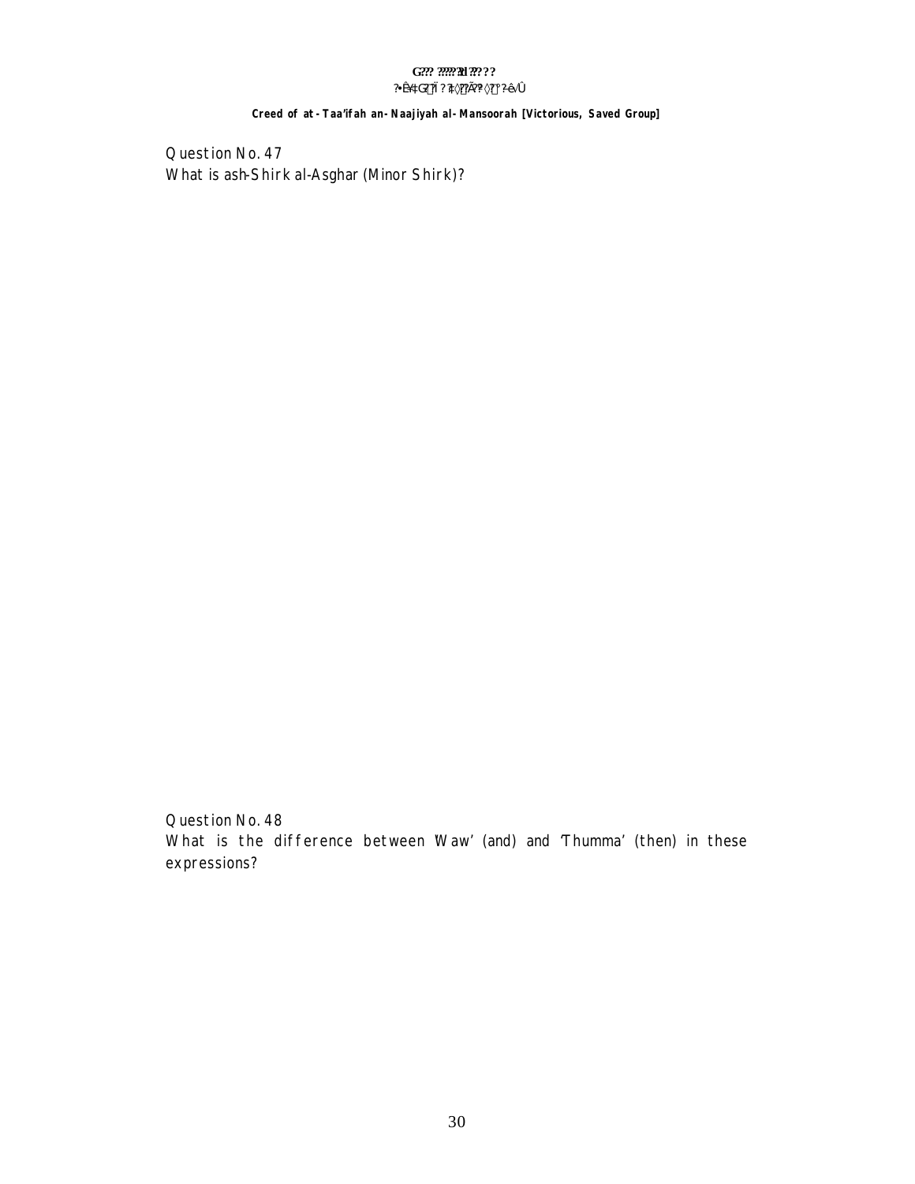Question No. 47
What is ash-Shirk al-Asghar (Minor Shirk)?

Question No. 48
What is the difference between 'Waw' (and) and 'Thumma' (then) in these expressions?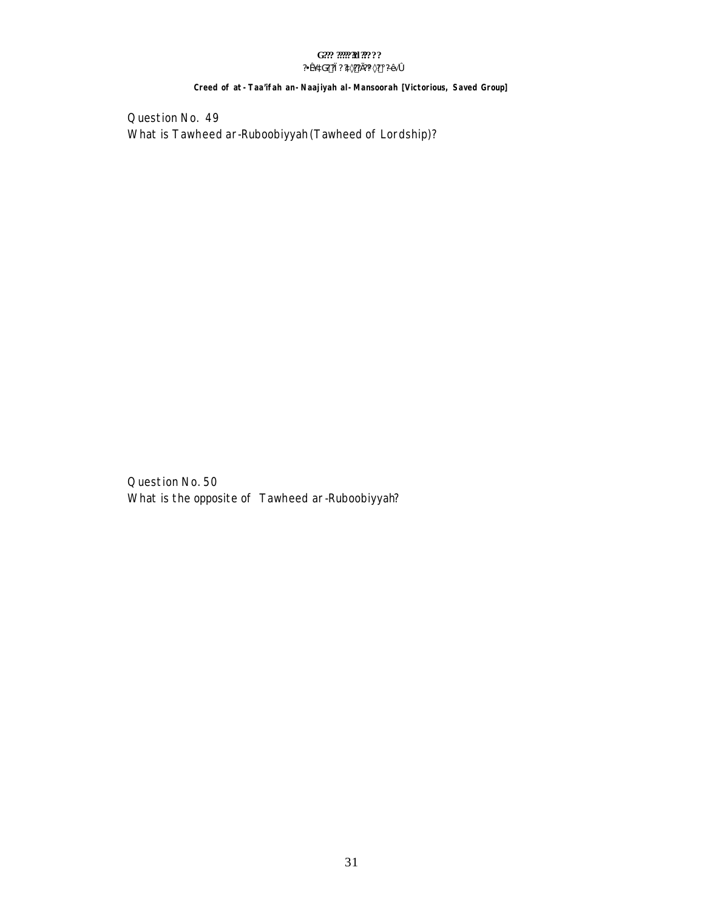Question No. 49
What is Tawheed ar-Ruboobiyyah (Tawheed of Lordship)?

Question No. 50
What is the opposite of Tawheed ar-Ruboobiyyah?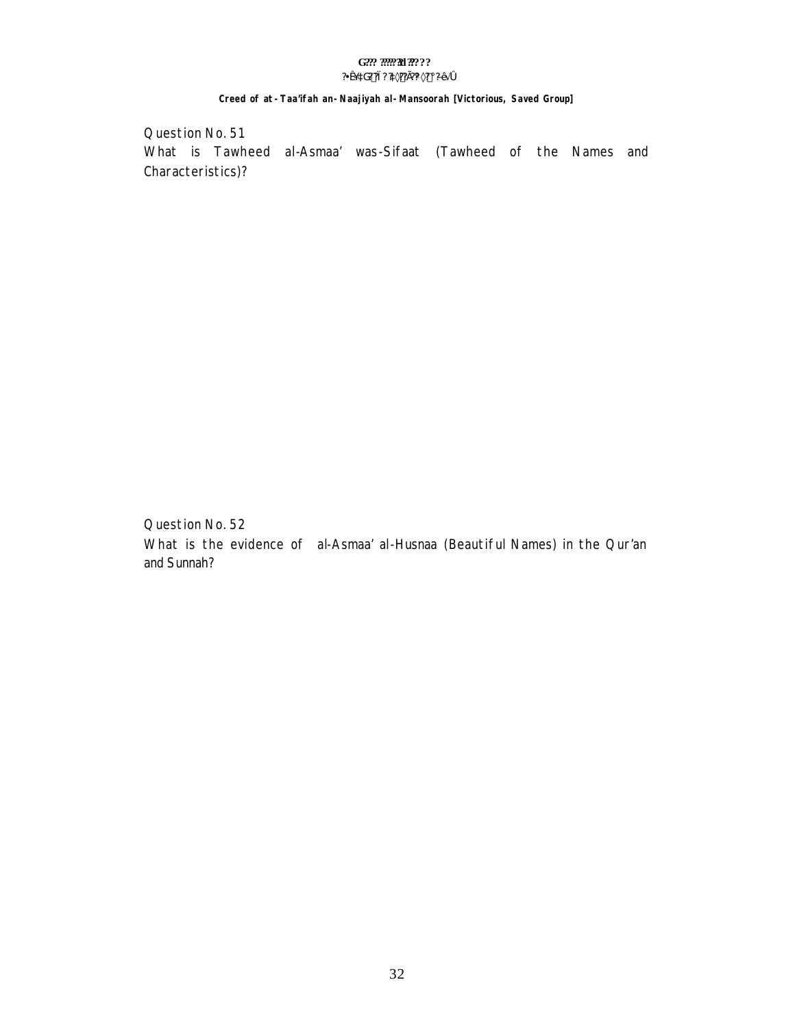Question No. 51

What is Tawheed al-Asmaa' was-Sifaat (Tawheed of the Names and Characteristics)?

Question No. 52

What is the evidence of al-Asmaa' al-Husnaa (Beautiful Names) in the Qur'an and Sunnah?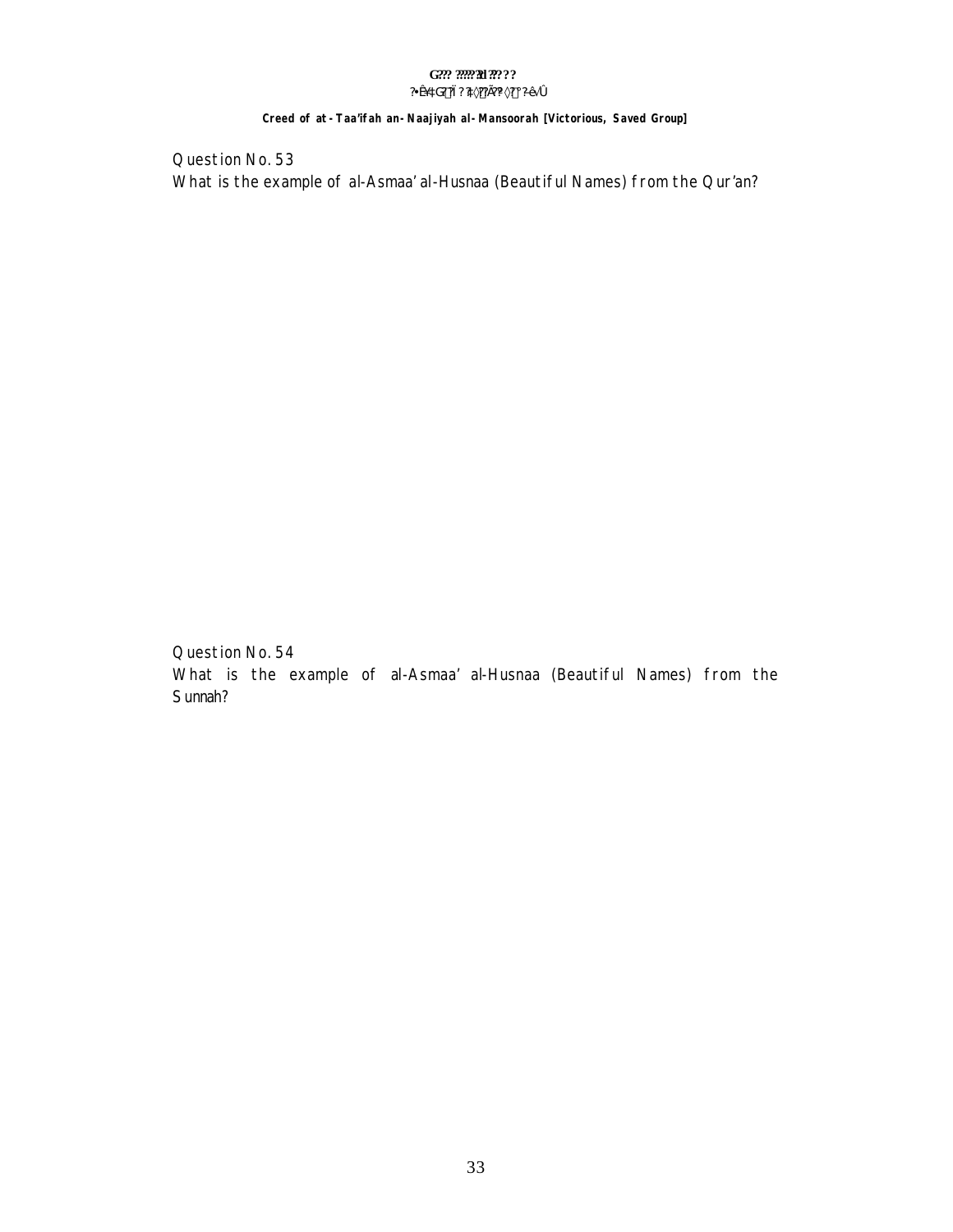Question No. 53

What is the example of al-Asmaa' al-Husnaa (Beautiful Names) from the Qur'an?

Question No. 54

What is the example of al-Asmaa' al-Husnaa (Beautiful Names) from the Sunnah?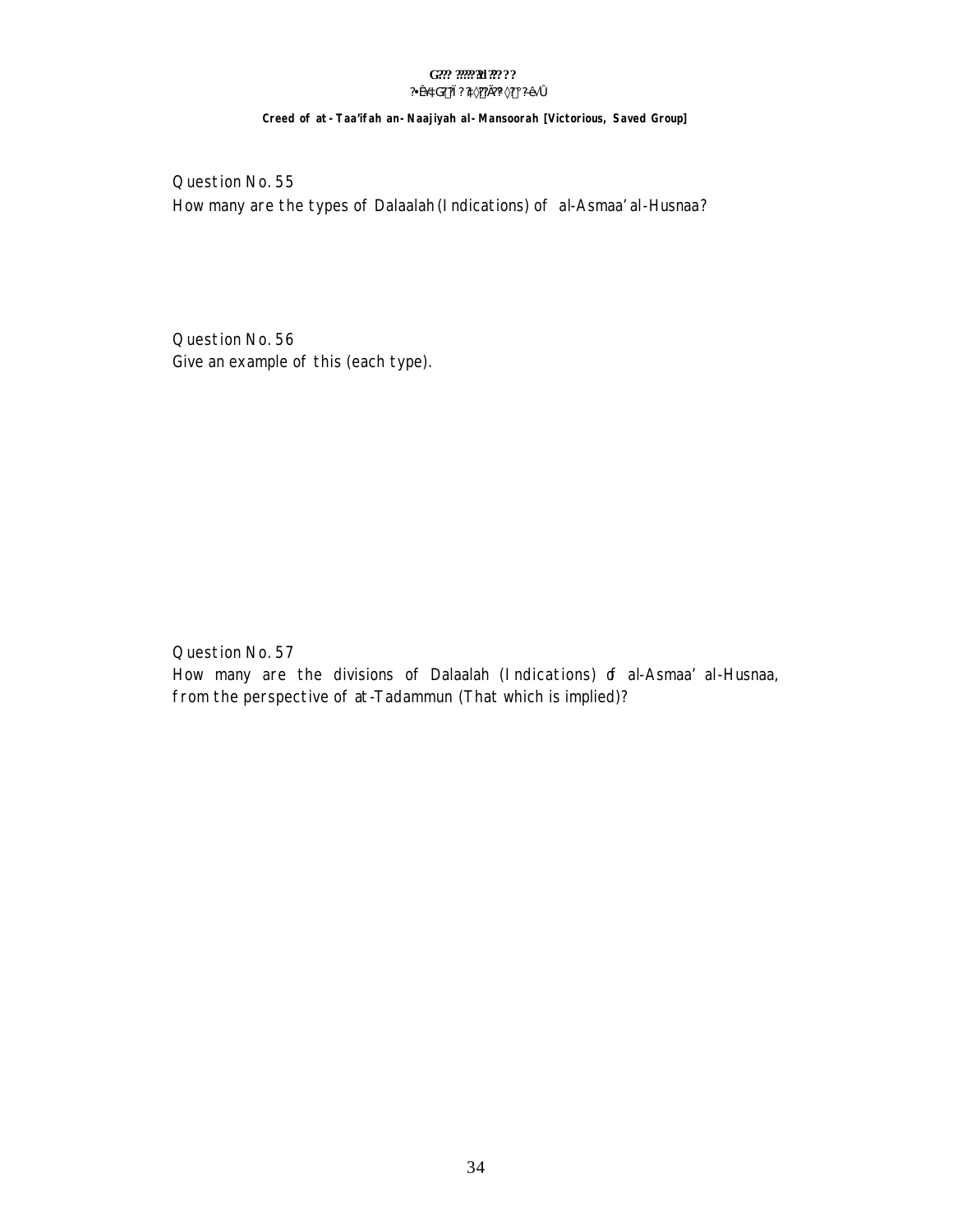Question No. 55
How many are the types of Dalaalah (Indications) of al-Asmaa' al-Husnaa?

Question No. 56
Give an example of this (each type).

Question No. 57
How many are the divisions of Dalaalah (Indications) of al-Asmaa' al-Husnaa, from the perspective of at-Tadammun (That which is implied)?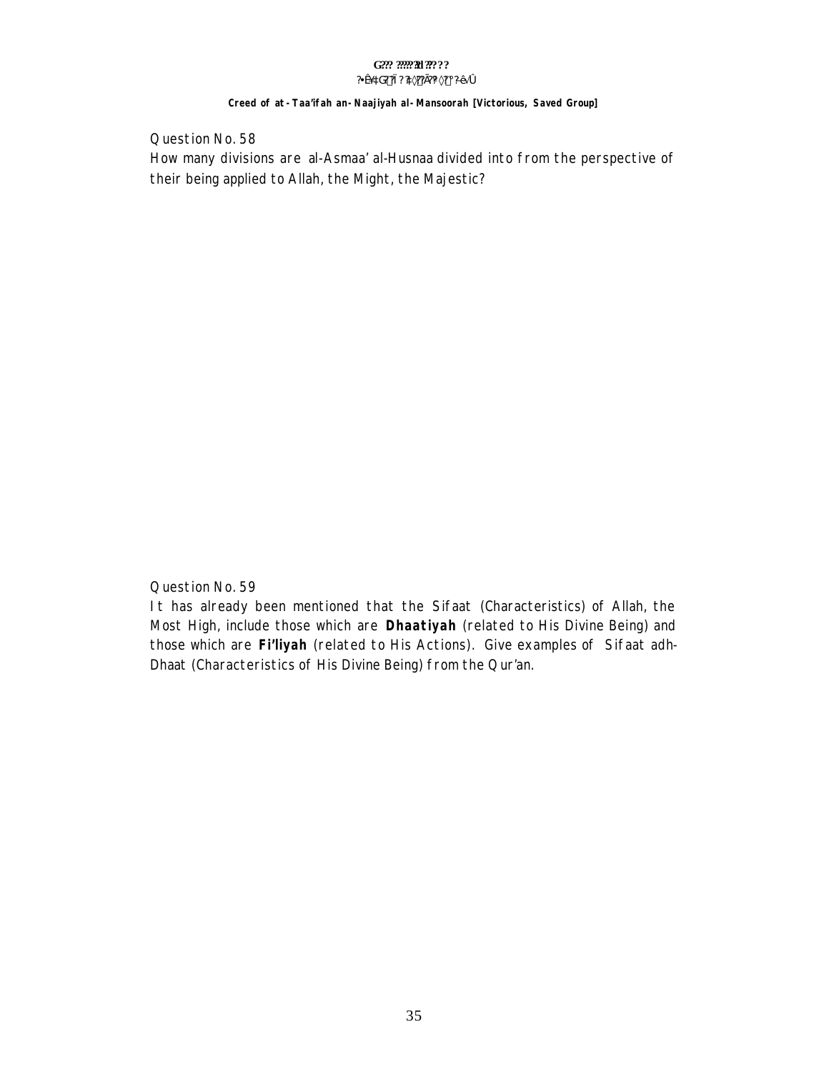Question No. 58

How many divisions are al-Asmaa' al-Husnaa divided into from the perspective of their being applied to Allah, the Might, the Majestic?

Question No. 59

It has already been mentioned that the Sifaat (Characteristics) of Allah, the Most High, include those which are **Dhaatiyah** (related to His Divine Being) and those which are **Fi'liyah** (related to His Actions). Give examples of Sifaat adh-Dhaat (Characteristics of His Divine Being) from the Qur'an.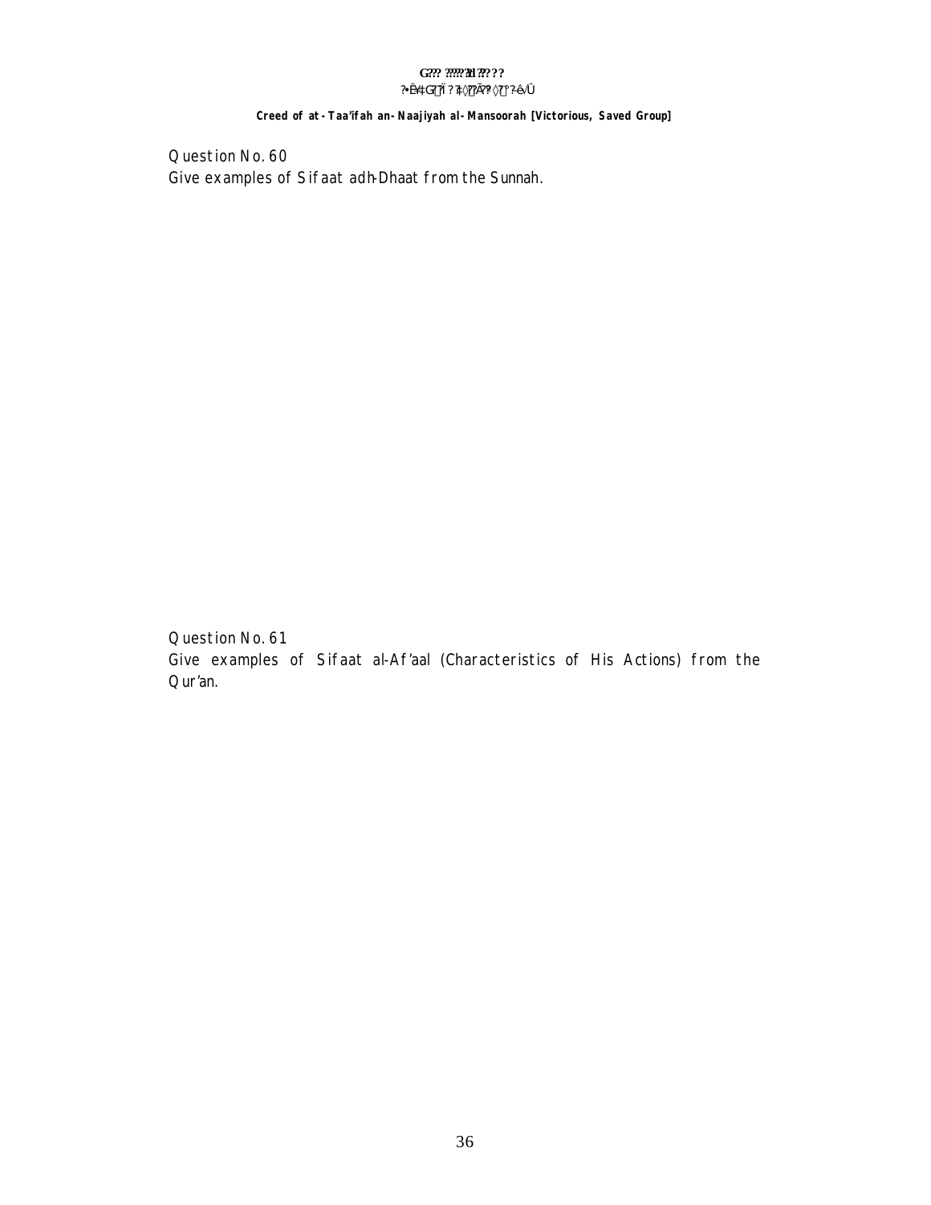Question No. 60
Give examples of Sifaat adh-Dhaat from the Sunnah.

Question No. 61
Give examples of Sifaat al-Af'aal (Characteristics of His Actions) from the Qur'an.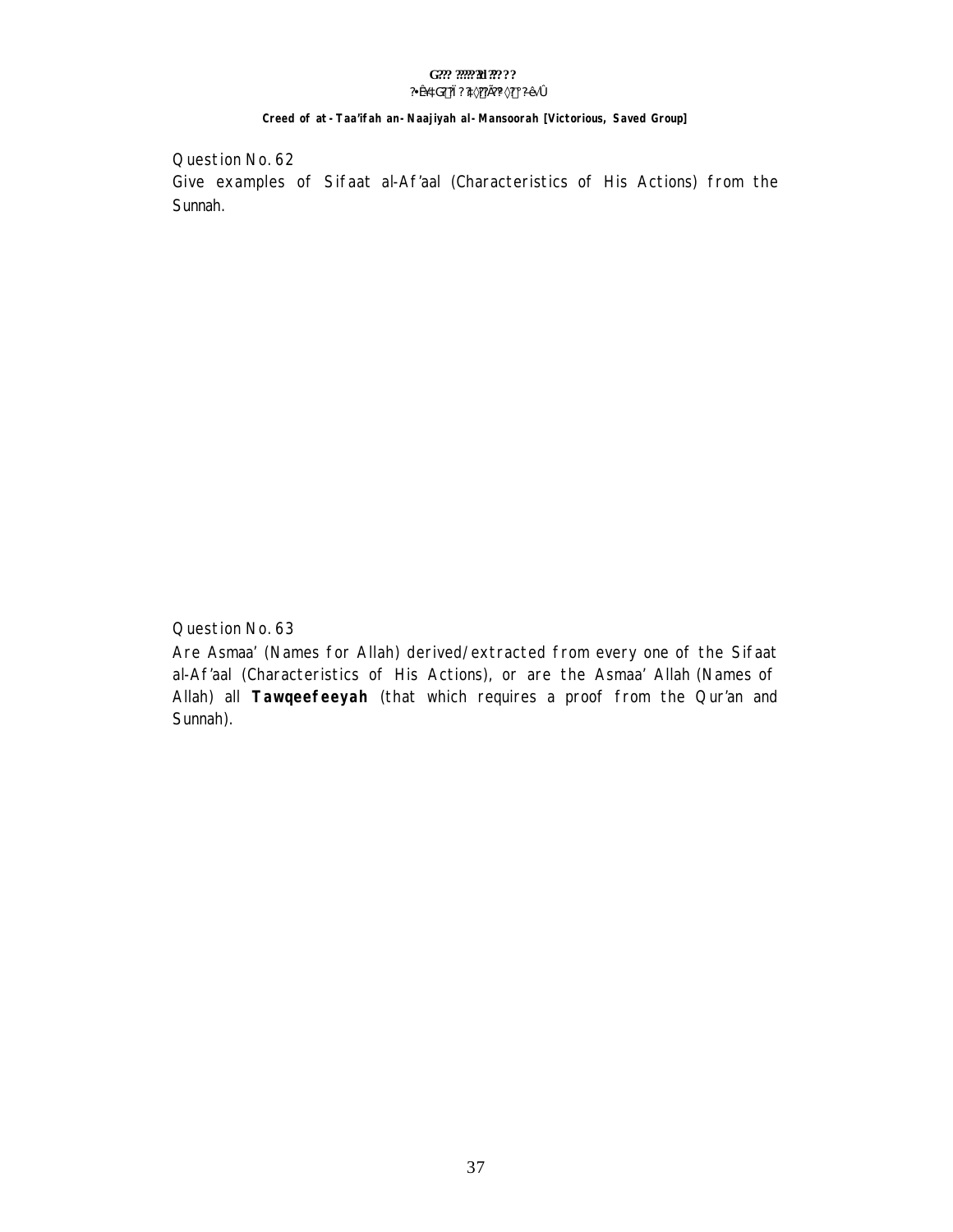Question No. 62

Give examples of Sifaat al-Af'aal (Characteristics of His Actions) from the Sunnah.

Question No. 63

Are Asmaa' (Names for Allah) derived/extracted from every one of the Sifaat al-Af'aal (Characteristics of His Actions), or are the Asmaa' Allah (Names of Allah) all **Tawqeefeeyah** (that which requires a proof from the Qur'an and Sunnah).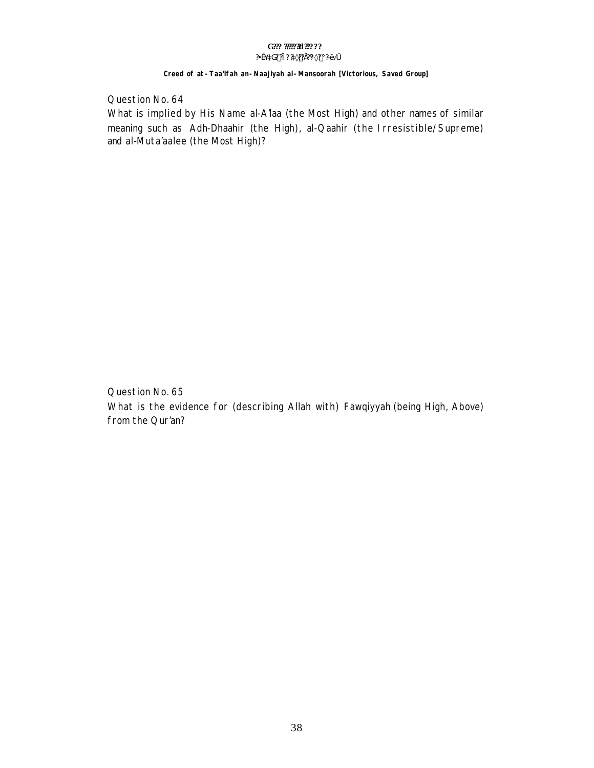Question No. 64

What is <u>implied</u> by His Name al-A'laa (the Most High) and other names of similar meaning such as Adh-Dhaahir (the High), al-Qaahir (the Irresistible/Supreme) and al-Muta'aalee (the Most High)?

Question No. 65

What is the evidence for (describing Allah with) Fawqiyyah (being High, Above) from the Qur'an?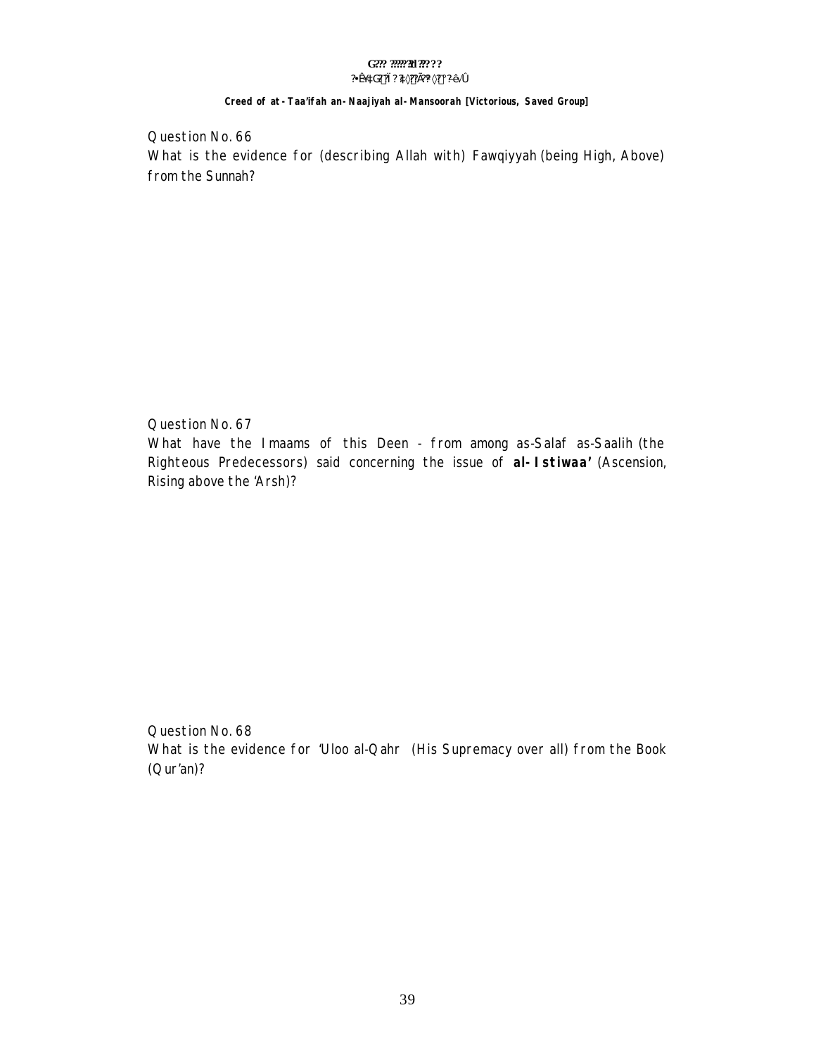Question No. 66

What is the evidence for (describing Allah with) Fawqiyyah (being High, Above) from the Sunnah?

Question No. 67

What have the Imaams of this Deen - from among as-Salaf as-Saalih (the Righteous Predecessors) said concerning the issue of **al-Istiwaa'** (Ascension, Rising above the 'Arsh)?

Question No. 68

What is the evidence for 'Uloo al-Qahr (His Supremacy over all) from the Book (Qur'an)?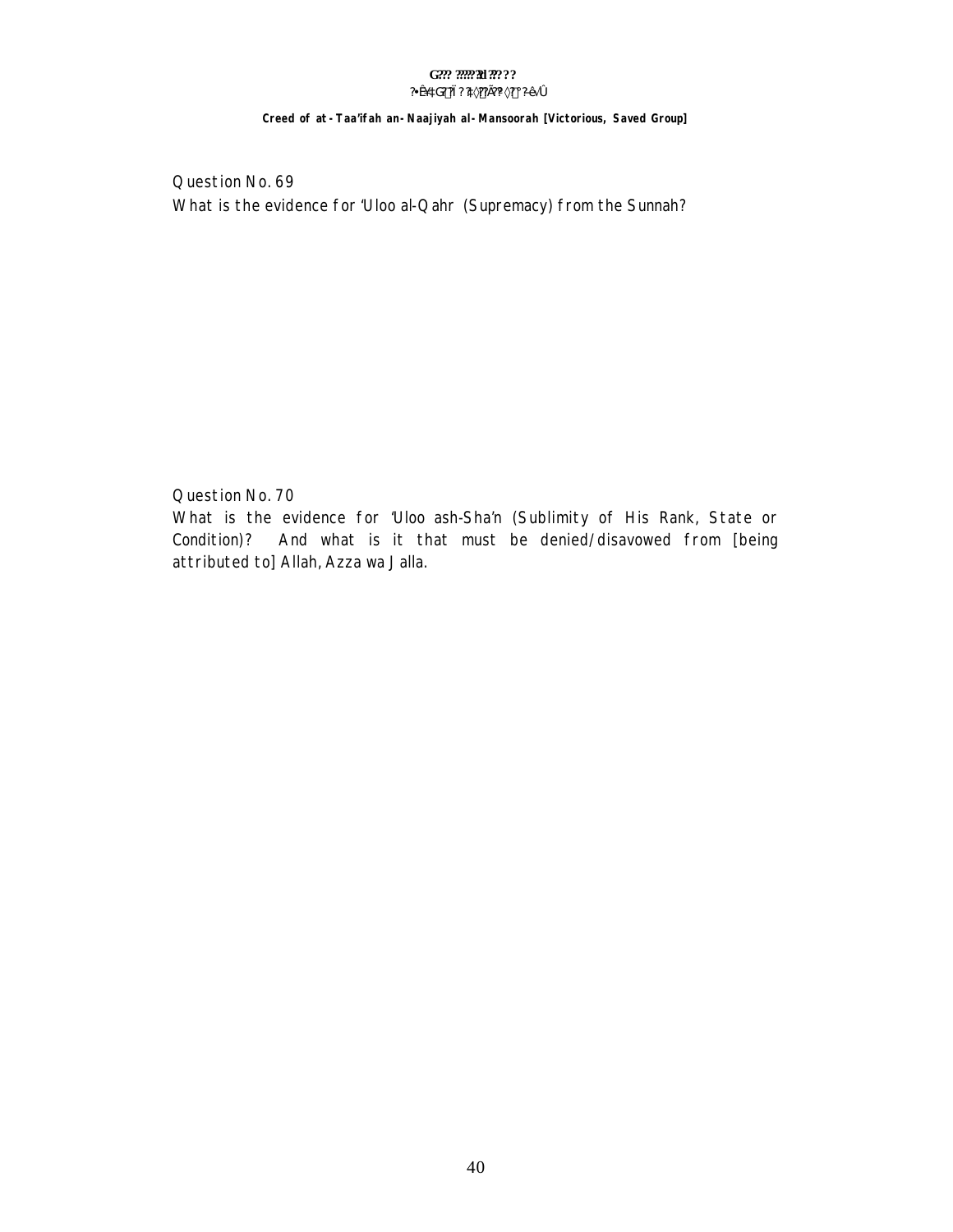Question No. 69

What is the evidence for 'Uloo al-Qahr (Supremacy) from the Sunnah?

Question No. 70

What is the evidence for 'Uloo ash-Sha'n (Sublimity of His Rank, State or Condition)? And what is it that must be denied/disavowed from [being attributed to] Allah, Azza wa Jalla.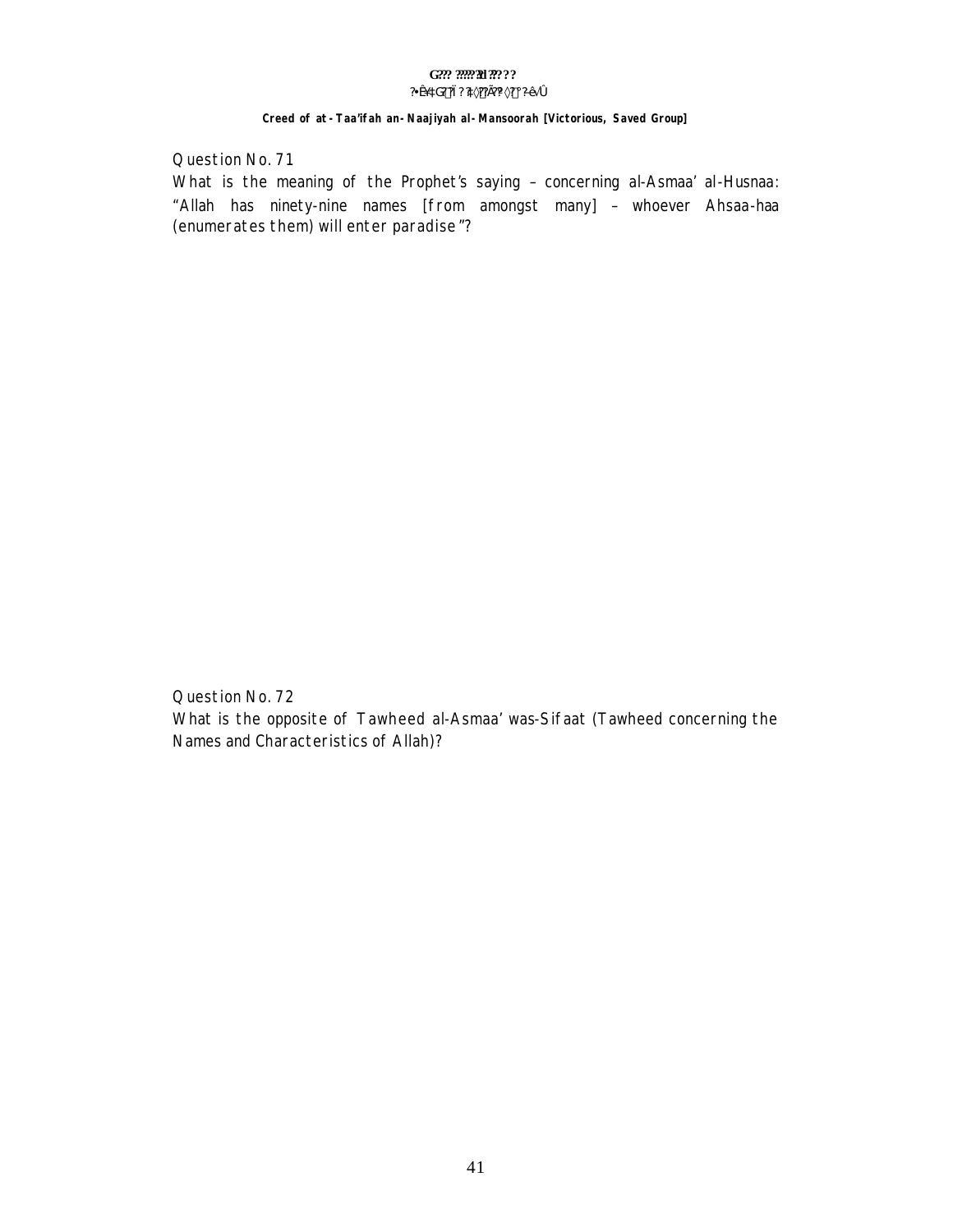Question No. 71

What is the meaning of the Prophet's saying – concerning al-Asmaa' al-Husnaa: "Allah has ninety-nine names [from amongst many] – whoever Ahsaa-haa (enumerates them) will enter paradise"?

Question No. 72

What is the opposite of Tawheed al-Asmaa' was-Sifaat (Tawheed concerning the Names and Characteristics of Allah)?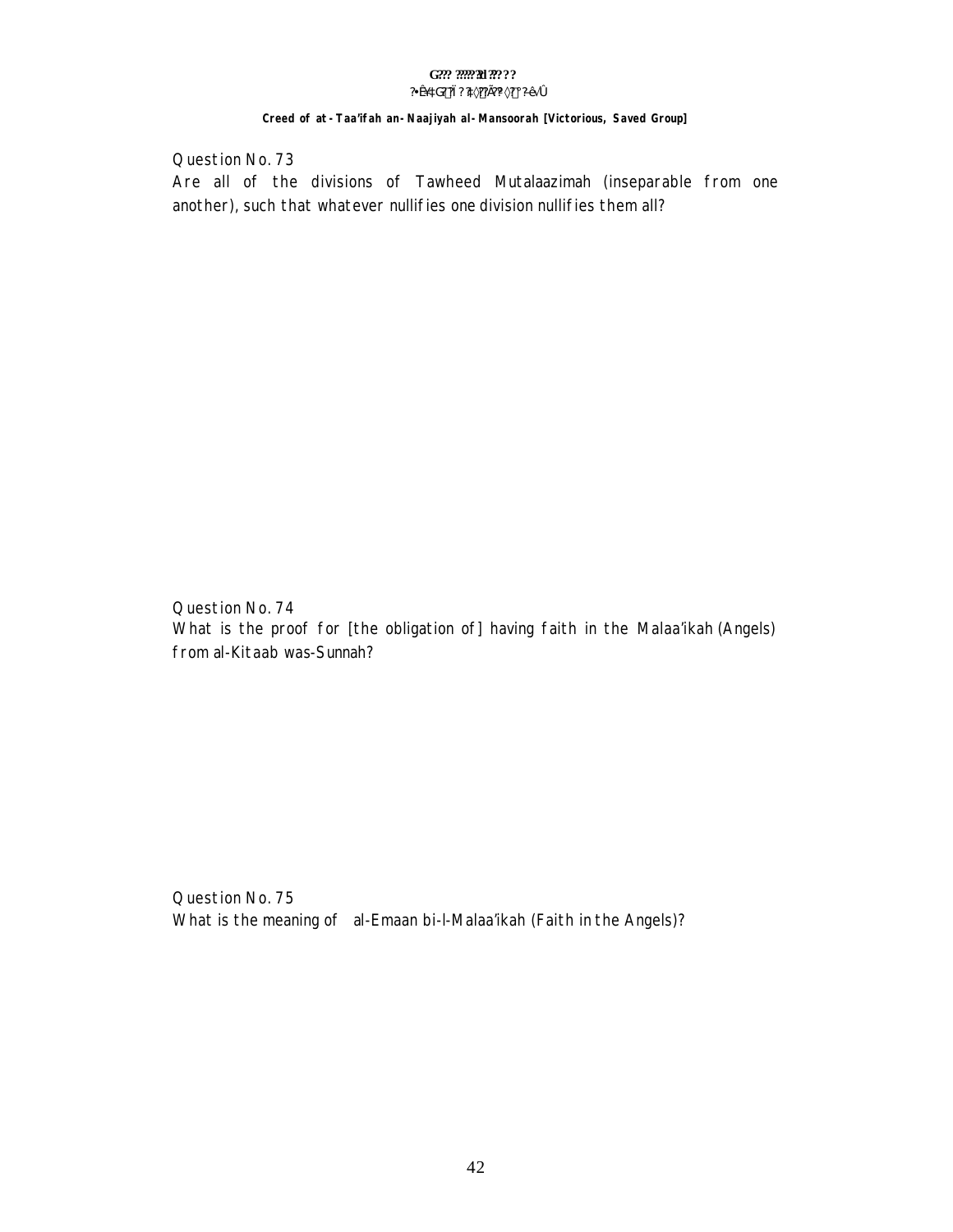**Creed of at-Taa'ifah an-Naajiyah al-Mansoorah [Victorious, Saved Group]**

Question No. 73

Are all of the divisions of Tawheed Mutalaazimah (inseparable from one another), such that whatever nullifies one division nullifies them all?

Question No. 74

What is the proof for [the obligation of] having faith in the Malaa'ikah (Angels) from al-Kitaab was-Sunnah?

Question No. 75

What is the meaning of al-Emaan bi-l-Malaa'ikah (Faith in the Angels)?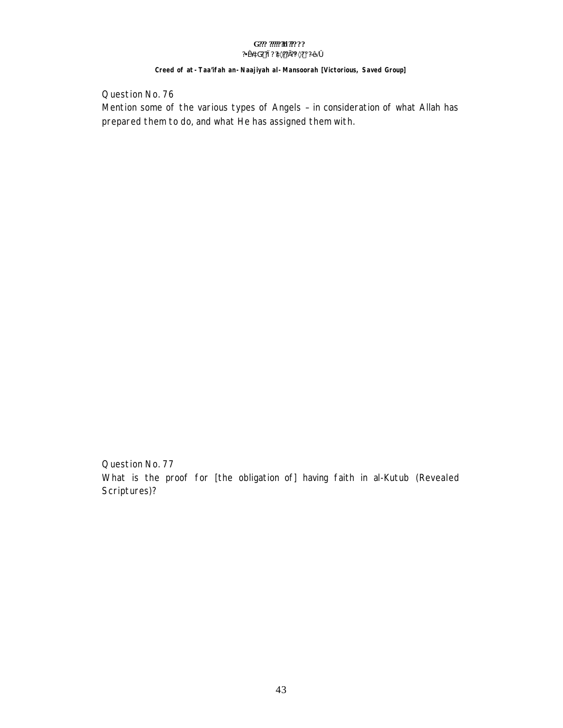Question No. 76
Mention some of the various types of Angels – in consideration of what Allah has prepared them to do, and what He has assigned them with.

Question No. 77
What is the proof for [the obligation of] having faith in al-Kutub (Revealed Scriptures)?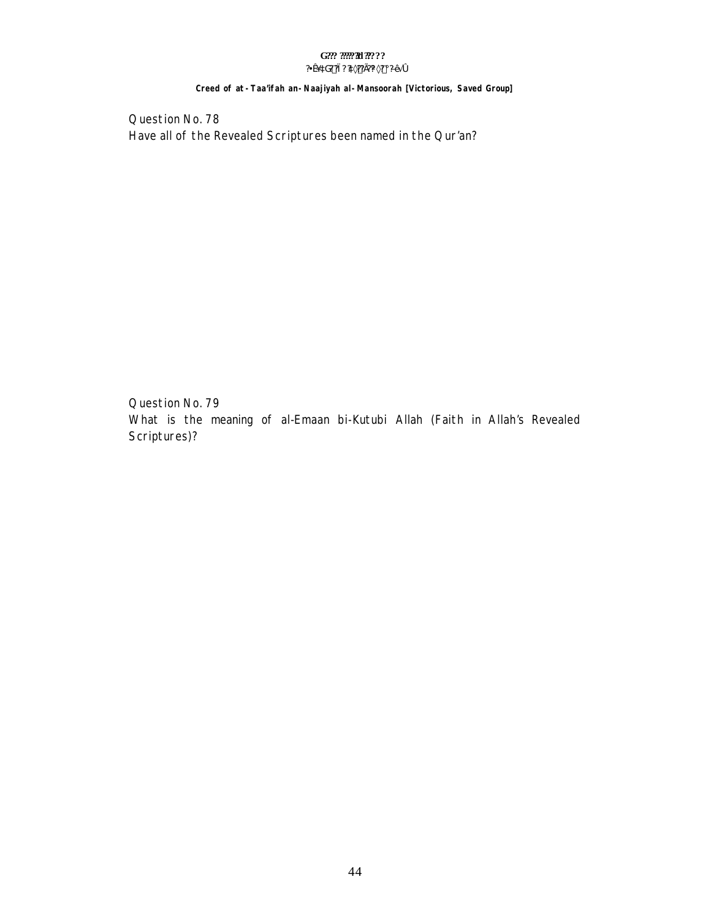Question No. 78
Have all of the Revealed Scriptures been named in the Qur'an?

Question No. 79
What is the meaning of al-Emaan bi-Kutubi Allah (Faith in Allah's Revealed Scriptures)?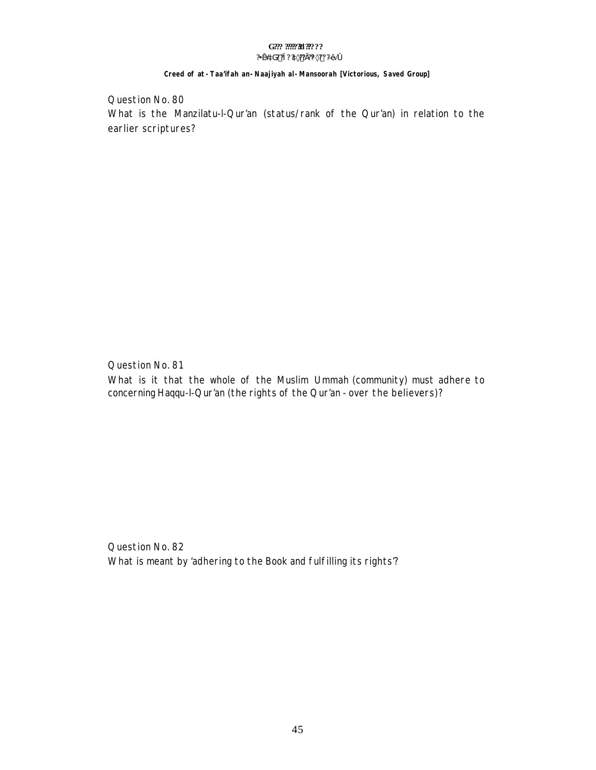Question No. 80

What is the Manzilatu-l-Qur'an (status/rank of the Qur'an) in relation to the earlier scriptures?

Question No. 81

What is it that the whole of the Muslim Ummah (community) must adhere to concerning Haqqu-l-Qur'an (the rights of the Qur'an - over the believers)?

Question No. 82

What is meant by 'adhering to the Book and fulfilling its rights'?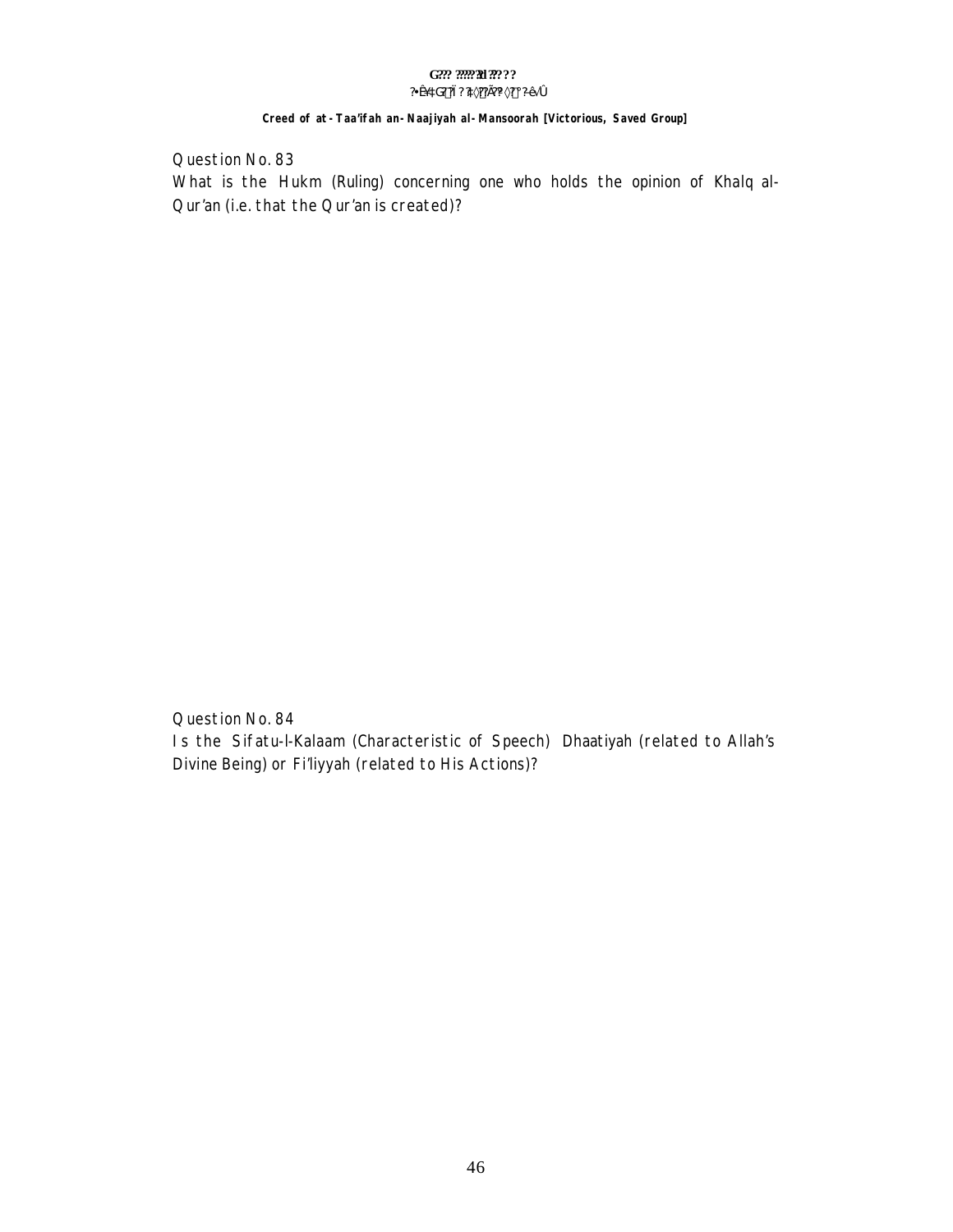Question No. 83

What is the Hukm (Ruling) concerning one who holds the opinion of Khalq al-Qur'an (i.e. that the Qur'an is created)?

Question No. 84

Is the Sifatu-l-Kalaam (Characteristic of Speech) Dhaatiyah (related to Allah's Divine Being) or Fi'liyyah (related to His Actions)?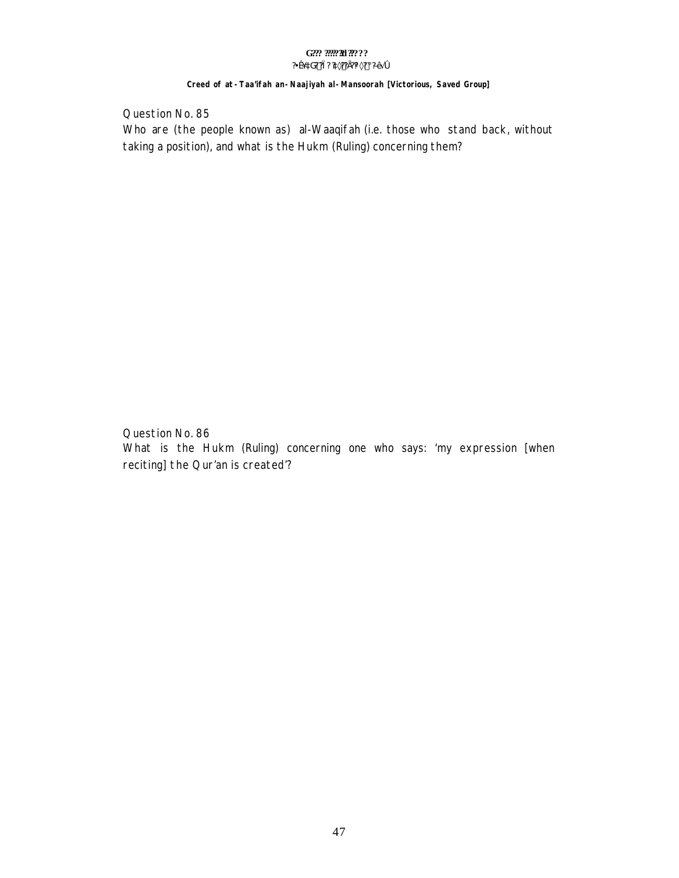Question No. 85
Who are (the people known as) al-Waaqifah (i.e. those who stand back, without taking a position), and what is the Hukm (Ruling) concerning them?

Question No. 86
What is the Hukm (Ruling) concerning one who says: 'my expression [when reciting] the Qur'an is created'?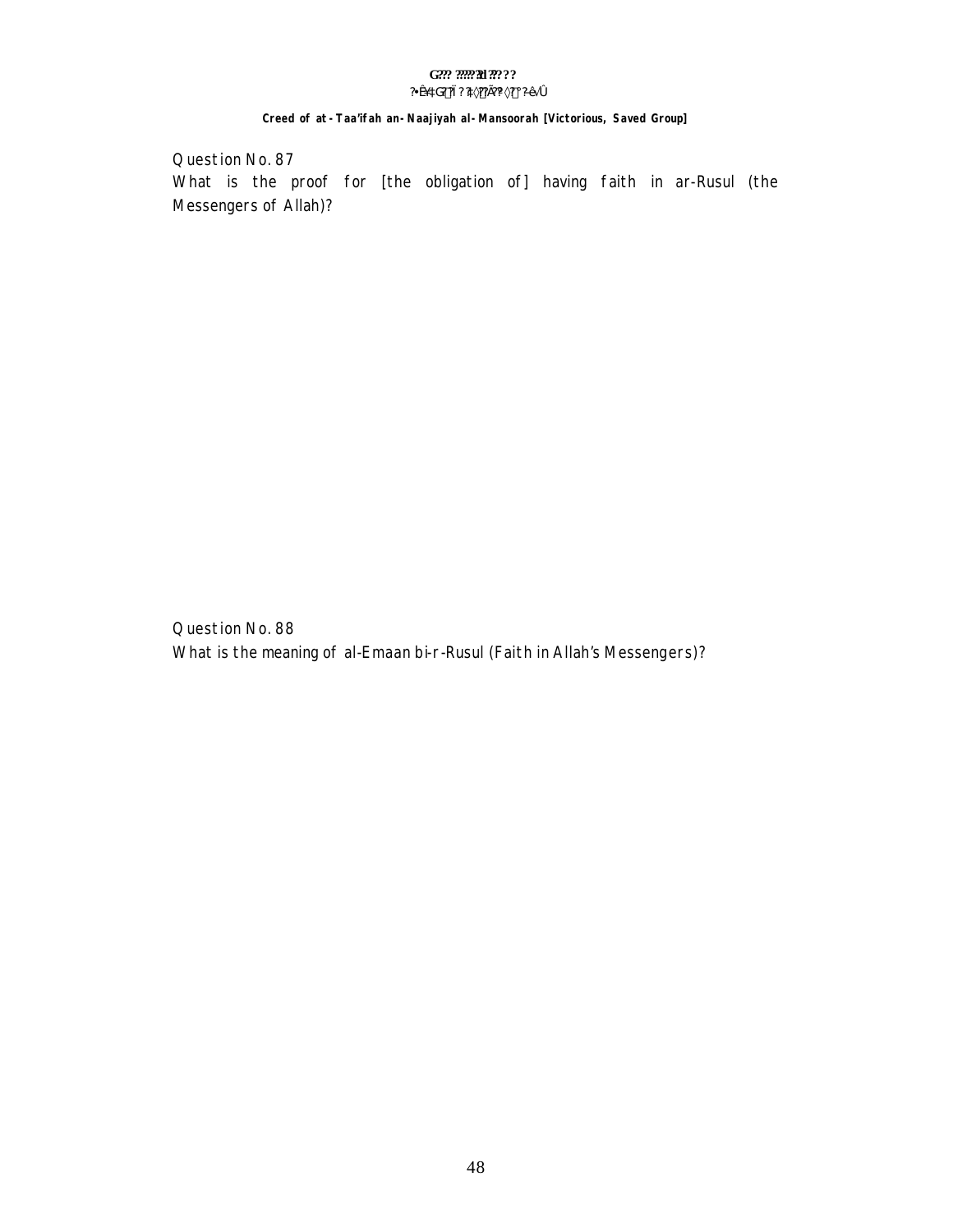Question No. 87

What is the proof for [the obligation of] having faith in ar-Rusul (the Messengers of Allah)?

Question No. 88

What is the meaning of al-Emaan bi-r-Rusul (Faith in Allah's Messengers)?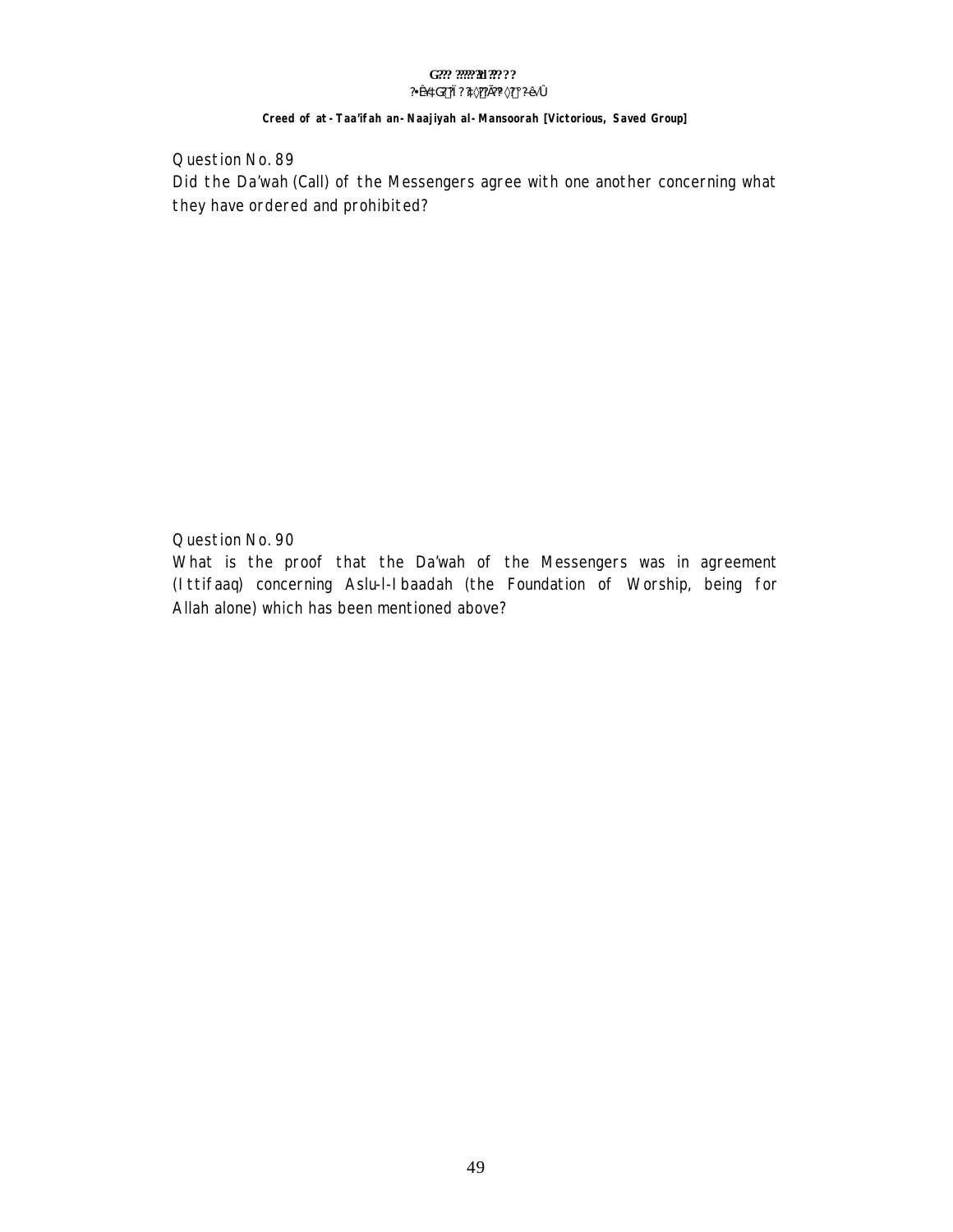Question No. 89

Did the Da'wah (Call) of the Messengers agree with one another concerning what they have ordered and prohibited?

Question No. 90

What is the proof that the Da'wah of the Messengers was in agreement (Ittifaaq) concerning Aslu-l-Ibaadah (the Foundation of Worship, being for Allah alone) which has been mentioned above?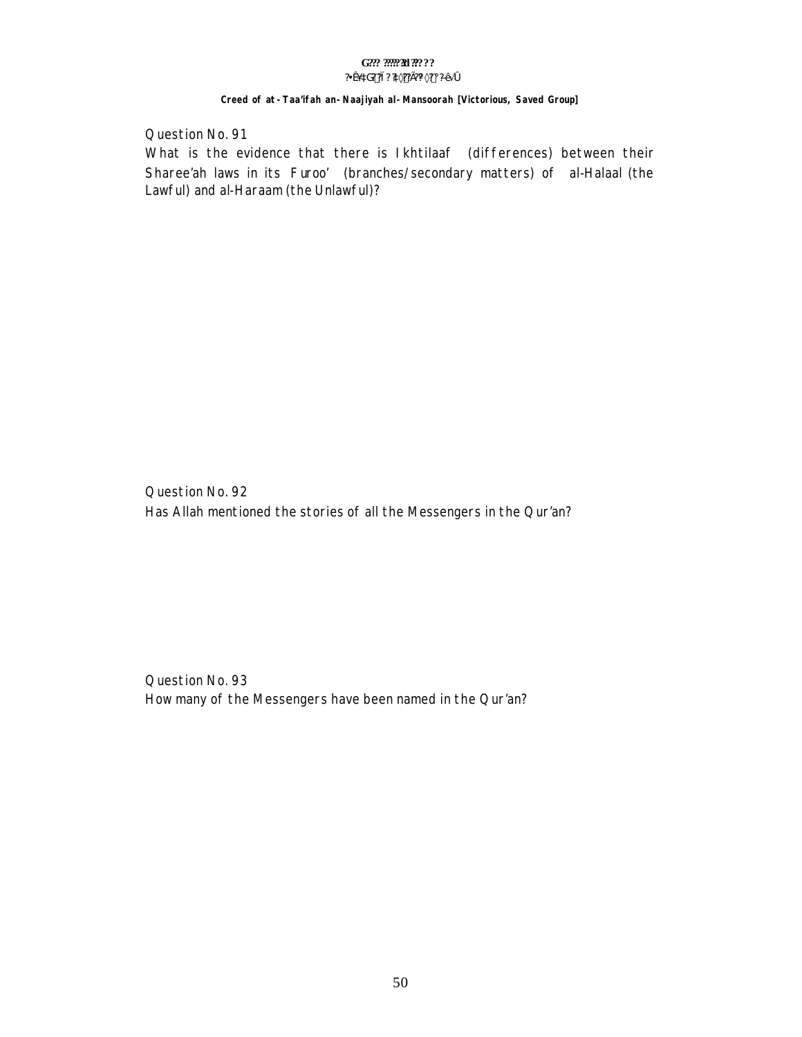Question No. 91

What is the evidence that there is Ikhtilaaf (differences) between their Sharee'ah laws in its Furoo' (branches/secondary matters) of al-Halaal (the Lawful) and al-Haraam (the Unlawful)?

Question No. 92

Has Allah mentioned the stories of all the Messengers in the Qur'an?

Question No. 93

How many of the Messengers have been named in the Qur'an?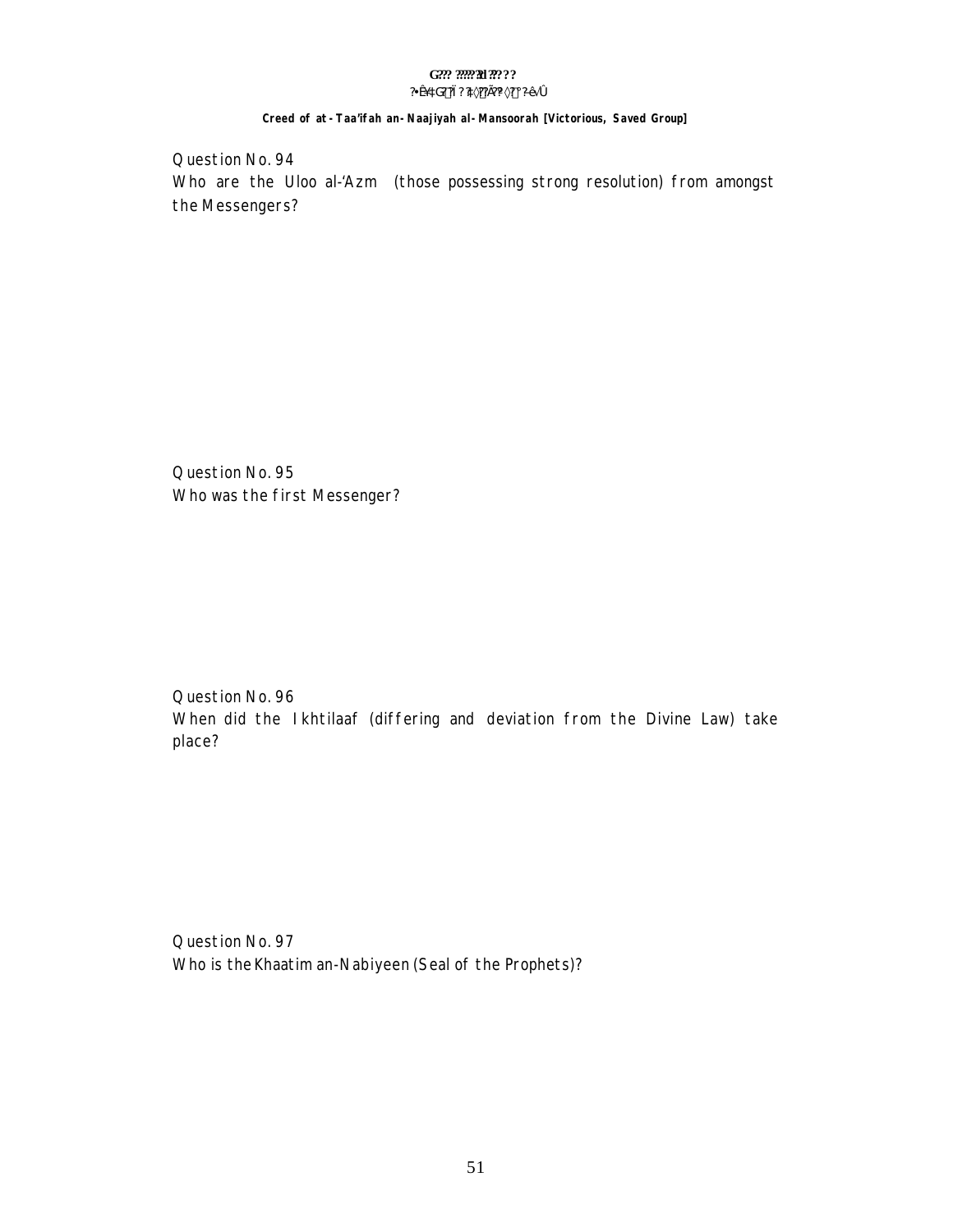Question No. 94
Who are the Uloo al-'Azm (those possessing strong resolution) from amongst the Messengers?

Question No. 95
Who was the first Messenger?

Question No. 96
When did the Ikhtilaaf (differing and deviation from the Divine Law) take place?

Question No. 97
Who is the Khaatim an-Nabiyeen (Seal of the Prophets)?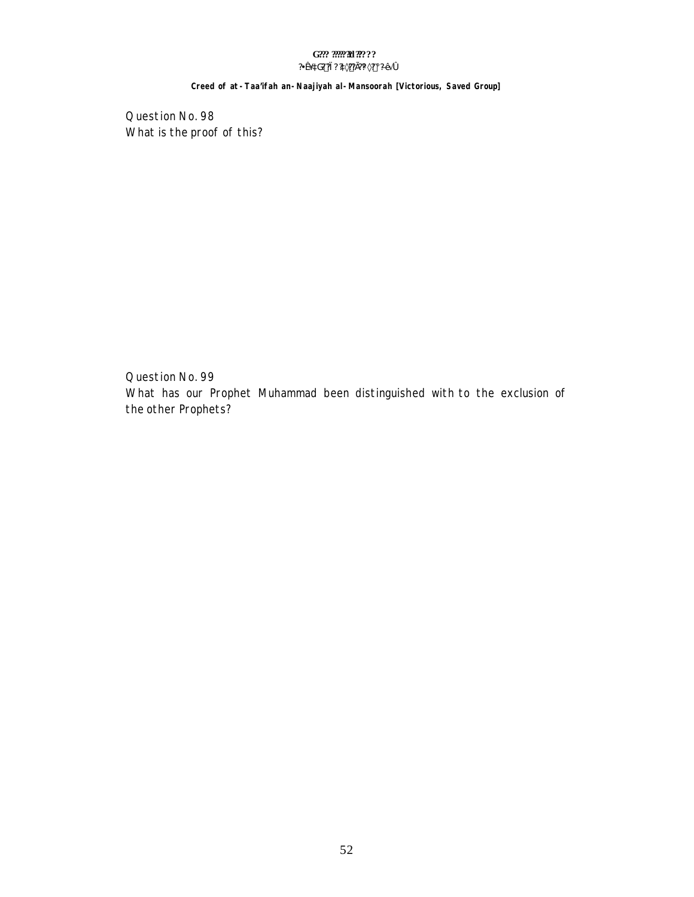Question No. 98
What is the proof of this?

Question No. 99
What has our Prophet Muhammad been distinguished with to the exclusion of the other Prophets?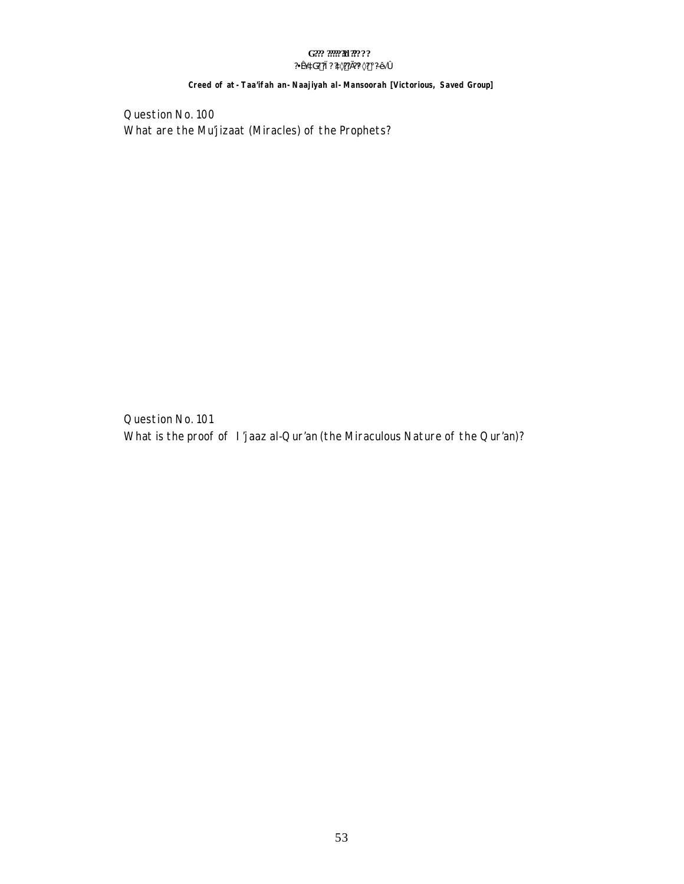Question No. 100
What are the Mu'jizaat (Miracles) of the Prophets?

Question No. 101
What is the proof of I'jaaz al-Qur'an (the Miraculous Nature of the Qur'an)?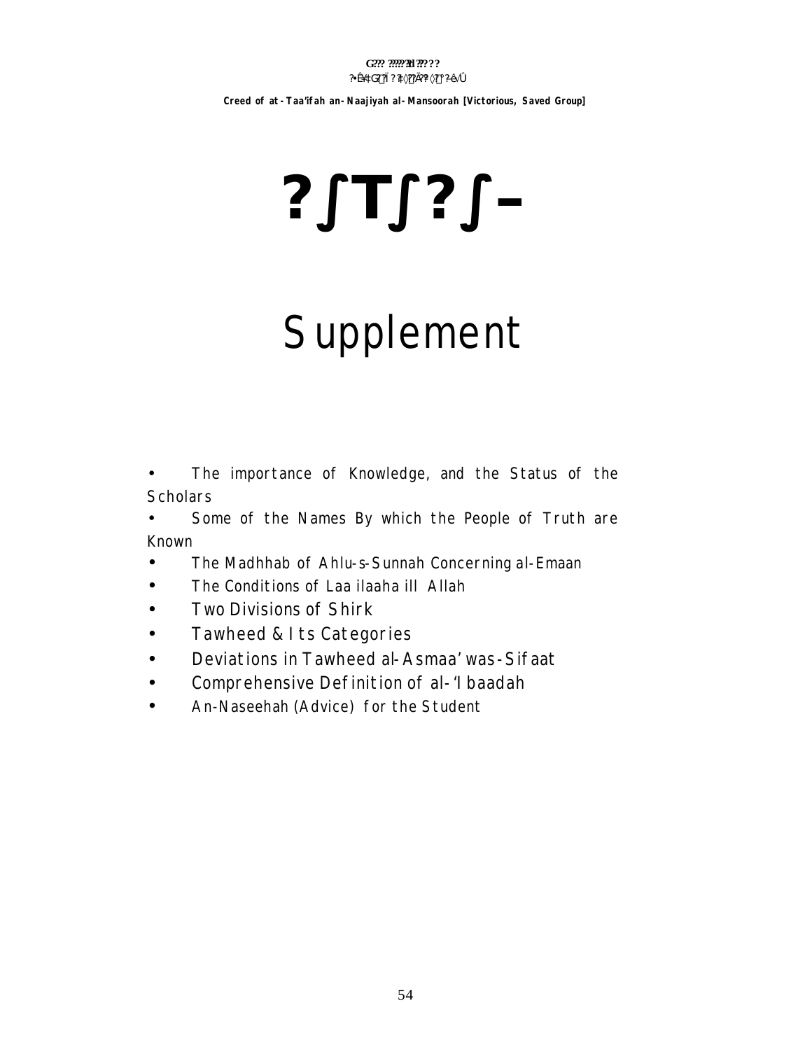# ?∫T∫?∫–

# Supplement

- The importance of Knowledge, and the Status of the Scholars
- Some of the Names By which the People of Truth are Known
- The Madhhab of Ahlu-s-Sunnah Concerning al-Emaan
- The Conditions of Laa ilaaha ill Allah
- Two Divisions of Shirk
- Tawheed & Its Categories
- Deviations in Tawheed al-Asmaa' was-Sifaat
- Comprehensive Definition of al-'Ibaadah
- An-Naseehah (Advice) for the Student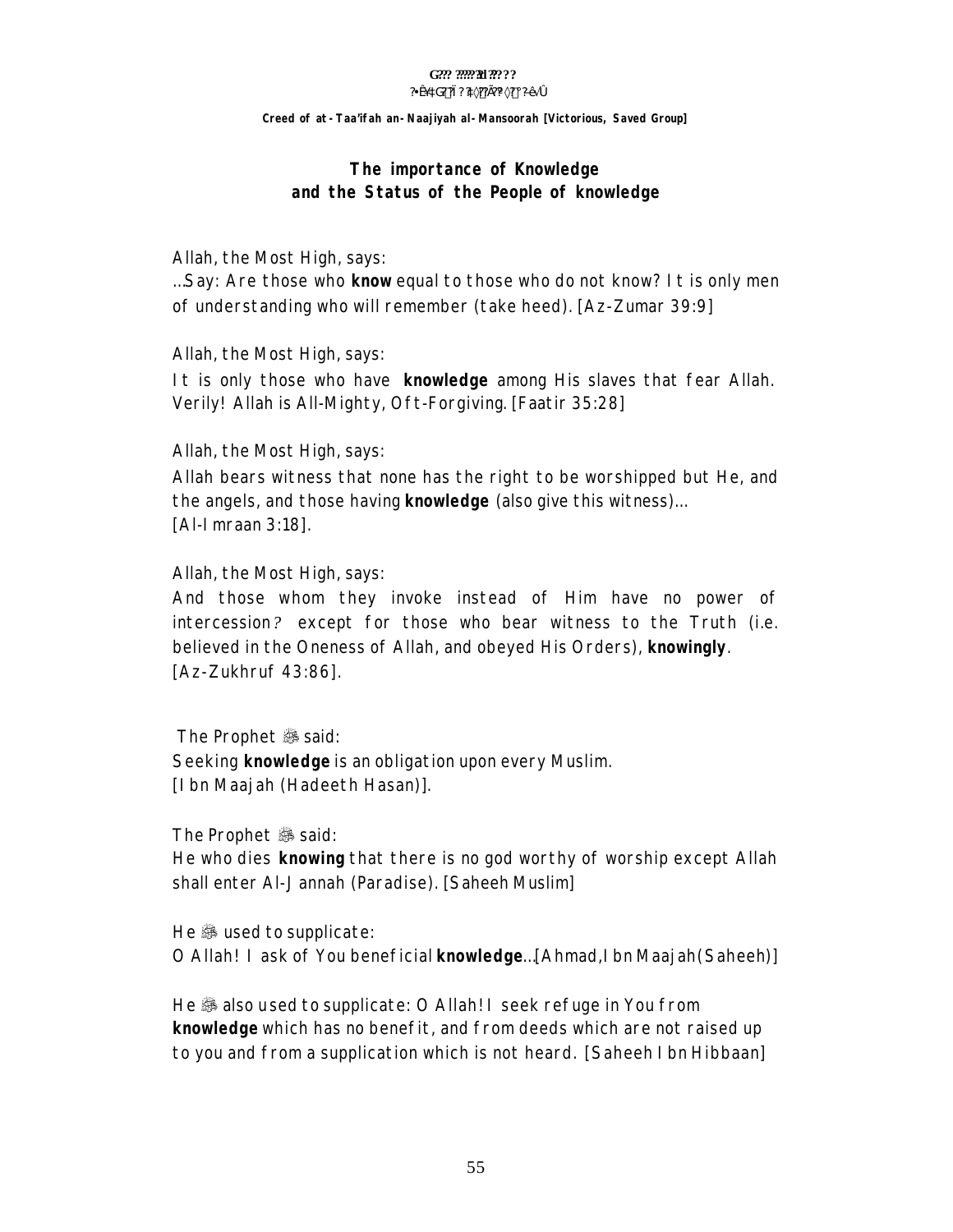## The importance of Knowledge and the Status of the People of knowledge

Allah, the Most High, says:

...Say: Are those who **know** equal to those who do not know? It is only men of understanding who will remember (take heed). [Az-Zumar 39:9]

Allah, the Most High, says:

It is only those who have **knowledge** among His slaves that fear Allah. Verily! Allah is All-Mighty, Oft-Forgiving. [Faatir 35:28]

Allah, the Most High, says:

Allah bears witness that none has the right to be worshipped but He, and the angels, and those having **knowledge** (also give this witness)... [Al-Imraan 3:18].

Allah, the Most High, says:

And those whom they invoke instead of Him have no power of intercession? except for those who bear witness to the Truth (i.e. believed in the Oneness of Allah, and obeyed His Orders), **knowingly**. [Az-Zukhruf 43:86].

The Prophet ﷺ said:

Seeking **knowledge** is an obligation upon every Muslim. [Ibn Maajah (Hadeeth Hasan)].

The Prophet ﷺ said:

He who dies **knowing** that there is no god worthy of worship except Allah shall enter Al-Jannah (Paradise). [Saheeh Muslim]

He ﷺ used to supplicate:

O Allah! I ask of You beneficial **knowledge**...[Ahmad, Ibn Maajah (Saheeh)]

He ﷺ also used to supplicate: O Allah! I seek refuge in You from **knowledge** which has no benefit, and from deeds which are not raised up to you and from a supplication which is not heard. [Saheeh Ibn Hibbaan]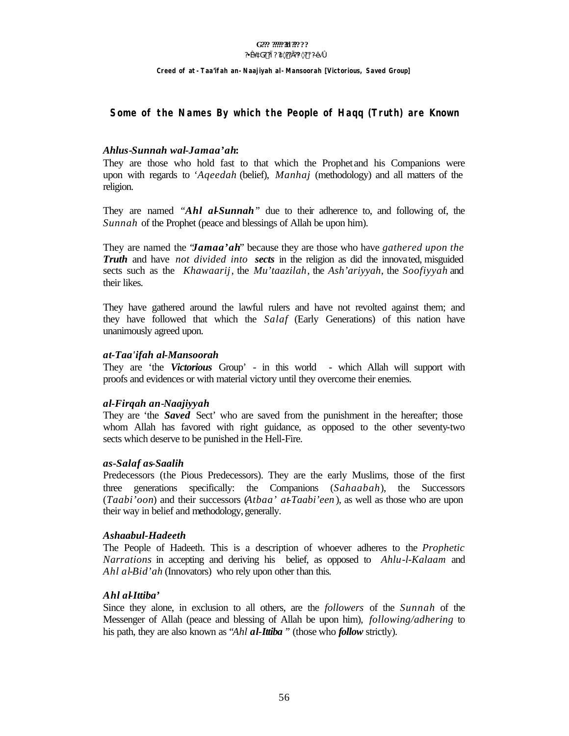## Some of the Names By which the People of Haqq (Truth) are Known

### *Ahlus-Sunnah wal-Jamaa'ah*:

They are those who hold fast to that which the Prophet and his Companions were upon with regards to *'Aqeedah* (belief), *Manhaj* (methodology) and all matters of the religion.

They are named "***Ahl al-Sunnah***" due to their adherence to, and following of, the *Sunnah* of the Prophet (peace and blessings of Allah be upon him).

They are named the "***Jamaa'ah***" because they are those who have *gathered upon the* ***Truth*** and have *not divided into* ***sects*** in the religion as did the innovated, misguided sects such as the *Khawaarij*, the *Mu'taazilah*, the *Ash'ariyyah*, the *Soofiyyah* and their likes.

They have gathered around the lawful rulers and have not revolted against them; and they have followed that which the *Salaf* (Early Generations) of this nation have unanimously agreed upon.

### *at-Taa'ifah al-Mansoorah*

They are 'the ***Victorious*** Group' - in this world - which Allah will support with proofs and evidences or with material victory until they overcome their enemies.

### *al-Firqah an-Naajiyyah*

They are 'the ***Saved*** Sect' who are saved from the punishment in the hereafter; those whom Allah has favored with right guidance, as opposed to the other seventy-two sects which deserve to be punished in the Hell-Fire.

### *as-Salaf as-Saalih*

Predecessors (the Pious Predecessors). They are the early Muslims, those of the first three generations specifically: the Companions (*Sahaabah*), the Successors (*Taabi'oon*) and their successors (*Atbaa' at-Taabi'een*), as well as those who are upon their way in belief and methodology, generally.

### *Ashaabul-Hadeeth*

The People of Hadeeth. This is a description of whoever adheres to the *Prophetic Narrations* in accepting and deriving his belief, as opposed to *Ahlu-l-Kalaam* and *Ahl al-Bid'ah* (Innovators) who rely upon other than this.

### *Ahl al-Ittiba'*

Since they alone, in exclusion to all others, are the *followers* of the *Sunnah* of the Messenger of Allah (peace and blessing of Allah be upon him), *following/adhering* to his path, they are also known as "*Ahl* ***al-Ittiba***" (those who ***follow*** strictly).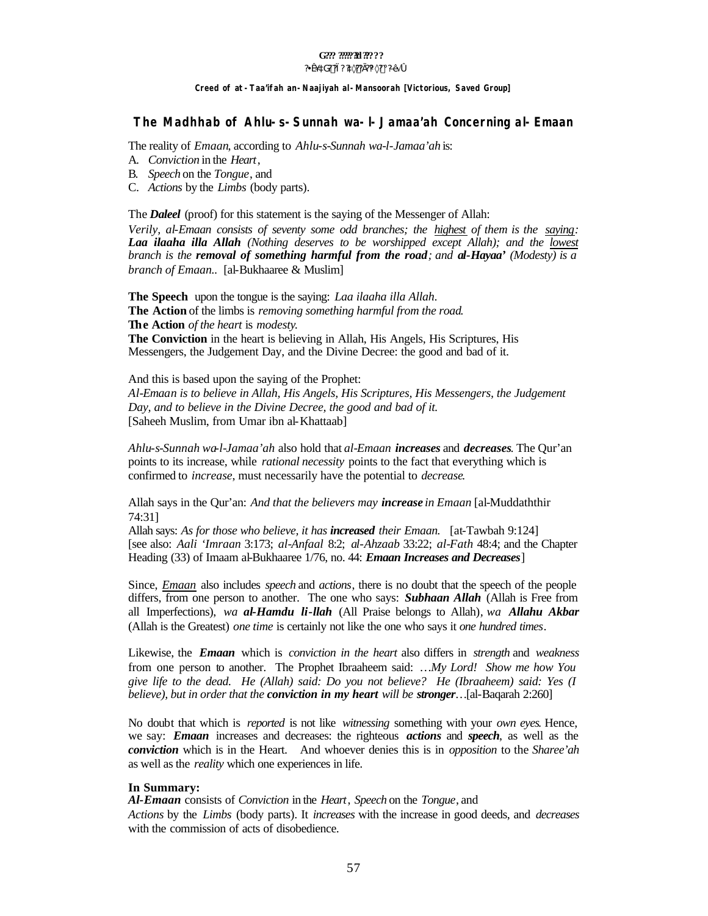**Creed of at-Taa'ifah an-Naajiyah al-Mansoorah [Victorious, Saved Group]**

## The Madhhab of Ahlu-s-Sunnah wa-l-Jamaa'ah Concerning al-Emaan

The reality of *Emaan*, according to *Ahlu-s-Sunnah wa-l-Jamaa'ah* is:

A. *Conviction* in the *Heart*,
B. *Speech* on the *Tongue*, and
C. *Actions* by the *Limbs* (body parts).

The ***Daleel*** (proof) for this statement is the saying of the Messenger of Allah:

*Verily, al-Emaan consists of seventy some odd branches; the highest of them is the saying: **Laa ilaaha illa Allah** (Nothing deserves to be worshipped except Allah); and the lowest branch is the **removal of something harmful from the road**; and **al-Hayaa'** (Modesty) is a branch of Emaan..* [al-Bukhaaree & Muslim]

**The Speech** upon the tongue is the saying: *Laa ilaaha illa Allah*.
**The Action** of the limbs is *removing something harmful from the road*.
**The Action** *of the heart* is *modesty.*
**The Conviction** in the heart is believing in Allah, His Angels, His Scriptures, His Messengers, the Judgement Day, and the Divine Decree: the good and bad of it.

And this is based upon the saying of the Prophet:
*Al-Emaan is to believe in Allah, His Angels, His Scriptures, His Messengers, the Judgement Day, and to believe in the Divine Decree, the good and bad of it.*
[Saheeh Muslim, from Umar ibn al-Khattaab]

*Ahlu-s-Sunnah wa-l-Jamaa'ah* also hold that *al-Emaan* ***increases*** and ***decreases***. The Qur'an points to its increase, while *rational necessity* points to the fact that everything which is confirmed to *increase*, must necessarily have the potential to *decrease*.

Allah says in the Qur'an: *And that the believers may **increase** in Emaan* [al-Muddaththir 74:31]
Allah says: *As for those who believe, it has **increased** their Emaan.* [at-Tawbah 9:124]
[see also: *Aali 'Imraan* 3:173; *al-Anfaal* 8:2; *al-Ahzaab* 33:22; *al-Fath* 48:4; and the Chapter Heading (33) of Imaam al-Bukhaaree 1/76, no. 44: ***Emaan Increases and Decreases***]

Since, *Emaan* also includes *speech* and *actions*, there is no doubt that the speech of the people differs, from one person to another. The one who says: ***Subhaan Allah*** (Allah is Free from all Imperfections), *wa **al-Hamdu li-llah*** (All Praise belongs to Allah), *wa **Allahu Akbar*** (Allah is the Greatest) *one time* is certainly not like the one who says it *one hundred times*.

Likewise, the ***Emaan*** which is *conviction in the heart* also differs in *strength* and *weakness* from one person to another. The Prophet Ibraaheem said: *…My Lord! Show me how You give life to the dead. He (Allah) said: Do you not believe? He (Ibraaheem) said: Yes (I believe), but in order that the **conviction in my heart** will be **stronger**…*[al-Baqarah 2:260]

No doubt that which is *reported* is not like *witnessing* something with your *own eyes*. Hence, we say: ***Emaan*** increases and decreases: the righteous ***actions*** and ***speech***, as well as the ***conviction*** which is in the Heart. And whoever denies this is in *opposition* to the *Sharee'ah* as well as the *reality* which one experiences in life.

**In Summary:**
***Al-Emaan*** consists of *Conviction* in the *Heart*, *Speech* on the *Tongue*, and *Actions* by the *Limbs* (body parts). It *increases* with the increase in good deeds, and *decreases* with the commission of acts of disobedience.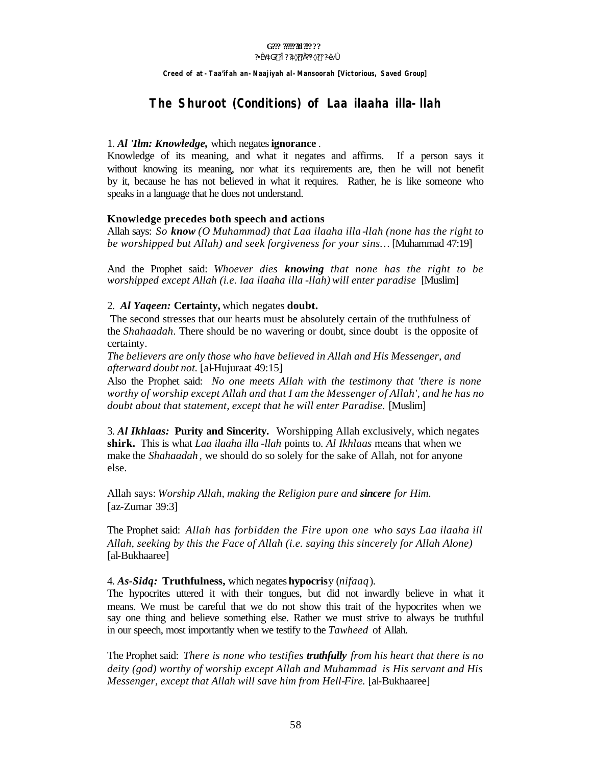Creed of at-Taa'ifah an-Naajiyah al-Mansoorah [Victorious, Saved Group]

# The Shuroot (Conditions) of Laa ilaaha illa-llah

1. ***Al 'Ilm: Knowledge,*** which negates **ignorance**.
Knowledge of its meaning, and what it negates and affirms. If a person says it without knowing its meaning, nor what its requirements are, then he will not benefit by it, because he has not believed in what it requires. Rather, he is like someone who speaks in a language that he does not understand.

**Knowledge precedes both speech and actions**
Allah says: *So **know** (O Muhammad) that Laa ilaaha illa-llah (none has the right to be worshipped but Allah) and seek forgiveness for your sins…* [Muhammad 47:19]

And the Prophet said: *Whoever dies **knowing** that none has the right to be worshipped except Allah (i.e. laa ilaaha illa-llah) will enter paradise* [Muslim]

2. ***Al Yaqeen:*** **Certainty,** which negates **doubt.**
The second stresses that our hearts must be absolutely certain of the truthfulness of the *Shahaadah*. There should be no wavering or doubt, since doubt is the opposite of certainty.
*The believers are only those who have believed in Allah and His Messenger, and afterward doubt not.* [al-Hujuraat 49:15]
Also the Prophet said: *No one meets Allah with the testimony that 'there is none worthy of worship except Allah and that I am the Messenger of Allah', and he has no doubt about that statement, except that he will enter Paradise.* [Muslim]

3. ***Al Ikhlaas:*** **Purity and Sincerity.** Worshipping Allah exclusively, which negates **shirk.** This is what *Laa ilaaha illa-llah* points to. *Al Ikhlaas* means that when we make the *Shahaadah*, we should do so solely for the sake of Allah, not for anyone else.

Allah says: *Worship Allah, making the Religion pure and **sincere** for Him.* [az-Zumar 39:3]

The Prophet said: *Allah has forbidden the Fire upon one who says Laa ilaaha ill Allah, seeking by this the Face of Allah (i.e. saying this sincerely for Allah Alone)* [al-Bukhaaree]

4. ***As-Sidq:*** **Truthfulness,** which negates **hypocris**y (*nifaaq*).
The hypocrites uttered it with their tongues, but did not inwardly believe in what it means. We must be careful that we do not show this trait of the hypocrites when we say one thing and believe something else. Rather we must strive to always be truthful in our speech, most importantly when we testify to the *Tawheed* of Allah.

The Prophet said: *There is none who testifies **truthfully** from his heart that there is no deity (god) worthy of worship except Allah and Muhammad is His servant and His Messenger, except that Allah will save him from Hell-Fire.* [al-Bukhaaree]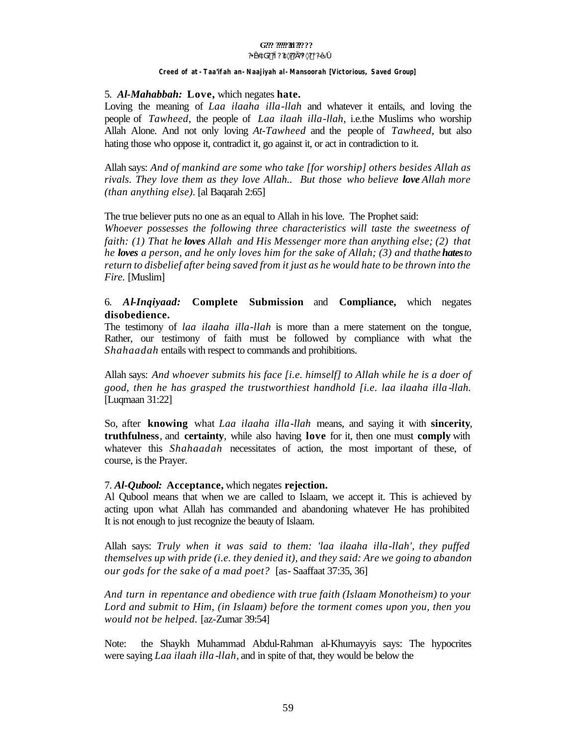5. ***Al-Mahabbah:*** **Love,** which negates **hate.**
Loving the meaning of *Laa ilaaha illa-llah* and whatever it entails, and loving the people of *Tawheed,* the people of *Laa ilaah illa-llah*, i.e.the Muslims who worship Allah Alone. And not only loving *At-Tawheed* and the people of *Tawheed*, but also hating those who oppose it, contradict it, go against it, or act in contradiction to it.

Allah says: *And of mankind are some who take [for worship] others besides Allah as rivals. They love them as they love Allah.. But those who believe* ***love*** *Allah more (than anything else).* [al Baqarah 2:65]

The true believer puts no one as an equal to Allah in his love. The Prophet said:
*Whoever possesses the following three characteristics will taste the sweetness of faith: (1) That he* ***loves*** *Allah and His Messenger more than anything else; (2) that he* ***loves*** *a person, and he only loves him for the sake of Allah; (3) and thathe* ***hates*** *to return to disbelief after being saved from it just as he would hate to be thrown into the Fire.* [Muslim]

6. ***Al-Inqiyaad:*** **Complete Submission** and **Compliance,** which negates **disobedience.**
The testimony of *laa ilaaha illa-llah* is more than a mere statement on the tongue, Rather, our testimony of faith must be followed by compliance with what the *Shahaadah* entails with respect to commands and prohibitions.

Allah says: *And whoever submits his face [i.e. himself] to Allah while he is a doer of good, then he has grasped the trustworthiest handhold [i.e. laa ilaaha illa-llah.* [Luqmaan 31:22]

So, after **knowing** what *Laa ilaaha illa-llah* means, and saying it with **sincerity**, **truthfulness**, and **certainty**, while also having **love** for it, then one must **comply** with whatever this *Shahaadah* necessitates of action, the most important of these, of course, is the Prayer.

7. ***Al-Qubool:*** **Acceptance,** which negates **rejection.**
Al Qubool means that when we are called to Islaam, we accept it. This is achieved by acting upon what Allah has commanded and abandoning whatever He has prohibited It is not enough to just recognize the beauty of Islaam.

Allah says: *Truly when it was said to them: 'laa ilaaha illa-llah', they puffed themselves up with pride (i.e. they denied it), and they said: Are we going to abandon our gods for the sake of a mad poet?* [as- Saaffaat 37:35, 36]

*And turn in repentance and obedience with true faith (Islaam Monotheism) to your Lord and submit to Him, (in Islaam) before the torment comes upon you, then you would not be helped.* [az-Zumar 39:54]

Note: the Shaykh Muhammad Abdul-Rahman al-Khumayyis says: The hypocrites were saying *Laa ilaah illa-llah*, and in spite of that, they would be below the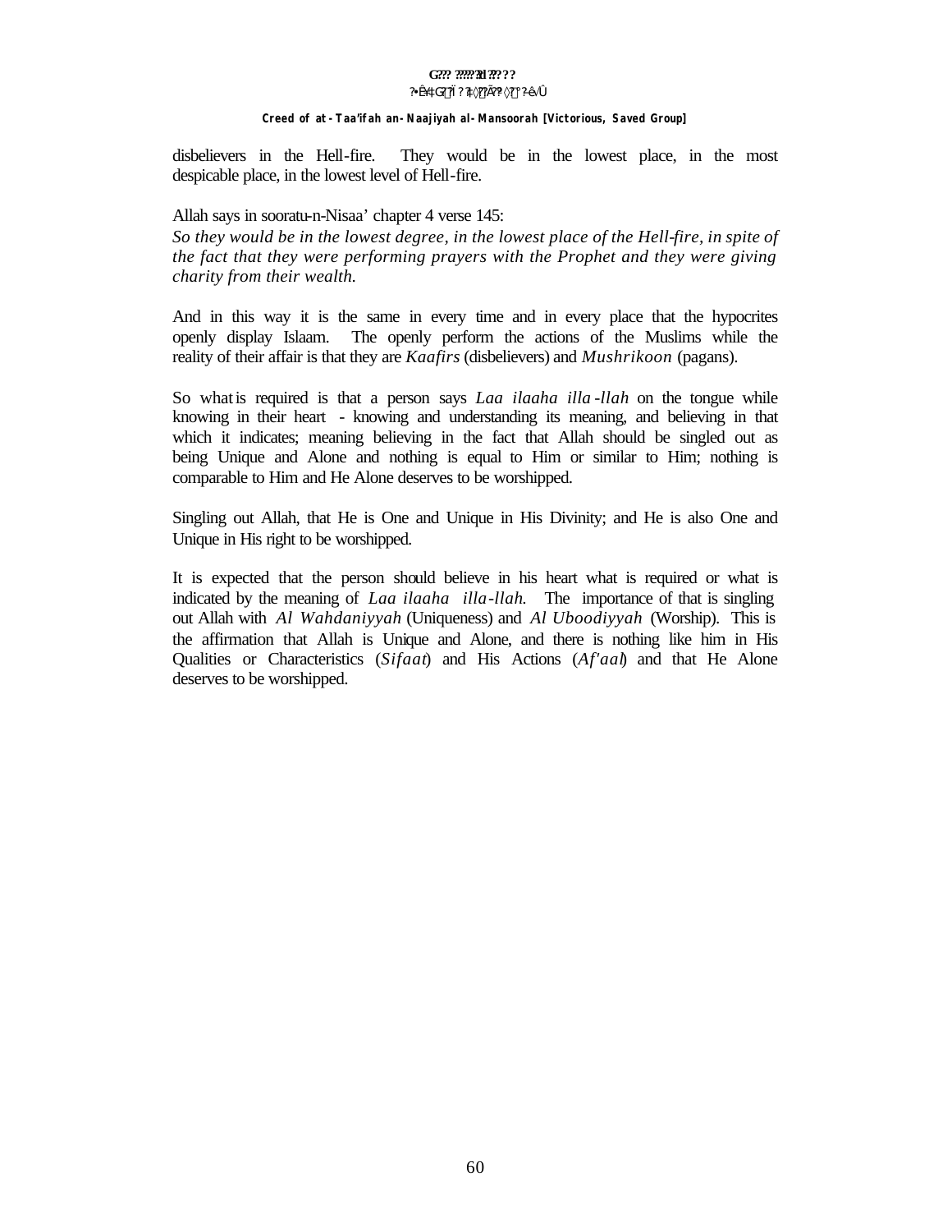disbelievers in the Hell-fire. They would be in the lowest place, in the most despicable place, in the lowest level of Hell-fire.

Allah says in sooratu-n-Nisaa' chapter 4 verse 145:
*So they would be in the lowest degree, in the lowest place of the Hell-fire, in spite of the fact that they were performing prayers with the Prophet and they were giving charity from their wealth.*

And in this way it is the same in every time and in every place that the hypocrites openly display Islaam. The openly perform the actions of the Muslims while the reality of their affair is that they are *Kaafirs* (disbelievers) and *Mushrikoon* (pagans).

So what is required is that a person says *Laa ilaaha illa-llah* on the tongue while knowing in their heart - knowing and understanding its meaning, and believing in that which it indicates; meaning believing in the fact that Allah should be singled out as being Unique and Alone and nothing is equal to Him or similar to Him; nothing is comparable to Him and He Alone deserves to be worshipped.

Singling out Allah, that He is One and Unique in His Divinity; and He is also One and Unique in His right to be worshipped.

It is expected that the person should believe in his heart what is required or what is indicated by the meaning of *Laa ilaaha illa-llah.* The importance of that is singling out Allah with *Al Wahdaniyyah* (Uniqueness) and *Al Uboodiyyah* (Worship). This is the affirmation that Allah is Unique and Alone, and there is nothing like him in His Qualities or Characteristics (*Sifaat*) and His Actions (*Af'aal*) and that He Alone deserves to be worshipped.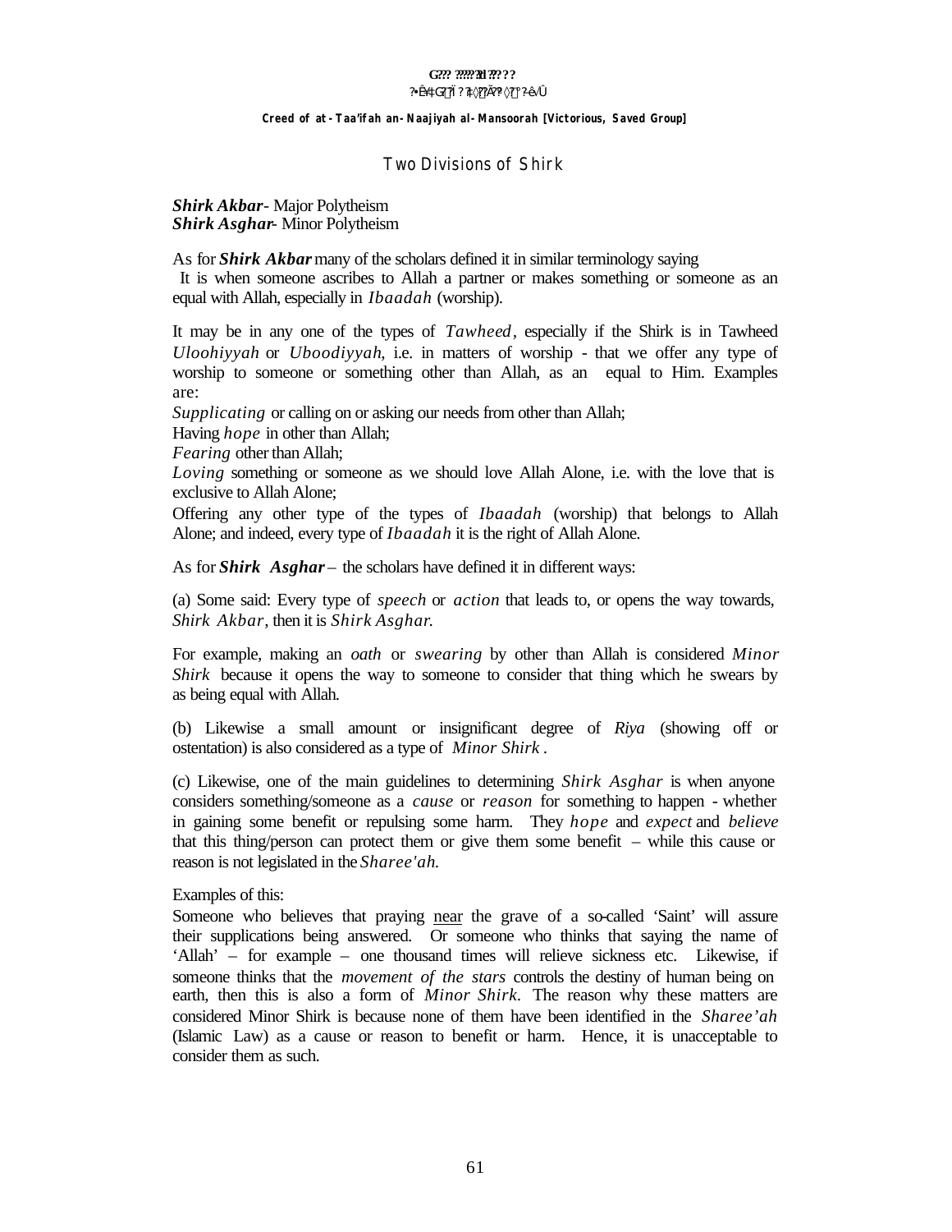## Two Divisions of Shirk

***Shirk Akbar*** - Major Polytheism
***Shirk Asghar*** - Minor Polytheism

As for ***Shirk Akbar*** many of the scholars defined it in similar terminology saying
It is when someone ascribes to Allah a partner or makes something or someone as an equal with Allah, especially in *Ibaadah* (worship).

It may be in any one of the types of *Tawheed*, especially if the Shirk is in Tawheed *Uloohiyyah* or *Uboodiyyah*, i.e. in matters of worship - that we offer any type of worship to someone or something other than Allah, as an equal to Him. Examples are:
*Supplicating* or calling on or asking our needs from other than Allah;
Having *hope* in other than Allah;
*Fearing* other than Allah;
*Loving* something or someone as we should love Allah Alone, i.e. with the love that is exclusive to Allah Alone;
Offering any other type of the types of *Ibaadah* (worship) that belongs to Allah Alone; and indeed, every type of *Ibaadah* it is the right of Allah Alone.

As for ***Shirk Asghar*** – the scholars have defined it in different ways:

(a) Some said: Every type of *speech* or *action* that leads to, or opens the way towards, *Shirk Akbar*, then it is *Shirk Asghar.*

For example, making an *oath* or *swearing* by other than Allah is considered *Minor Shirk* because it opens the way to someone to consider that thing which he swears by as being equal with Allah.

(b) Likewise a small amount or insignificant degree of *Riya* (showing off or ostentation) is also considered as a type of *Minor Shirk* .

(c) Likewise, one of the main guidelines to determining *Shirk Asghar* is when anyone considers something/someone as a *cause* or *reason* for something to happen - whether in gaining some benefit or repulsing some harm. They *hope* and *expect* and *believe* that this thing/person can protect them or give them some benefit – while this cause or reason is not legislated in the *Sharee'ah.*

Examples of this:
Someone who believes that praying <u>near</u> the grave of a so-called 'Saint' will assure their supplications being answered. Or someone who thinks that saying the name of 'Allah' – for example – one thousand times will relieve sickness etc. Likewise, if someone thinks that the *movement of the stars* controls the destiny of human being on earth, then this is also a form of *Minor Shirk*. The reason why these matters are considered Minor Shirk is because none of them have been identified in the *Sharee'ah* (Islamic Law) as a cause or reason to benefit or harm. Hence, it is unacceptable to consider them as such.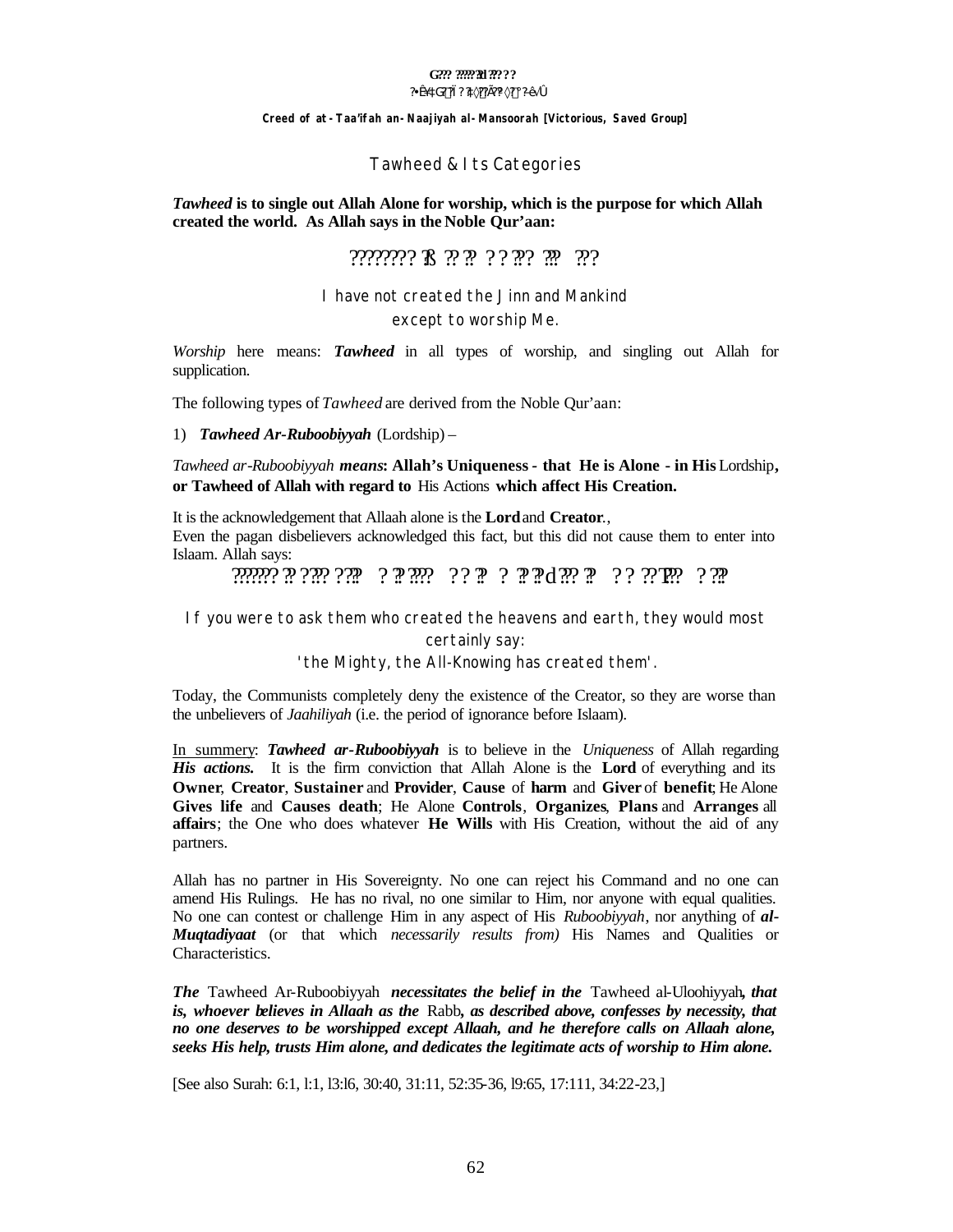**Creed of at-Taa'ifah an-Naajiyah al-Mansoorah [Victorious, Saved Group]**

## Tawheed & Its Categories

***Tawheed*** **is to single out Allah Alone for worship, which is the purpose for which Allah created the world. As Allah says in the Noble Qur'aan:**

I have not created the Jinn and Mankind
except to worship Me.

*Worship* here means: ***Tawheed*** in all types of worship, and singling out Allah for supplication.

The following types of *Tawheed* are derived from the Noble Qur'aan:

1) ***Tawheed Ar-Ruboobiyyah*** (Lordship) –

*Tawheed ar-Ruboobiyyah* ***means*****: Allah's Uniqueness - that He is Alone - in His** Lordship**, or Tawheed of Allah with regard to** His Actions **which affect His Creation.**

It is the acknowledgement that Allaah alone is the **Lord** and **Creator**.,
Even the pagan disbelievers acknowledged this fact, but this did not cause them to enter into Islaam. Allah says:

If you were to ask them who created the heavens and earth, they would most certainly say:
'the Mighty, the All-Knowing has created them'.

Today, the Communists completely deny the existence of the Creator, so they are worse than the unbelievers of *Jaahiliyah* (i.e. the period of ignorance before Islaam).

<u>In summery</u>: ***Tawheed ar-Ruboobiyyah*** is to believe in the *Uniqueness* of Allah regarding ***His actions.*** It is the firm conviction that Allah Alone is the **Lord** of everything and its **Owner**, **Creator**, **Sustainer** and **Provider**, **Cause** of **harm** and **Giver** of **benefit**; He Alone **Gives life** and **Causes death**; He Alone **Controls**, **Organizes**, **Plans** and **Arranges** all **affairs**; the One who does whatever **He Wills** with His Creation, without the aid of any partners.

Allah has no partner in His Sovereignty. No one can reject his Command and no one can amend His Rulings. He has no rival, no one similar to Him, nor anyone with equal qualities. No one can contest or challenge Him in any aspect of His *Ruboobiyyah*, nor anything of ***al-Muqtadiyaat*** (or that which *necessarily results from)* His Names and Qualities or Characteristics.

***The*** Tawheed Ar-Ruboobiyyah ***necessitates the belief in the*** Tawheed al-Uloohiyyah***, that is, whoever believes in Allaah as the*** Rabb***, as described above, confesses by necessity, that no one deserves to be worshipped except Allaah, and he therefore calls on Allaah alone, seeks His help, trusts Him alone, and dedicates the legitimate acts of worship to Him alone.***

[See also Surah: 6:1, l:1, l3:l6, 30:40, 31:11, 52:35-36, l9:65, 17:111, 34:22-23,]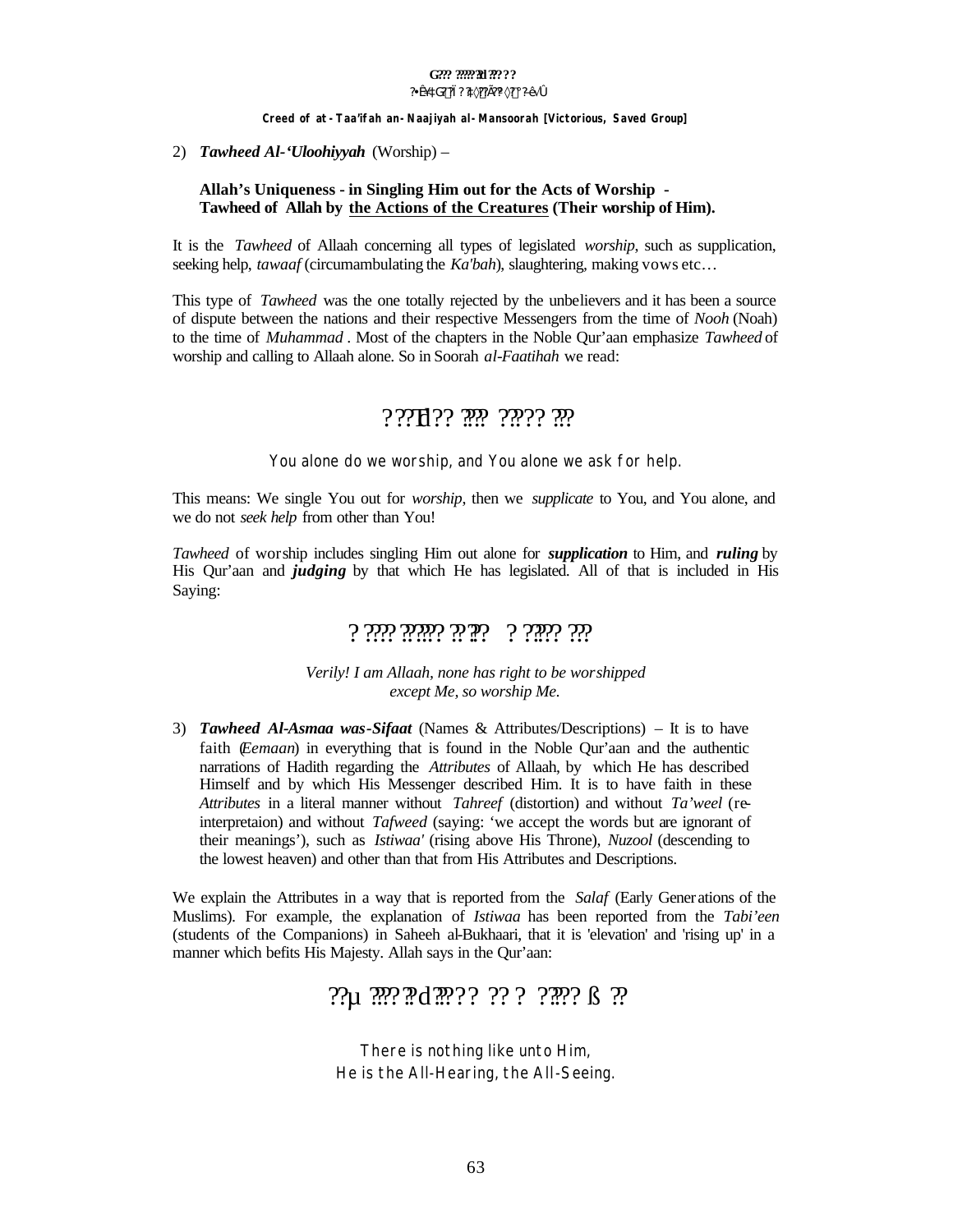2) ***Tawheed Al-'Uloohiyyah*** (Worship) –

**Allah's Uniqueness - in Singling Him out for the Acts of Worship - Tawheed of Allah by the Actions of the Creatures (Their worship of Him).**

It is the *Tawheed* of Allaah concerning all types of legislated *worship*, such as supplication, seeking help, *tawaaf* (circumambulating the *Ka'bah*), slaughtering, making vows etc…

This type of *Tawheed* was the one totally rejected by the unbelievers and it has been a source of dispute between the nations and their respective Messengers from the time of *Nooh* (Noah) to the time of *Muhammad* . Most of the chapters in the Noble Qur'aan emphasize *Tawheed* of worship and calling to Allaah alone. So in Soorah *al-Faatihah* we read:

You alone do we worship, and You alone we ask for help.

This means: We single You out for *worship*, then we *supplicate* to You, and You alone, and we do not *seek help* from other than You!

*Tawheed* of worship includes singling Him out alone for ***supplication*** to Him, and ***ruling*** by His Qur'aan and ***judging*** by that which He has legislated. All of that is included in His Saying:

*Verily! I am Allaah, none has right to be worshipped except Me, so worship Me.*

3) ***Tawheed Al-Asmaa was-Sifaat*** (Names & Attributes/Descriptions) – It is to have faith (*Eemaan*) in everything that is found in the Noble Qur'aan and the authentic narrations of Hadith regarding the *Attributes* of Allaah, by which He has described Himself and by which His Messenger described Him. It is to have faith in these *Attributes* in a literal manner without *Tahreef* (distortion) and without *Ta'weel* (re-interpretaion) and without *Tafweed* (saying: 'we accept the words but are ignorant of their meanings'), such as *Istiwaa'* (rising above His Throne), *Nuzool* (descending to the lowest heaven) and other than that from His Attributes and Descriptions.

We explain the Attributes in a way that is reported from the *Salaf* (Early Generations of the Muslims). For example, the explanation of *Istiwaa* has been reported from the *Tabi'een* (students of the Companions) in Saheeh al-Bukhaari, that it is 'elevation' and 'rising up' in a manner which befits His Majesty. Allah says in the Qur'aan:

There is nothing like unto Him,
He is the All-Hearing, the All-Seeing.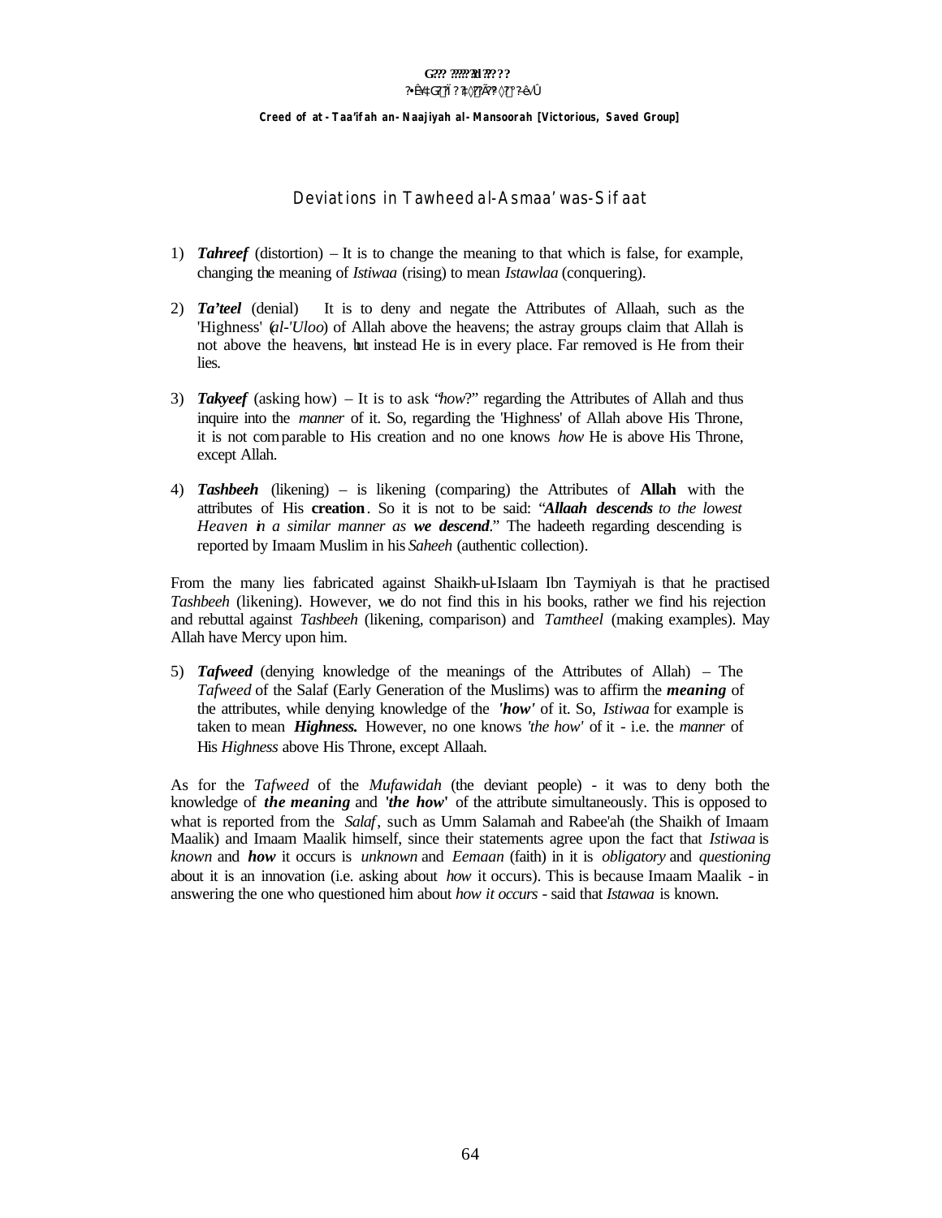## Deviations in Tawheed al-Asmaa' was-Sifaat

1) ***Tahreef*** (distortion) – It is to change the meaning to that which is false, for example, changing the meaning of *Istiwaa* (rising) to mean *Istawlaa* (conquering).

2) ***Ta'teel*** (denial) It is to deny and negate the Attributes of Allaah, such as the 'Highness' (*al-'Uloo*) of Allah above the heavens; the astray groups claim that Allah is not above the heavens, but instead He is in every place. Far removed is He from their lies.

3) ***Takyeef*** (asking how) – It is to ask "*how*?" regarding the Attributes of Allah and thus inquire into the *manner* of it. So, regarding the 'Highness' of Allah above His Throne, it is not comparable to His creation and no one knows *how* He is above His Throne, except Allah.

4) ***Tashbeeh*** (likening) – is likening (comparing) the Attributes of **Allah** with the attributes of His **creation**. So it is not to be said: "***Allaah descends*** *to the lowest Heaven in a similar manner as* ***we descend***." The hadeeth regarding descending is reported by Imaam Muslim in his *Saheeh* (authentic collection).

From the many lies fabricated against Shaikh-ul-Islaam Ibn Taymiyah is that he practised *Tashbeeh* (likening). However, we do not find this in his books, rather we find his rejection and rebuttal against *Tashbeeh* (likening, comparison) and *Tamtheel* (making examples). May Allah have Mercy upon him.

5) ***Tafweed*** (denying knowledge of the meanings of the Attributes of Allah) – The *Tafweed* of the Salaf (Early Generation of the Muslims) was to affirm the ***meaning*** of the attributes, while denying knowledge of the ***'how'*** of it. So, *Istiwaa* for example is taken to mean ***Highness.*** However, no one knows *'the how'* of it - i.e. the *manner* of His *Highness* above His Throne, except Allaah.

As for the *Tafweed* of the *Mufawidah* (the deviant people) - it was to deny both the knowledge of ***the meaning*** and ***'the how'*** of the attribute simultaneously. This is opposed to what is reported from the *Salaf*, such as Umm Salamah and Rabee'ah (the Shaikh of Imaam Maalik) and Imaam Maalik himself, since their statements agree upon the fact that *Istiwaa* is *known* and ***how*** it occurs is *unknown* and *Eemaan* (faith) in it is *obligatory* and *questioning* about it is an innovation (i.e. asking about *how* it occurs). This is because Imaam Maalik - in answering the one who questioned him about *how it occurs* - said that *Istawaa* is known.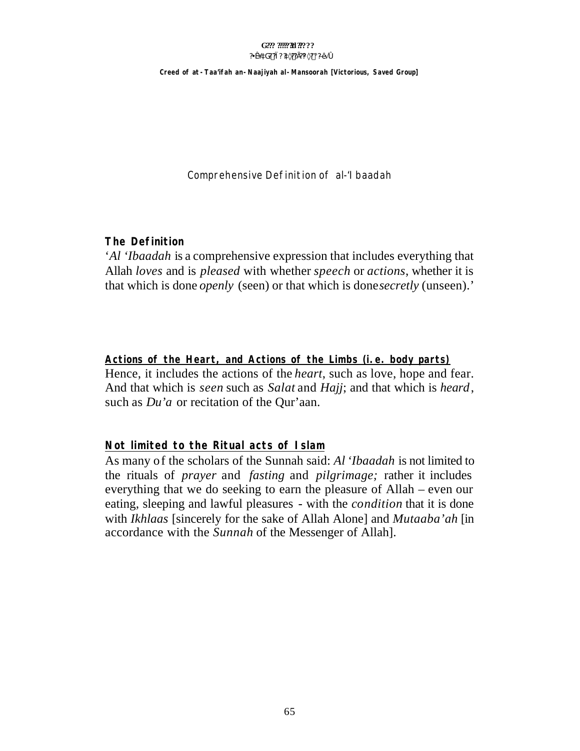## Comprehensive Definition of al-'Ibaadah

**The Definition**

'*Al 'Ibaadah* is a comprehensive expression that includes everything that Allah *loves* and is *pleased* with whether *speech* or *actions*, whether it is that which is done *openly* (seen) or that which is done *secretly* (unseen).'

**Actions of the Heart, and Actions of the Limbs (i.e. body parts)**

Hence, it includes the actions of the *heart*, such as love, hope and fear. And that which is *seen* such as *Salat* and *Hajj*; and that which is *heard*, such as *Du'a* or recitation of the Qur'aan.

**Not limited to the Ritual acts of Islam**

As many of the scholars of the Sunnah said: *Al 'Ibaadah* is not limited to the rituals of *prayer* and *fasting* and *pilgrimage;* rather it includes everything that we do seeking to earn the pleasure of Allah – even our eating, sleeping and lawful pleasures - with the *condition* that it is done with *Ikhlaas* [sincerely for the sake of Allah Alone] and *Mutaaba'ah* [in accordance with the *Sunnah* of the Messenger of Allah].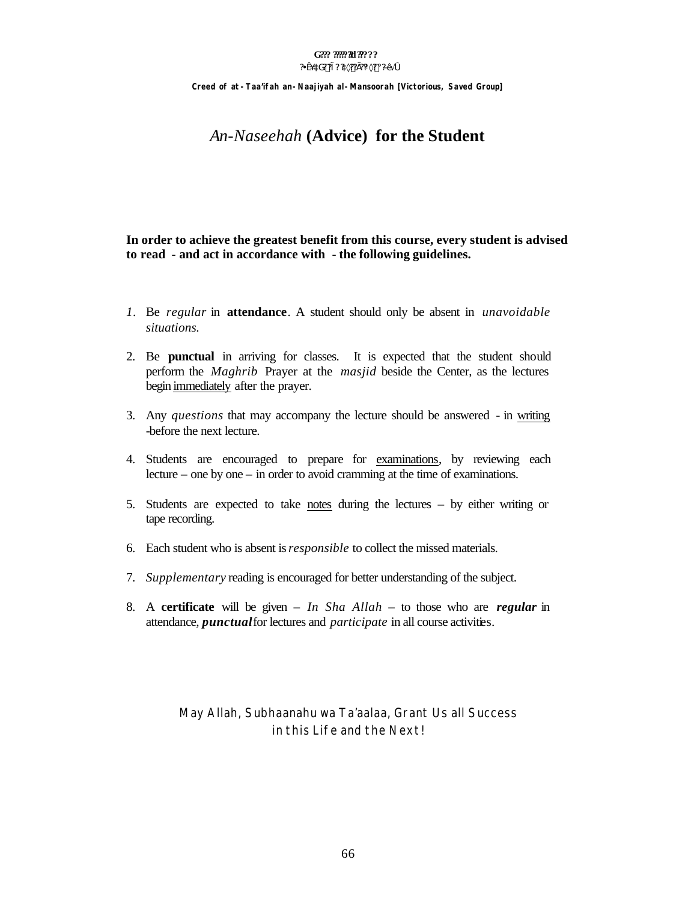Creed of at-Taa'ifah an-Naajiyah al-Mansoorah [Victorious, Saved Group]

# *An-Naseehah* (Advice) for the Student

**In order to achieve the greatest benefit from this course, every student is advised to read - and act in accordance with - the following guidelines.**

1. Be *regular* in **attendance**. A student should only be absent in *unavoidable situations.*
2. Be **punctual** in arriving for classes. It is expected that the student should perform the *Maghrib* Prayer at the *masjid* beside the Center, as the lectures begin immediately after the prayer.
3. Any *questions* that may accompany the lecture should be answered - in writing -before the next lecture.
4. Students are encouraged to prepare for examinations, by reviewing each lecture – one by one – in order to avoid cramming at the time of examinations.
5. Students are expected to take notes during the lectures – by either writing or tape recording.
6. Each student who is absent is *responsible* to collect the missed materials.
7. *Supplementary* reading is encouraged for better understanding of the subject.
8. A **certificate** will be given – *In Sha Allah* – to those who are ***regular*** in attendance, ***punctual*** for lectures and *participate* in all course activities.

May Allah, Subhaanahu wa Ta'aalaa, Grant Us all Success in this Life and the Next!